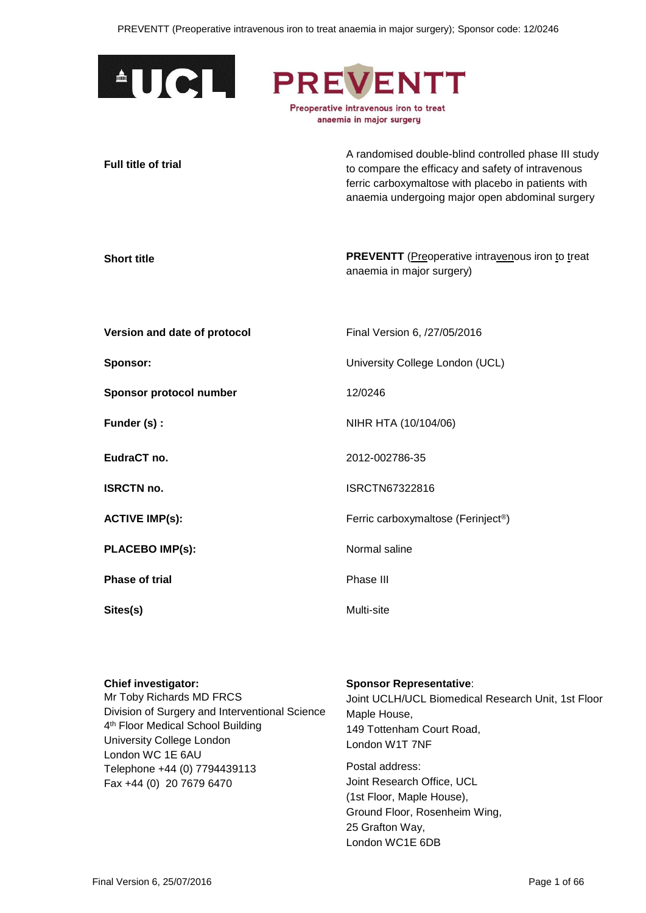**PREVENTT**

Preoperative intravenous iron to treat anaemia in major surgery

| | |
|---|---|
| **Full title of trial** | A randomised double-blind controlled phase III study to compare the efficacy and safety of intravenous ferric carboxymaltose with placebo in patients with anaemia undergoing major open abdominal surgery |
| **Short title** | **PREVENTT** (Preoperative intravenous iron to treat anaemia in major surgery) |
| **Version and date of protocol** | Final Version 6, /27/05/2016 |
| **Sponsor:** | University College London (UCL) |
| **Sponsor protocol number** | 12/0246 |
| **Funder (s) :** | NIHR HTA (10/104/06) |
| **EudraCT no.** | 2012-002786-35 |
| **ISRCTN no.** | ISRCTN67322816 |
| **ACTIVE IMP(s):** | Ferric carboxymaltose (Ferinject®) |
| **PLACEBO IMP(s):** | Normal saline |
| **Phase of trial** | Phase III |
| **Sites(s)** | Multi-site |

**Chief investigator:**
Mr Toby Richards MD FRCS
Division of Surgery and Interventional Science
4th Floor Medical School Building
University College London
London WC 1E 6AU
Telephone +44 (0) 7794439113
Fax +44 (0) 20 7679 6470

**Sponsor Representative**:
Joint UCLH/UCL Biomedical Research Unit, 1st Floor
Maple House,
149 Tottenham Court Road,
London W1T 7NF

Postal address:
Joint Research Office, UCL
(1st Floor, Maple House),
Ground Floor, Rosenheim Wing,
25 Grafton Way,
London WC1E 6DB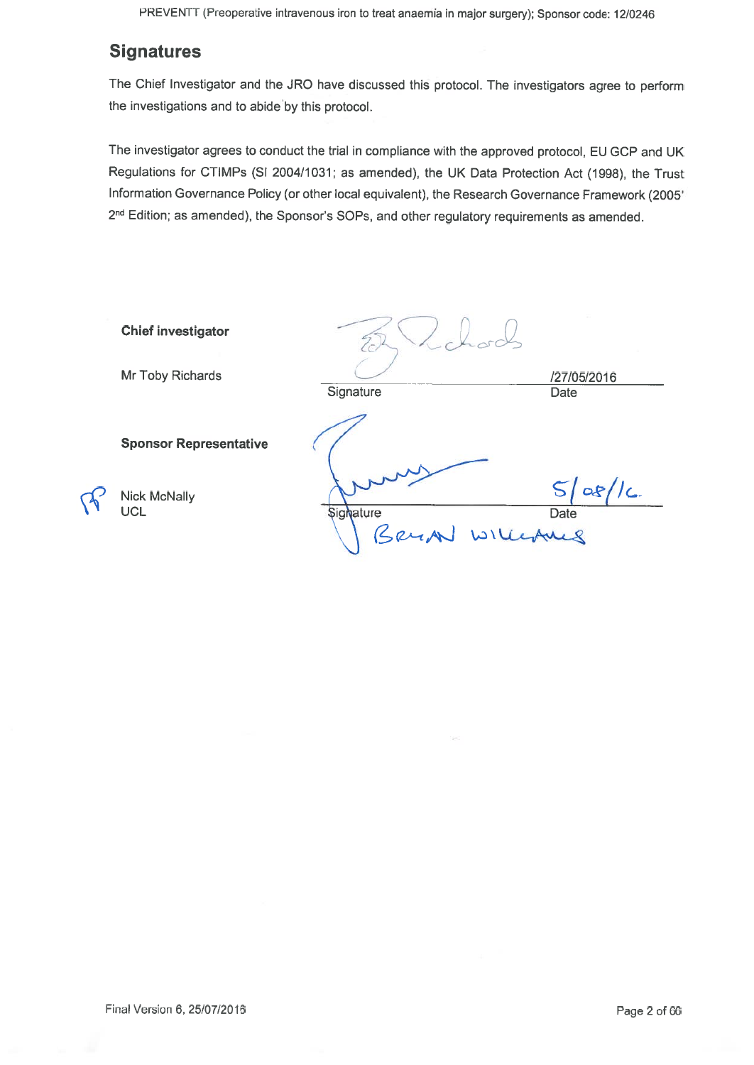## Signatures

The Chief Investigator and the JRO have discussed this protocol. The investigators agree to perform the investigations and to abide by this protocol.

The investigator agrees to conduct the trial in compliance with the approved protocol, EU GCP and UK Regulations for CTIMPs (SI 2004/1031; as amended), the UK Data Protection Act (1998), the Trust Information Governance Policy (or other local equivalent), the Research Governance Framework (2005' 2nd Edition; as amended), the Sponsor's SOPs, and other regulatory requirements as amended.

**Chief investigator**

Mr Toby Richards

Signature: ______________________ Date: /27/05/2016

**Sponsor Representative**

Nick McNally
UCL

Signature: ______________________ Date: 5/08/16

BRIAN WILLIAMS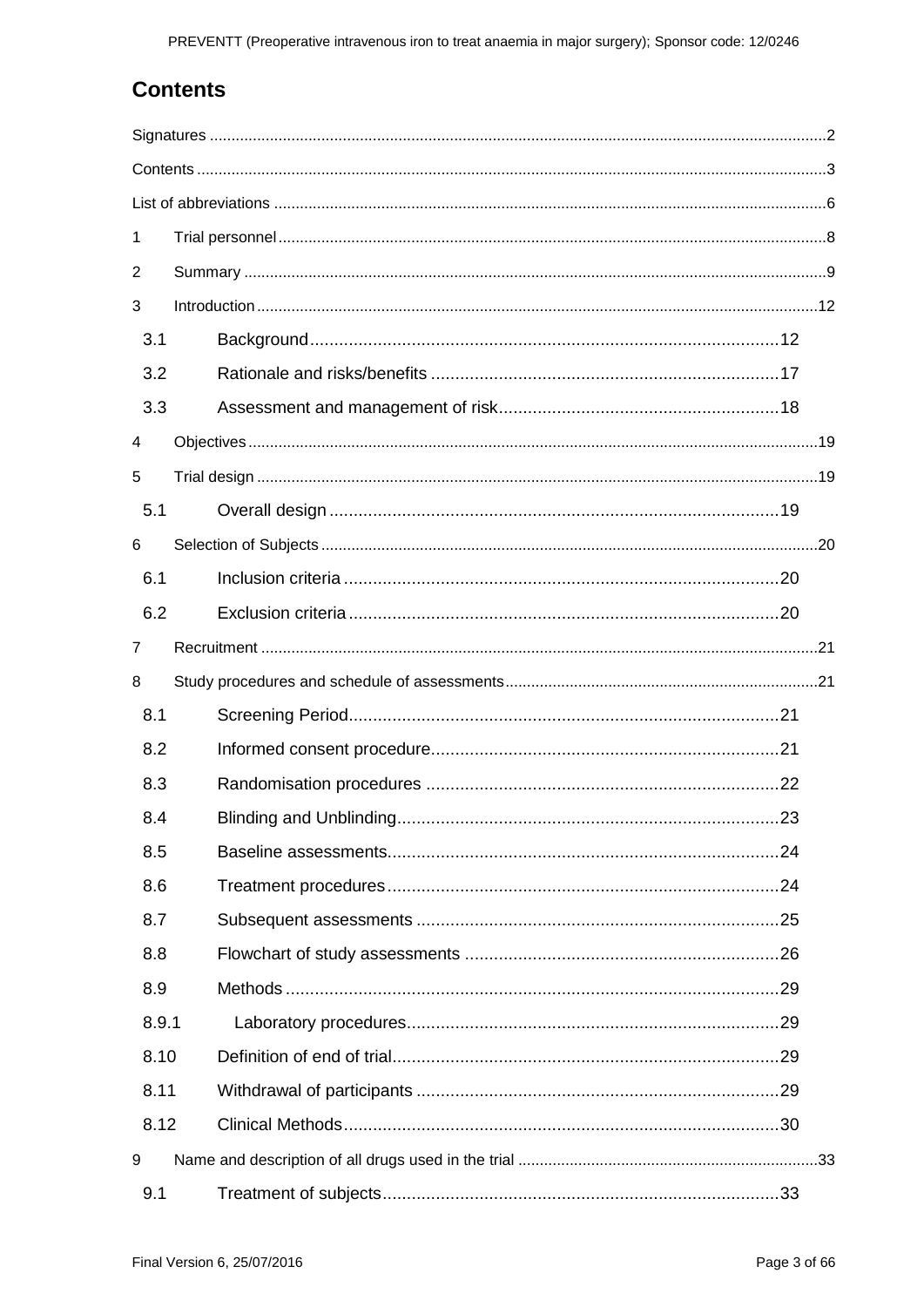# Contents

Signatures ..... 2

Contents ..... 3

List of abbreviations ..... 6

1 Trial personnel ..... 8

2 Summary ..... 9

3 Introduction ..... 12

3.1 Background ..... 12

3.2 Rationale and risks/benefits ..... 17

3.3 Assessment and management of risk ..... 18

4 Objectives ..... 19

5 Trial design ..... 19

5.1 Overall design ..... 19

6 Selection of Subjects ..... 20

6.1 Inclusion criteria ..... 20

6.2 Exclusion criteria ..... 20

7 Recruitment ..... 21

8 Study procedures and schedule of assessments ..... 21

8.1 Screening Period ..... 21

8.2 Informed consent procedure ..... 21

8.3 Randomisation procedures ..... 22

8.4 Blinding and Unblinding ..... 23

8.5 Baseline assessments ..... 24

8.6 Treatment procedures ..... 24

8.7 Subsequent assessments ..... 25

8.8 Flowchart of study assessments ..... 26

8.9 Methods ..... 29

8.9.1 Laboratory procedures ..... 29

8.10 Definition of end of trial ..... 29

8.11 Withdrawal of participants ..... 29

8.12 Clinical Methods ..... 30

9 Name and description of all drugs used in the trial ..... 33

9.1 Treatment of subjects ..... 33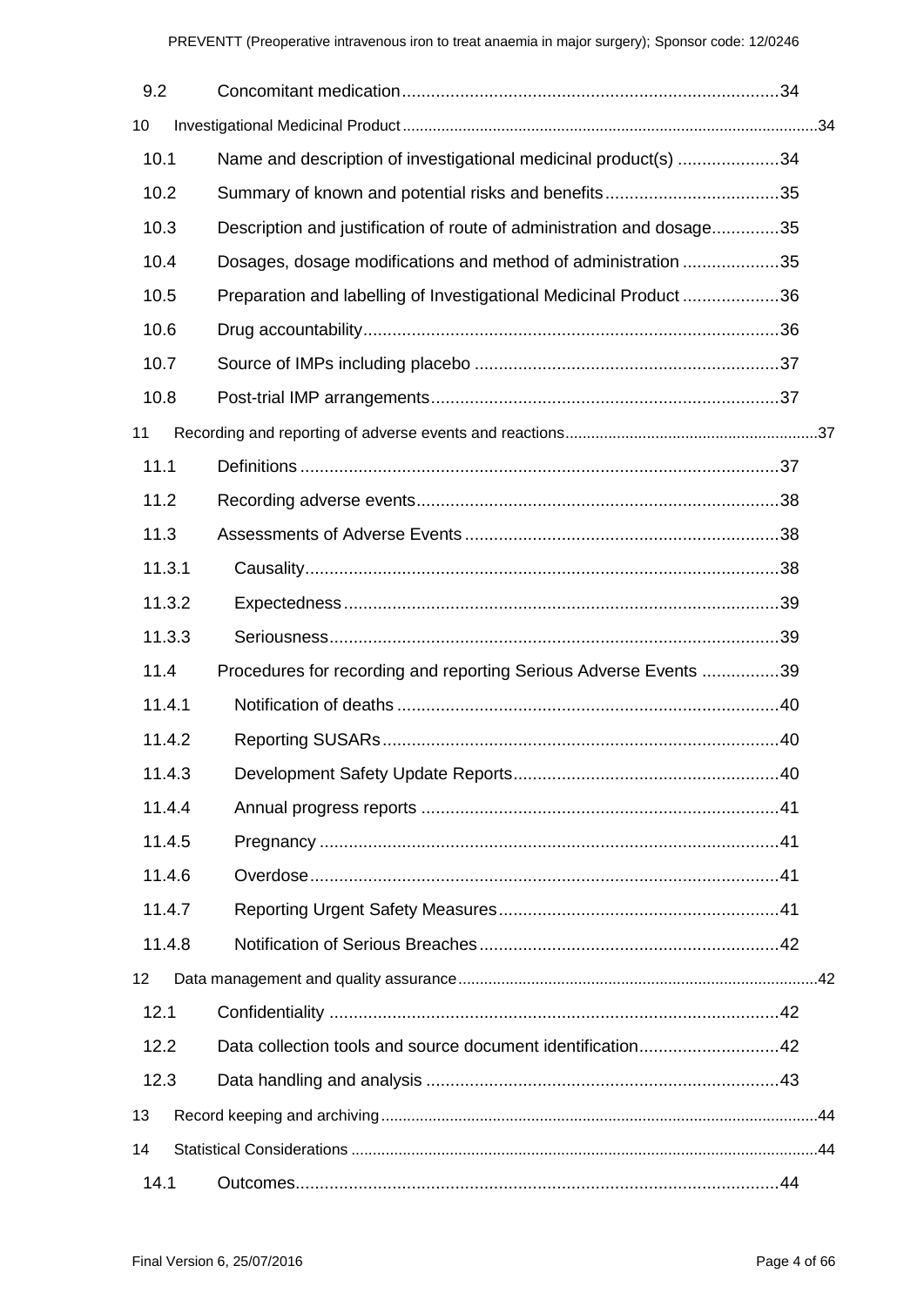9.2 Concomitant medication .......... 34

10 Investigational Medicinal Product .......... 34

10.1 Name and description of investigational medicinal product(s) .......... 34

10.2 Summary of known and potential risks and benefits .......... 35

10.3 Description and justification of route of administration and dosage .......... 35

10.4 Dosages, dosage modifications and method of administration .......... 35

10.5 Preparation and labelling of Investigational Medicinal Product .......... 36

10.6 Drug accountability .......... 36

10.7 Source of IMPs including placebo .......... 37

10.8 Post-trial IMP arrangements .......... 37

11 Recording and reporting of adverse events and reactions .......... 37

11.1 Definitions .......... 37

11.2 Recording adverse events .......... 38

11.3 Assessments of Adverse Events .......... 38

11.3.1 Causality .......... 38

11.3.2 Expectedness .......... 39

11.3.3 Seriousness .......... 39

11.4 Procedures for recording and reporting Serious Adverse Events .......... 39

11.4.1 Notification of deaths .......... 40

11.4.2 Reporting SUSARs .......... 40

11.4.3 Development Safety Update Reports .......... 40

11.4.4 Annual progress reports .......... 41

11.4.5 Pregnancy .......... 41

11.4.6 Overdose .......... 41

11.4.7 Reporting Urgent Safety Measures .......... 41

11.4.8 Notification of Serious Breaches .......... 42

12 Data management and quality assurance .......... 42

12.1 Confidentiality .......... 42

12.2 Data collection tools and source document identification .......... 42

12.3 Data handling and analysis .......... 43

13 Record keeping and archiving .......... 44

14 Statistical Considerations .......... 44

14.1 Outcomes .......... 44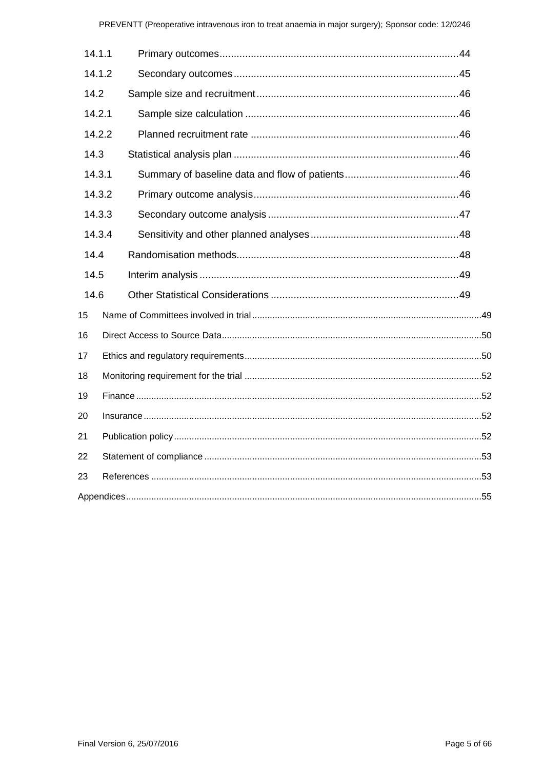14.1.1 Primary outcomes ....................................................................................44

14.1.2 Secondary outcomes ...............................................................................45

14.2 Sample size and recruitment .......................................................................46

14.2.1 Sample size calculation ..........................................................................46

14.2.2 Planned recruitment rate .........................................................................46

14.3 Statistical analysis plan ...............................................................................46

14.3.1 Summary of baseline data and flow of patients ........................................46

14.3.2 Primary outcome analysis ........................................................................46

14.3.3 Secondary outcome analysis ...................................................................47

14.3.4 Sensitivity and other planned analyses ....................................................48

14.4 Randomisation methods ..............................................................................48

14.5 Interim analysis ...........................................................................................49

14.6 Other Statistical Considerations ..................................................................49

15 Name of Committees involved in trial ..........................................................................................49

16 Direct Access to Source Data ......................................................................................................50

17 Ethics and regulatory requirements .............................................................................................50

18 Monitoring requirement for the trial .............................................................................................52

19 Finance .......................................................................................................................................52

20 Insurance ....................................................................................................................................52

21 Publication policy ........................................................................................................................52

22 Statement of compliance ............................................................................................................53

23 References .................................................................................................................................53

Appendices ..........................................................................................................................................55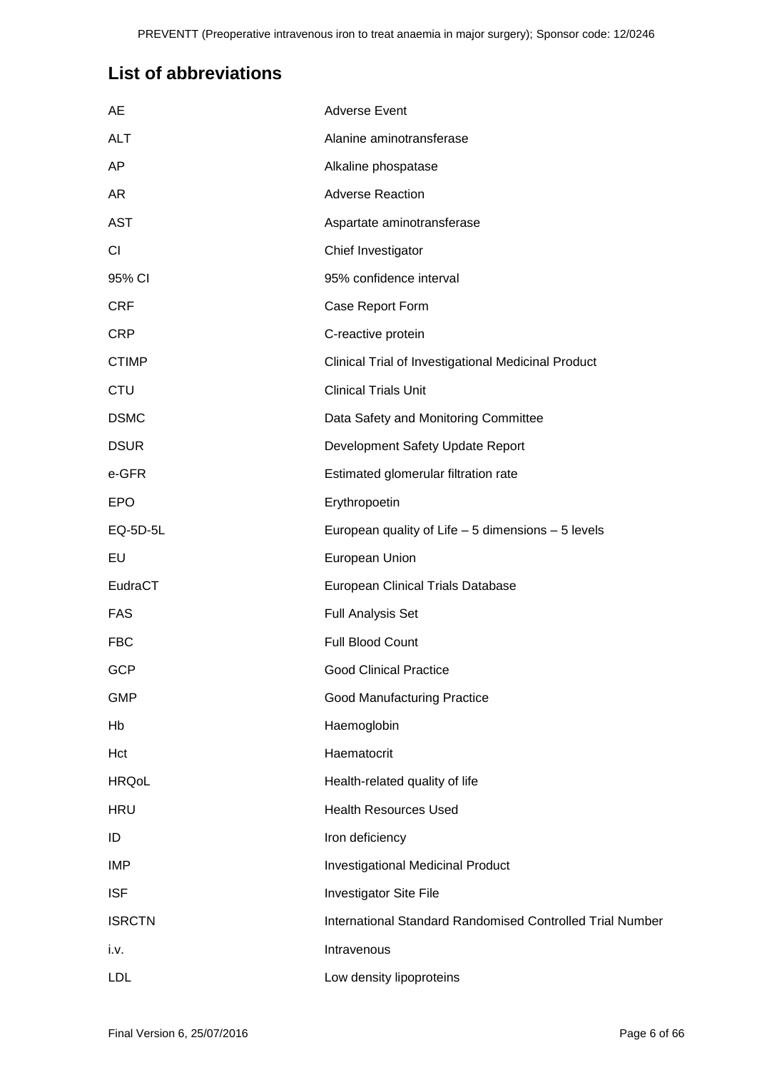## List of abbreviations

| | |
|---|---|
| AE | Adverse Event |
| ALT | Alanine aminotransferase |
| AP | Alkaline phospatase |
| AR | Adverse Reaction |
| AST | Aspartate aminotransferase |
| CI | Chief Investigator |
| 95% CI | 95% confidence interval |
| CRF | Case Report Form |
| CRP | C-reactive protein |
| CTIMP | Clinical Trial of Investigational Medicinal Product |
| CTU | Clinical Trials Unit |
| DSMC | Data Safety and Monitoring Committee |
| DSUR | Development Safety Update Report |
| e-GFR | Estimated glomerular filtration rate |
| EPO | Erythropoetin |
| EQ-5D-5L | European quality of Life – 5 dimensions – 5 levels |
| EU | European Union |
| EudraCT | European Clinical Trials Database |
| FAS | Full Analysis Set |
| FBC | Full Blood Count |
| GCP | Good Clinical Practice |
| GMP | Good Manufacturing Practice |
| Hb | Haemoglobin |
| Hct | Haematocrit |
| HRQoL | Health-related quality of life |
| HRU | Health Resources Used |
| ID | Iron deficiency |
| IMP | Investigational Medicinal Product |
| ISF | Investigator Site File |
| ISRCTN | International Standard Randomised Controlled Trial Number |
| i.v. | Intravenous |
| LDL | Low density lipoproteins |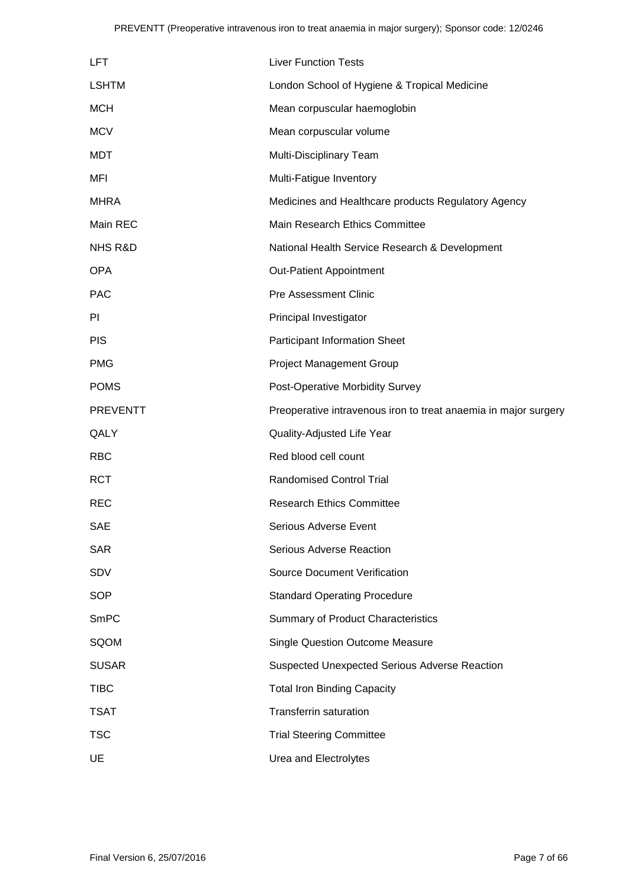| | |
|---|---|
| LFT | Liver Function Tests |
| LSHTM | London School of Hygiene & Tropical Medicine |
| MCH | Mean corpuscular haemoglobin |
| MCV | Mean corpuscular volume |
| MDT | Multi-Disciplinary Team |
| MFI | Multi-Fatigue Inventory |
| MHRA | Medicines and Healthcare products Regulatory Agency |
| Main REC | Main Research Ethics Committee |
| NHS R&D | National Health Service Research & Development |
| OPA | Out-Patient Appointment |
| PAC | Pre Assessment Clinic |
| PI | Principal Investigator |
| PIS | Participant Information Sheet |
| PMG | Project Management Group |
| POMS | Post-Operative Morbidity Survey |
| PREVENTT | Preoperative intravenous iron to treat anaemia in major surgery |
| QALY | Quality-Adjusted Life Year |
| RBC | Red blood cell count |
| RCT | Randomised Control Trial |
| REC | Research Ethics Committee |
| SAE | Serious Adverse Event |
| SAR | Serious Adverse Reaction |
| SDV | Source Document Verification |
| SOP | Standard Operating Procedure |
| SmPC | Summary of Product Characteristics |
| SQOM | Single Question Outcome Measure |
| SUSAR | Suspected Unexpected Serious Adverse Reaction |
| TIBC | Total Iron Binding Capacity |
| TSAT | Transferrin saturation |
| TSC | Trial Steering Committee |
| UE | Urea and Electrolytes |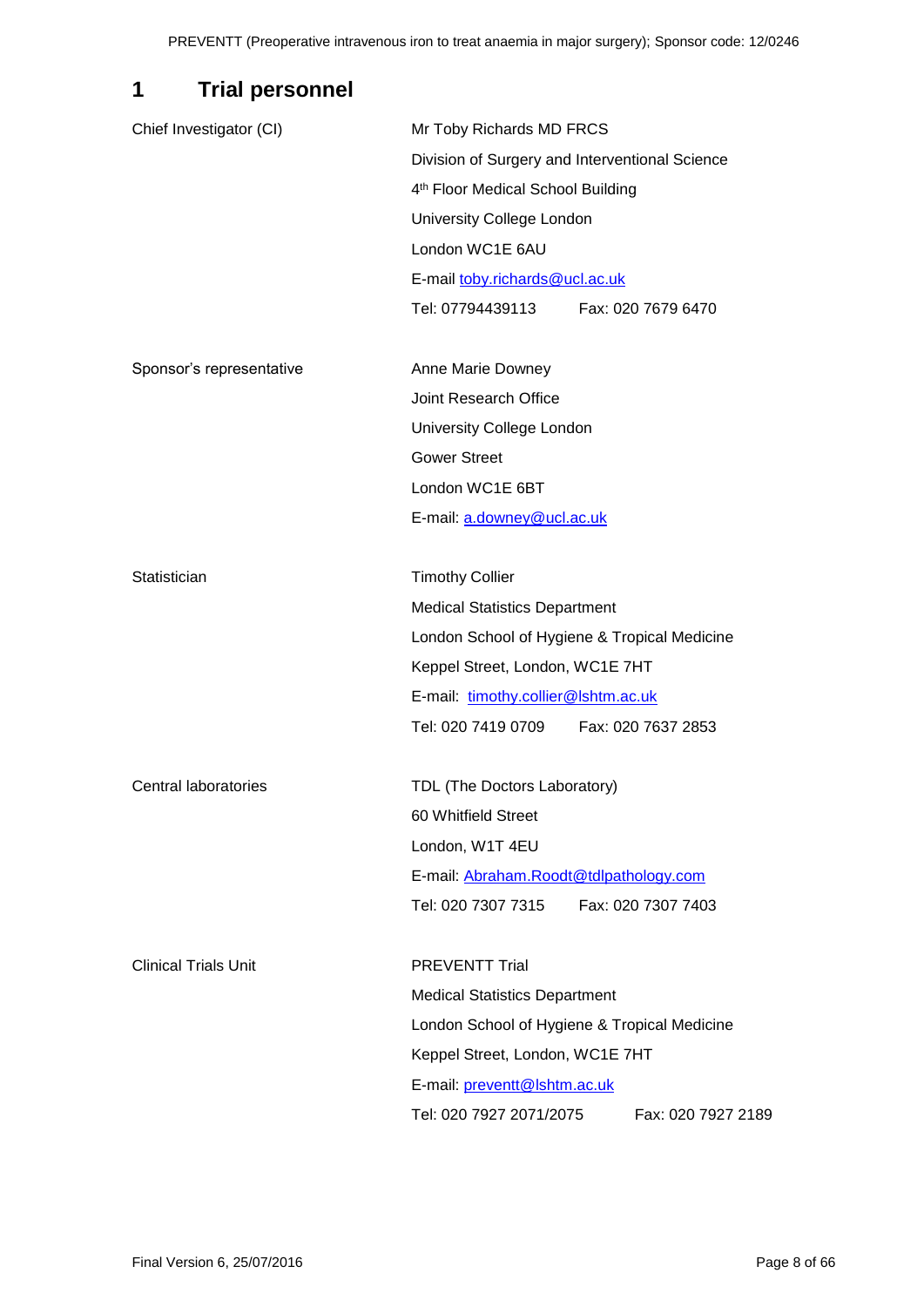# 1 Trial personnel

| | |
|---|---|
| Chief Investigator (CI) | Mr Toby Richards MD FRCS<br>Division of Surgery and Interventional Science<br>4th Floor Medical School Building<br>University College London<br>London WC1E 6AU<br>E-mail toby.richards@ucl.ac.uk<br>Tel: 07794439113 Fax: 020 7679 6470 |
| Sponsor's representative | Anne Marie Downey<br>Joint Research Office<br>University College London<br>Gower Street<br>London WC1E 6BT<br>E-mail: a.downey@ucl.ac.uk |
| Statistician | Timothy Collier<br>Medical Statistics Department<br>London School of Hygiene & Tropical Medicine<br>Keppel Street, London, WC1E 7HT<br>E-mail: timothy.collier@lshtm.ac.uk<br>Tel: 020 7419 0709 Fax: 020 7637 2853 |
| Central laboratories | TDL (The Doctors Laboratory)<br>60 Whitfield Street<br>London, W1T 4EU<br>E-mail: Abraham.Roodt@tdlpathology.com<br>Tel: 020 7307 7315 Fax: 020 7307 7403 |
| Clinical Trials Unit | PREVENTT Trial<br>Medical Statistics Department<br>London School of Hygiene & Tropical Medicine<br>Keppel Street, London, WC1E 7HT<br>E-mail: preventt@lshtm.ac.uk<br>Tel: 020 7927 2071/2075 Fax: 020 7927 2189 |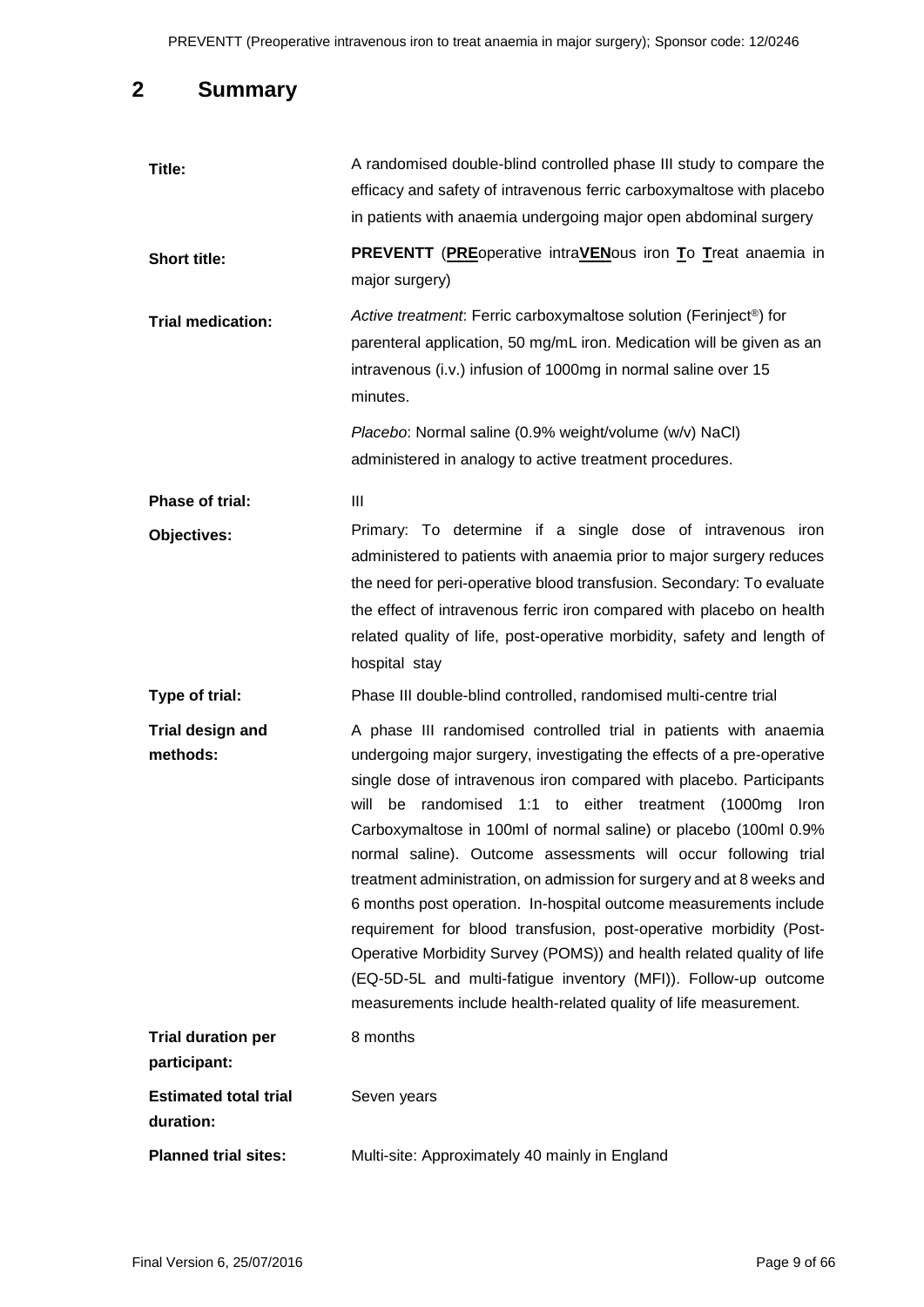# 2 Summary

| | |
|---|---|
| **Title:** | A randomised double-blind controlled phase III study to compare the efficacy and safety of intravenous ferric carboxymaltose with placebo in patients with anaemia undergoing major open abdominal surgery |
| **Short title:** | **PREVENTT** (**PRE**operative intra**VEN**ous iron **T**o **T**reat anaemia in major surgery) |
| **Trial medication:** | *Active treatment*: Ferric carboxymaltose solution (Ferinject®) for parenteral application, 50 mg/mL iron. Medication will be given as an intravenous (i.v.) infusion of 1000mg in normal saline over 15 minutes.<br><br>*Placebo*: Normal saline (0.9% weight/volume (w/v) NaCl) administered in analogy to active treatment procedures. |
| **Phase of trial:** | III |
| **Objectives:** | Primary: To determine if a single dose of intravenous iron administered to patients with anaemia prior to major surgery reduces the need for peri-operative blood transfusion. Secondary: To evaluate the effect of intravenous ferric iron compared with placebo on health related quality of life, post-operative morbidity, safety and length of hospital stay |
| **Type of trial:** | Phase III double-blind controlled, randomised multi-centre trial |
| **Trial design and methods:** | A phase III randomised controlled trial in patients with anaemia undergoing major surgery, investigating the effects of a pre-operative single dose of intravenous iron compared with placebo. Participants will be randomised 1:1 to either treatment (1000mg Iron Carboxymaltose in 100ml of normal saline) or placebo (100ml 0.9% normal saline). Outcome assessments will occur following trial treatment administration, on admission for surgery and at 8 weeks and 6 months post operation. In-hospital outcome measurements include requirement for blood transfusion, post-operative morbidity (Post-Operative Morbidity Survey (POMS)) and health related quality of life (EQ-5D-5L and multi-fatigue inventory (MFI)). Follow-up outcome measurements include health-related quality of life measurement. |
| **Trial duration per participant:** | 8 months |
| **Estimated total trial duration:** | Seven years |
| **Planned trial sites:** | Multi-site: Approximately 40 mainly in England |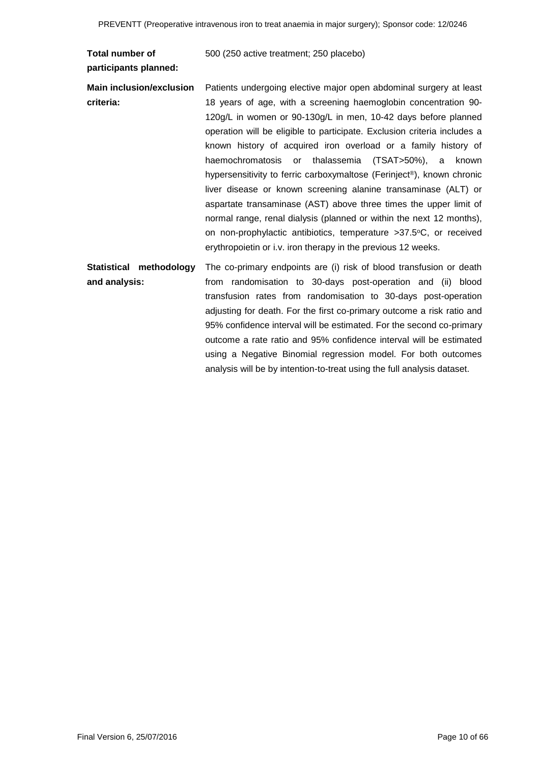| | |
|---|---|
| **Total number of participants planned:** | 500 (250 active treatment; 250 placebo) |
| **Main inclusion/exclusion criteria:** | Patients undergoing elective major open abdominal surgery at least 18 years of age, with a screening haemoglobin concentration 90-120g/L in women or 90-130g/L in men, 10-42 days before planned operation will be eligible to participate. Exclusion criteria includes a known history of acquired iron overload or a family history of haemochromatosis or thalassemia (TSAT>50%), a known hypersensitivity to ferric carboxymaltose (Ferinject®), known chronic liver disease or known screening alanine transaminase (ALT) or aspartate transaminase (AST) above three times the upper limit of normal range, renal dialysis (planned or within the next 12 months), on non-prophylactic antibiotics, temperature >37.5°C, or received erythropoietin or i.v. iron therapy in the previous 12 weeks. |
| **Statistical methodology and analysis:** | The co-primary endpoints are (i) risk of blood transfusion or death from randomisation to 30-days post-operation and (ii) blood transfusion rates from randomisation to 30-days post-operation adjusting for death. For the first co-primary outcome a risk ratio and 95% confidence interval will be estimated. For the second co-primary outcome a rate ratio and 95% confidence interval will be estimated using a Negative Binomial regression model. For both outcomes analysis will be by intention-to-treat using the full analysis dataset. |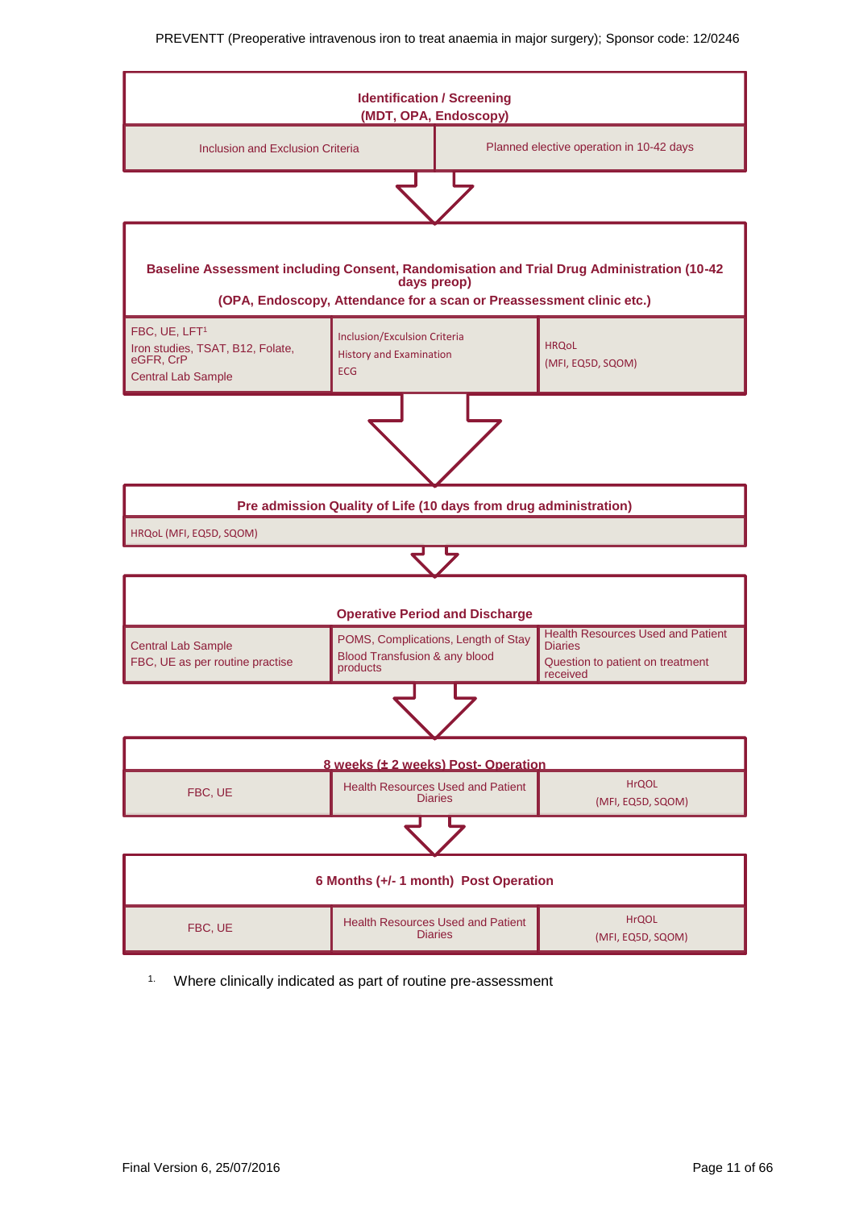**Identification / Screening**
**(MDT, OPA, Endoscopy)**

| Inclusion and Exclusion Criteria | Planned elective operation in 10-42 days |
|---|---|

↓

**Baseline Assessment including Consent, Randomisation and Trial Drug Administration (10-42 days preop)**
**(OPA, Endoscopy, Attendance for a scan or Preassessment clinic etc.)**

| FBC, UE, LFT[1]<br>Iron studies, TSAT, B12, Folate, eGFR, CrP<br>Central Lab Sample | Inclusion/Exculsion Criteria<br>History and Examination<br>ECG | HRQoL<br>(MFI, EQ5D, SQOM) |
|---|---|---|

↓

**Pre admission Quality of Life (10 days from drug administration)**

HRQoL (MFI, EQ5D, SQOM)

↓

**Operative Period and Discharge**

| Central Lab Sample<br>FBC, UE as per routine practise | POMS, Complications, Length of Stay<br>Blood Transfusion & any blood products | Health Resources Used and Patient Diaries<br>Question to patient on treatment received |
|---|---|---|

↓

**8 weeks (± 2 weeks) Post- Operation**

| FBC, UE | Health Resources Used and Patient Diaries | HrQOL<br>(MFI, EQ5D, SQOM) |
|---|---|---|

↓

**6 Months (+/- 1 month) Post Operation**

| FBC, UE | Health Resources Used and Patient Diaries | HrQOL<br>(MFI, EQ5D, SQOM) |
|---|---|---|

1. Where clinically indicated as part of routine pre-assessment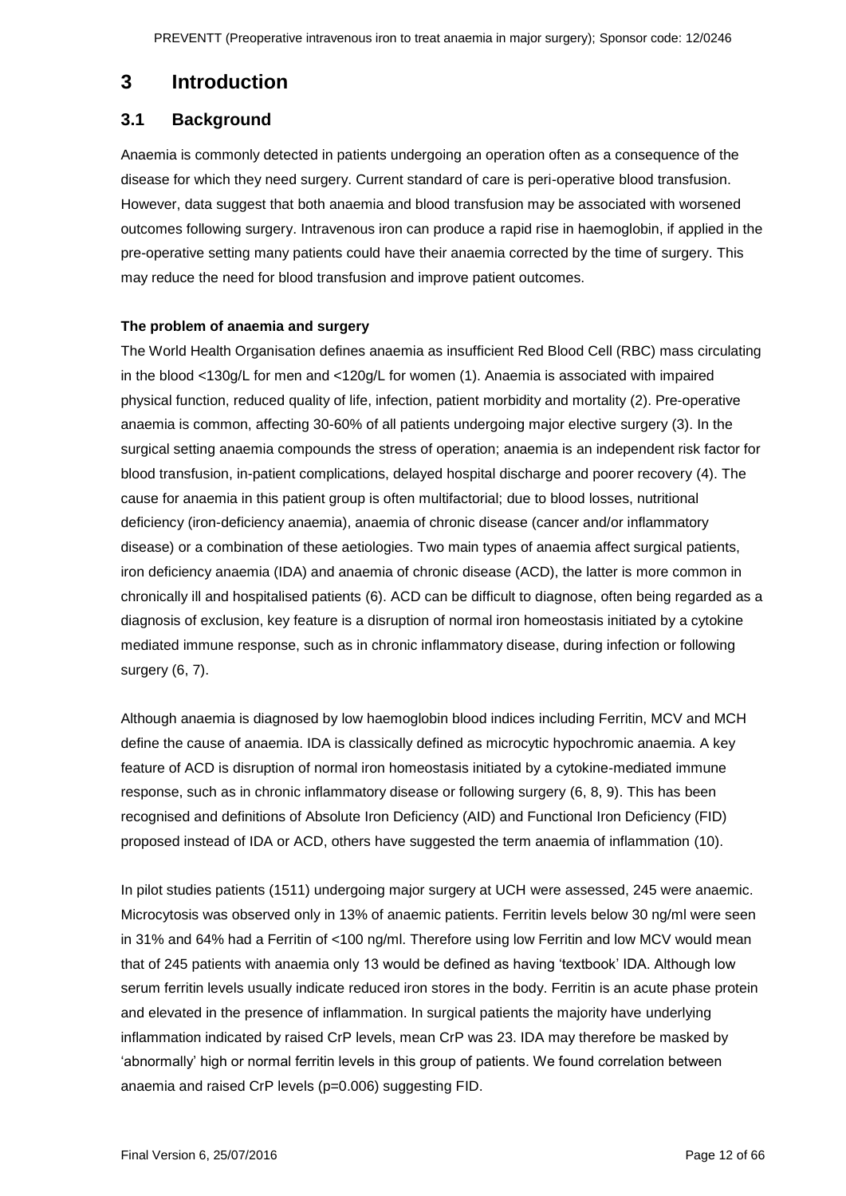# 3 Introduction

## 3.1 Background

Anaemia is commonly detected in patients undergoing an operation often as a consequence of the disease for which they need surgery. Current standard of care is peri-operative blood transfusion. However, data suggest that both anaemia and blood transfusion may be associated with worsened outcomes following surgery. Intravenous iron can produce a rapid rise in haemoglobin, if applied in the pre-operative setting many patients could have their anaemia corrected by the time of surgery. This may reduce the need for blood transfusion and improve patient outcomes.

**The problem of anaemia and surgery**

The World Health Organisation defines anaemia as insufficient Red Blood Cell (RBC) mass circulating in the blood <130g/L for men and <120g/L for women (1). Anaemia is associated with impaired physical function, reduced quality of life, infection, patient morbidity and mortality (2). Pre-operative anaemia is common, affecting 30-60% of all patients undergoing major elective surgery (3). In the surgical setting anaemia compounds the stress of operation; anaemia is an independent risk factor for blood transfusion, in-patient complications, delayed hospital discharge and poorer recovery (4). The cause for anaemia in this patient group is often multifactorial; due to blood losses, nutritional deficiency (iron-deficiency anaemia), anaemia of chronic disease (cancer and/or inflammatory disease) or a combination of these aetiologies. Two main types of anaemia affect surgical patients, iron deficiency anaemia (IDA) and anaemia of chronic disease (ACD), the latter is more common in chronically ill and hospitalised patients (6). ACD can be difficult to diagnose, often being regarded as a diagnosis of exclusion, key feature is a disruption of normal iron homeostasis initiated by a cytokine mediated immune response, such as in chronic inflammatory disease, during infection or following surgery (6, 7).

Although anaemia is diagnosed by low haemoglobin blood indices including Ferritin, MCV and MCH define the cause of anaemia. IDA is classically defined as microcytic hypochromic anaemia. A key feature of ACD is disruption of normal iron homeostasis initiated by a cytokine-mediated immune response, such as in chronic inflammatory disease or following surgery (6, 8, 9). This has been recognised and definitions of Absolute Iron Deficiency (AID) and Functional Iron Deficiency (FID) proposed instead of IDA or ACD, others have suggested the term anaemia of inflammation (10).

In pilot studies patients (1511) undergoing major surgery at UCH were assessed, 245 were anaemic. Microcytosis was observed only in 13% of anaemic patients. Ferritin levels below 30 ng/ml were seen in 31% and 64% had a Ferritin of <100 ng/ml. Therefore using low Ferritin and low MCV would mean that of 245 patients with anaemia only 13 would be defined as having 'textbook' IDA. Although low serum ferritin levels usually indicate reduced iron stores in the body. Ferritin is an acute phase protein and elevated in the presence of inflammation. In surgical patients the majority have underlying inflammation indicated by raised CrP levels, mean CrP was 23. IDA may therefore be masked by 'abnormally' high or normal ferritin levels in this group of patients. We found correlation between anaemia and raised CrP levels (p=0.006) suggesting FID.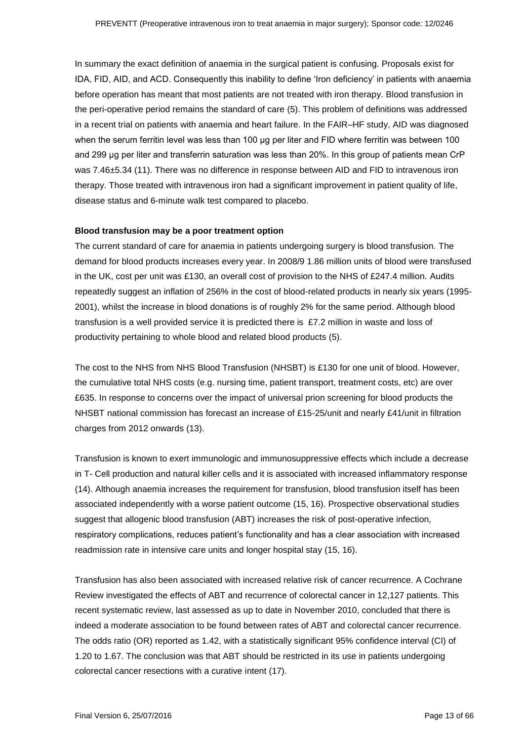In summary the exact definition of anaemia in the surgical patient is confusing. Proposals exist for IDA, FID, AID, and ACD. Consequently this inability to define 'Iron deficiency' in patients with anaemia before operation has meant that most patients are not treated with iron therapy. Blood transfusion in the peri-operative period remains the standard of care (5). This problem of definitions was addressed in a recent trial on patients with anaemia and heart failure. In the FAIR–HF study, AID was diagnosed when the serum ferritin level was less than 100 µg per liter and FID where ferritin was between 100 and 299 µg per liter and transferrin saturation was less than 20%. In this group of patients mean CrP was 7.46±5.34 (11). There was no difference in response between AID and FID to intravenous iron therapy. Those treated with intravenous iron had a significant improvement in patient quality of life, disease status and 6-minute walk test compared to placebo.

**Blood transfusion may be a poor treatment option**

The current standard of care for anaemia in patients undergoing surgery is blood transfusion. The demand for blood products increases every year. In 2008/9 1.86 million units of blood were transfused in the UK, cost per unit was £130, an overall cost of provision to the NHS of £247.4 million. Audits repeatedly suggest an inflation of 256% in the cost of blood-related products in nearly six years (1995-2001), whilst the increase in blood donations is of roughly 2% for the same period. Although blood transfusion is a well provided service it is predicted there is £7.2 million in waste and loss of productivity pertaining to whole blood and related blood products (5).

The cost to the NHS from NHS Blood Transfusion (NHSBT) is £130 for one unit of blood. However, the cumulative total NHS costs (e.g. nursing time, patient transport, treatment costs, etc) are over £635. In response to concerns over the impact of universal prion screening for blood products the NHSBT national commission has forecast an increase of £15-25/unit and nearly £41/unit in filtration charges from 2012 onwards (13).

Transfusion is known to exert immunologic and immunosuppressive effects which include a decrease in T- Cell production and natural killer cells and it is associated with increased inflammatory response (14). Although anaemia increases the requirement for transfusion, blood transfusion itself has been associated independently with a worse patient outcome (15, 16). Prospective observational studies suggest that allogenic blood transfusion (ABT) increases the risk of post-operative infection, respiratory complications, reduces patient's functionality and has a clear association with increased readmission rate in intensive care units and longer hospital stay (15, 16).

Transfusion has also been associated with increased relative risk of cancer recurrence. A Cochrane Review investigated the effects of ABT and recurrence of colorectal cancer in 12,127 patients. This recent systematic review, last assessed as up to date in November 2010, concluded that there is indeed a moderate association to be found between rates of ABT and colorectal cancer recurrence. The odds ratio (OR) reported as 1.42, with a statistically significant 95% confidence interval (CI) of 1.20 to 1.67. The conclusion was that ABT should be restricted in its use in patients undergoing colorectal cancer resections with a curative intent (17).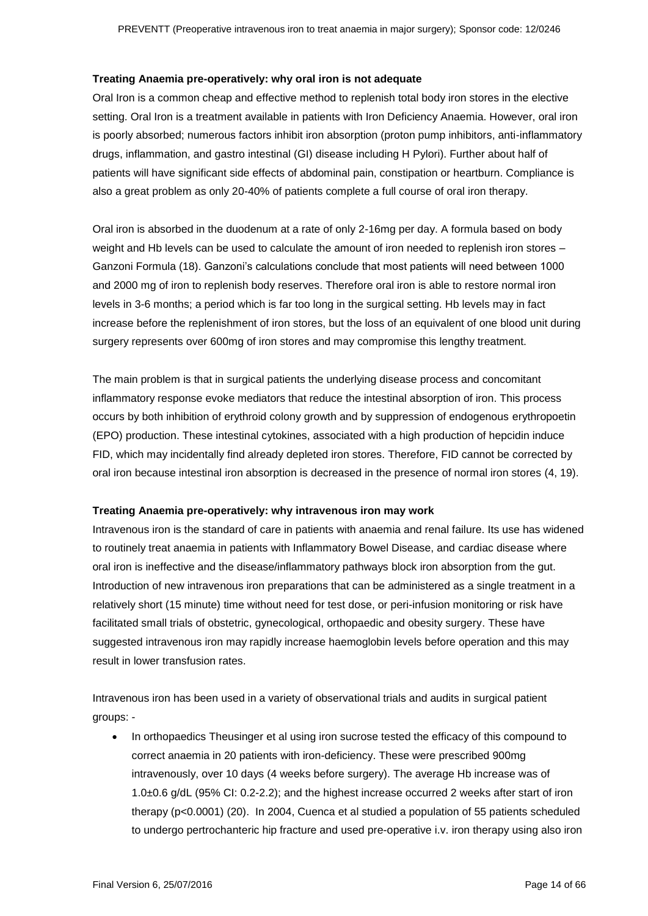**Treating Anaemia pre-operatively: why oral iron is not adequate**

Oral Iron is a common cheap and effective method to replenish total body iron stores in the elective setting. Oral Iron is a treatment available in patients with Iron Deficiency Anaemia. However, oral iron is poorly absorbed; numerous factors inhibit iron absorption (proton pump inhibitors, anti-inflammatory drugs, inflammation, and gastro intestinal (GI) disease including H Pylori). Further about half of patients will have significant side effects of abdominal pain, constipation or heartburn. Compliance is also a great problem as only 20-40% of patients complete a full course of oral iron therapy.

Oral iron is absorbed in the duodenum at a rate of only 2-16mg per day. A formula based on body weight and Hb levels can be used to calculate the amount of iron needed to replenish iron stores – Ganzoni Formula (18). Ganzoni's calculations conclude that most patients will need between 1000 and 2000 mg of iron to replenish body reserves. Therefore oral iron is able to restore normal iron levels in 3-6 months; a period which is far too long in the surgical setting. Hb levels may in fact increase before the replenishment of iron stores, but the loss of an equivalent of one blood unit during surgery represents over 600mg of iron stores and may compromise this lengthy treatment.

The main problem is that in surgical patients the underlying disease process and concomitant inflammatory response evoke mediators that reduce the intestinal absorption of iron. This process occurs by both inhibition of erythroid colony growth and by suppression of endogenous erythropoetin (EPO) production. These intestinal cytokines, associated with a high production of hepcidin induce FID, which may incidentally find already depleted iron stores. Therefore, FID cannot be corrected by oral iron because intestinal iron absorption is decreased in the presence of normal iron stores (4, 19).

**Treating Anaemia pre-operatively: why intravenous iron may work**

Intravenous iron is the standard of care in patients with anaemia and renal failure. Its use has widened to routinely treat anaemia in patients with Inflammatory Bowel Disease, and cardiac disease where oral iron is ineffective and the disease/inflammatory pathways block iron absorption from the gut. Introduction of new intravenous iron preparations that can be administered as a single treatment in a relatively short (15 minute) time without need for test dose, or peri-infusion monitoring or risk have facilitated small trials of obstetric, gynecological, orthopaedic and obesity surgery. These have suggested intravenous iron may rapidly increase haemoglobin levels before operation and this may result in lower transfusion rates.

Intravenous iron has been used in a variety of observational trials and audits in surgical patient groups: -

- In orthopaedics Theusinger et al using iron sucrose tested the efficacy of this compound to correct anaemia in 20 patients with iron-deficiency. These were prescribed 900mg intravenously, over 10 days (4 weeks before surgery). The average Hb increase was of 1.0±0.6 g/dL (95% CI: 0.2-2.2); and the highest increase occurred 2 weeks after start of iron therapy ($p<0.0001$) (20). In 2004, Cuenca et al studied a population of 55 patients scheduled to undergo pertrochanteric hip fracture and used pre-operative i.v. iron therapy using also iron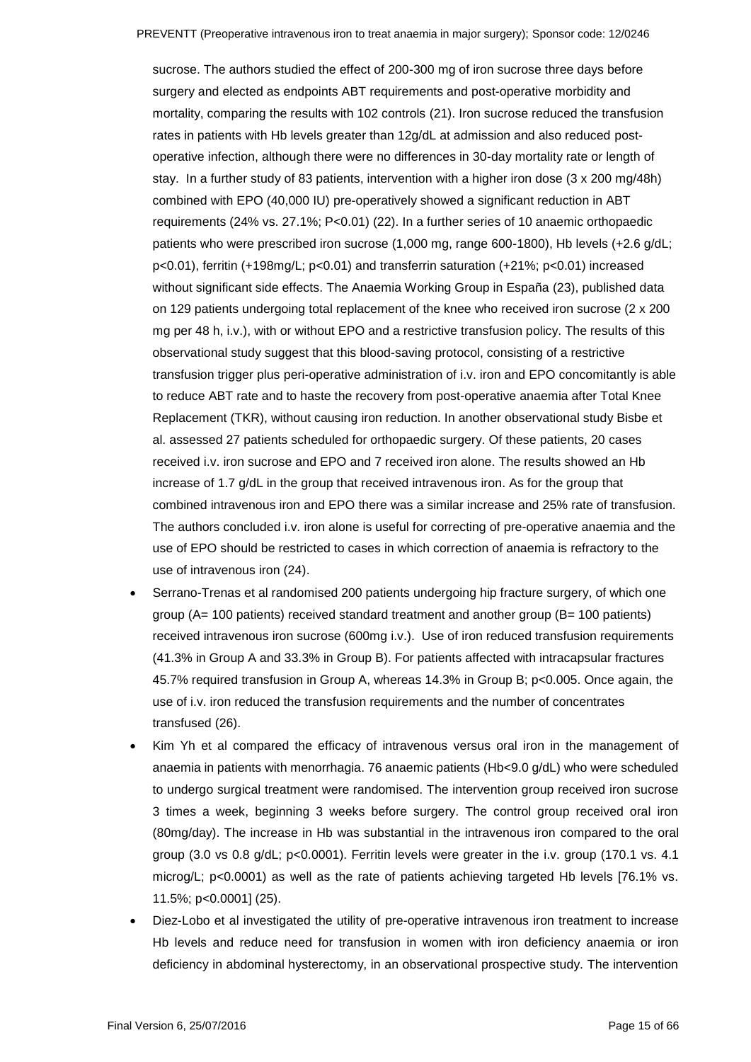sucrose. The authors studied the effect of 200-300 mg of iron sucrose three days before surgery and elected as endpoints ABT requirements and post-operative morbidity and mortality, comparing the results with 102 controls (21). Iron sucrose reduced the transfusion rates in patients with Hb levels greater than 12g/dL at admission and also reduced post-operative infection, although there were no differences in 30-day mortality rate or length of stay. In a further study of 83 patients, intervention with a higher iron dose (3 x 200 mg/48h) combined with EPO (40,000 IU) pre-operatively showed a significant reduction in ABT requirements (24% vs. 27.1%; P<0.01) (22). In a further series of 10 anaemic orthopaedic patients who were prescribed iron sucrose (1,000 mg, range 600-1800), Hb levels (+2.6 g/dL; p<0.01), ferritin (+198mg/L; p<0.01) and transferrin saturation (+21%; p<0.01) increased without significant side effects. The Anaemia Working Group in España (23), published data on 129 patients undergoing total replacement of the knee who received iron sucrose (2 x 200 mg per 48 h, i.v.), with or without EPO and a restrictive transfusion policy. The results of this observational study suggest that this blood-saving protocol, consisting of a restrictive transfusion trigger plus peri-operative administration of i.v. iron and EPO concomitantly is able to reduce ABT rate and to haste the recovery from post-operative anaemia after Total Knee Replacement (TKR), without causing iron reduction. In another observational study Bisbe et al. assessed 27 patients scheduled for orthopaedic surgery. Of these patients, 20 cases received i.v. iron sucrose and EPO and 7 received iron alone. The results showed an Hb increase of 1.7 g/dL in the group that received intravenous iron. As for the group that combined intravenous iron and EPO there was a similar increase and 25% rate of transfusion. The authors concluded i.v. iron alone is useful for correcting of pre-operative anaemia and the use of EPO should be restricted to cases in which correction of anaemia is refractory to the use of intravenous iron (24).

- Serrano-Trenas et al randomised 200 patients undergoing hip fracture surgery, of which one group (A= 100 patients) received standard treatment and another group (B= 100 patients) received intravenous iron sucrose (600mg i.v.). Use of iron reduced transfusion requirements (41.3% in Group A and 33.3% in Group B). For patients affected with intracapsular fractures 45.7% required transfusion in Group A, whereas 14.3% in Group B; p<0.005. Once again, the use of i.v. iron reduced the transfusion requirements and the number of concentrates transfused (26).
- Kim Yh et al compared the efficacy of intravenous versus oral iron in the management of anaemia in patients with menorrhagia. 76 anaemic patients (Hb<9.0 g/dL) who were scheduled to undergo surgical treatment were randomised. The intervention group received iron sucrose 3 times a week, beginning 3 weeks before surgery. The control group received oral iron (80mg/day). The increase in Hb was substantial in the intravenous iron compared to the oral group (3.0 vs 0.8 g/dL; p<0.0001). Ferritin levels were greater in the i.v. group (170.1 vs. 4.1 microg/L; p<0.0001) as well as the rate of patients achieving targeted Hb levels [76.1% vs. 11.5%; p<0.0001] (25).
- Diez-Lobo et al investigated the utility of pre-operative intravenous iron treatment to increase Hb levels and reduce need for transfusion in women with iron deficiency anaemia or iron deficiency in abdominal hysterectomy, in an observational prospective study. The intervention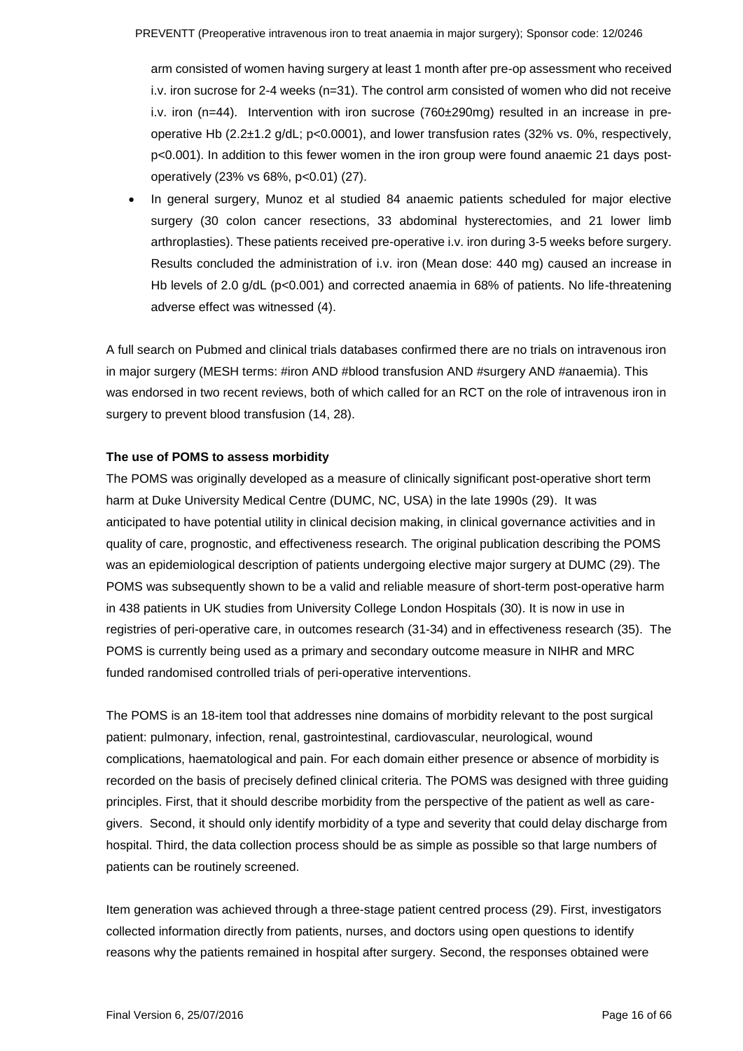arm consisted of women having surgery at least 1 month after pre-op assessment who received i.v. iron sucrose for 2-4 weeks (n=31). The control arm consisted of women who did not receive i.v. iron (n=44). Intervention with iron sucrose (760±290mg) resulted in an increase in pre-operative Hb (2.2±1.2 g/dL; $p<0.0001$), and lower transfusion rates (32% vs. 0%, respectively, $p<0.001$). In addition to this fewer women in the iron group were found anaemic 21 days post-operatively (23% vs 68%, $p<0.01$) (27).

- In general surgery, Munoz et al studied 84 anaemic patients scheduled for major elective surgery (30 colon cancer resections, 33 abdominal hysterectomies, and 21 lower limb arthroplasties). These patients received pre-operative i.v. iron during 3-5 weeks before surgery. Results concluded the administration of i.v. iron (Mean dose: 440 mg) caused an increase in Hb levels of 2.0 g/dL ($p<0.001$) and corrected anaemia in 68% of patients. No life-threatening adverse effect was witnessed (4).

A full search on Pubmed and clinical trials databases confirmed there are no trials on intravenous iron in major surgery (MESH terms: #iron AND #blood transfusion AND #surgery AND #anaemia). This was endorsed in two recent reviews, both of which called for an RCT on the role of intravenous iron in surgery to prevent blood transfusion (14, 28).

**The use of POMS to assess morbidity**

The POMS was originally developed as a measure of clinically significant post-operative short term harm at Duke University Medical Centre (DUMC, NC, USA) in the late 1990s (29). It was anticipated to have potential utility in clinical decision making, in clinical governance activities and in quality of care, prognostic, and effectiveness research. The original publication describing the POMS was an epidemiological description of patients undergoing elective major surgery at DUMC (29). The POMS was subsequently shown to be a valid and reliable measure of short-term post-operative harm in 438 patients in UK studies from University College London Hospitals (30). It is now in use in registries of peri-operative care, in outcomes research (31-34) and in effectiveness research (35). The POMS is currently being used as a primary and secondary outcome measure in NIHR and MRC funded randomised controlled trials of peri-operative interventions.

The POMS is an 18-item tool that addresses nine domains of morbidity relevant to the post surgical patient: pulmonary, infection, renal, gastrointestinal, cardiovascular, neurological, wound complications, haematological and pain. For each domain either presence or absence of morbidity is recorded on the basis of precisely defined clinical criteria. The POMS was designed with three guiding principles. First, that it should describe morbidity from the perspective of the patient as well as care-givers. Second, it should only identify morbidity of a type and severity that could delay discharge from hospital. Third, the data collection process should be as simple as possible so that large numbers of patients can be routinely screened.

Item generation was achieved through a three-stage patient centred process (29). First, investigators collected information directly from patients, nurses, and doctors using open questions to identify reasons why the patients remained in hospital after surgery. Second, the responses obtained were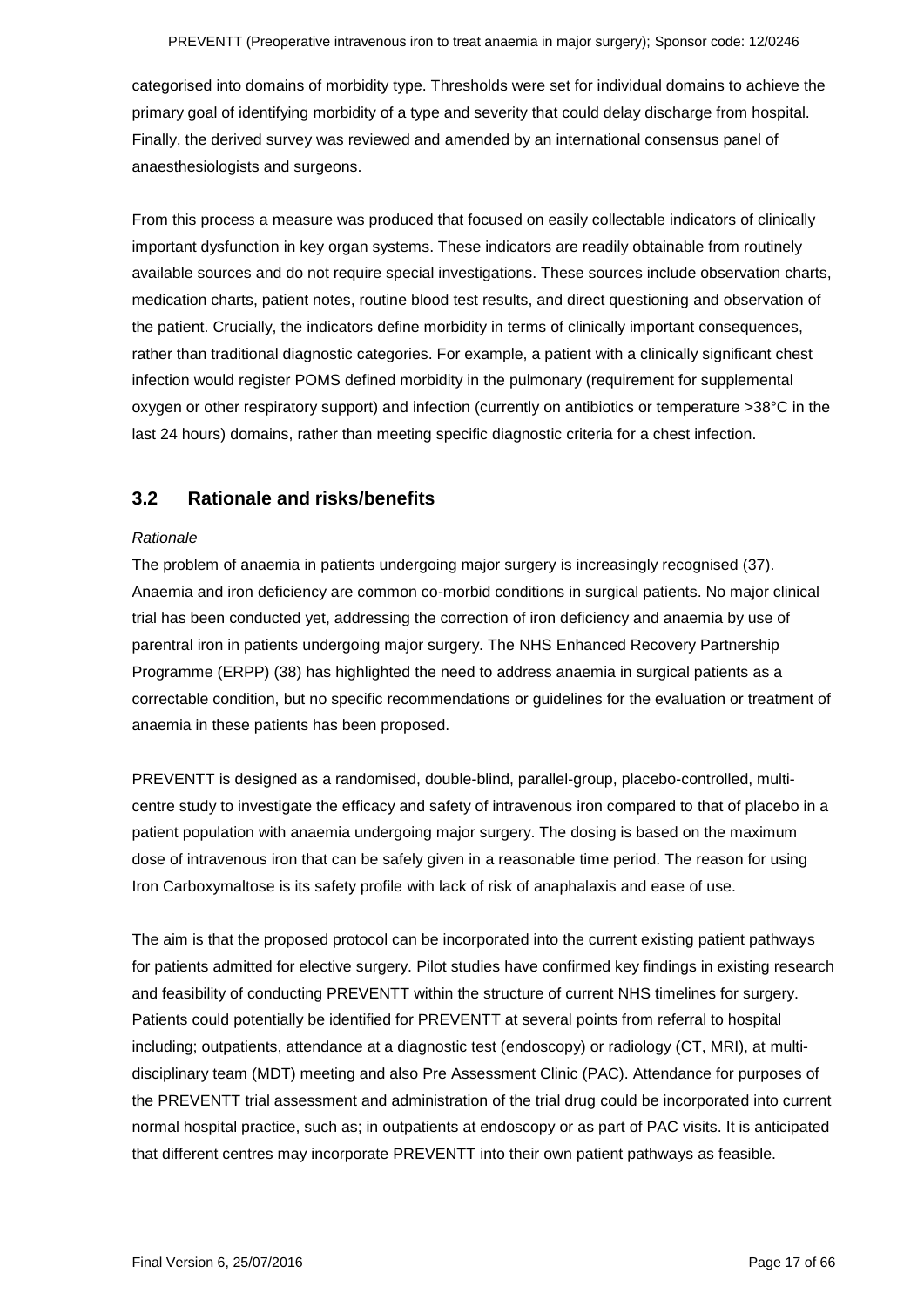categorised into domains of morbidity type. Thresholds were set for individual domains to achieve the primary goal of identifying morbidity of a type and severity that could delay discharge from hospital. Finally, the derived survey was reviewed and amended by an international consensus panel of anaesthesiologists and surgeons.

From this process a measure was produced that focused on easily collectable indicators of clinically important dysfunction in key organ systems. These indicators are readily obtainable from routinely available sources and do not require special investigations. These sources include observation charts, medication charts, patient notes, routine blood test results, and direct questioning and observation of the patient. Crucially, the indicators define morbidity in terms of clinically important consequences, rather than traditional diagnostic categories. For example, a patient with a clinically significant chest infection would register POMS defined morbidity in the pulmonary (requirement for supplemental oxygen or other respiratory support) and infection (currently on antibiotics or temperature >38°C in the last 24 hours) domains, rather than meeting specific diagnostic criteria for a chest infection.

## 3.2 Rationale and risks/benefits

*Rationale*

The problem of anaemia in patients undergoing major surgery is increasingly recognised (37). Anaemia and iron deficiency are common co-morbid conditions in surgical patients. No major clinical trial has been conducted yet, addressing the correction of iron deficiency and anaemia by use of parentral iron in patients undergoing major surgery. The NHS Enhanced Recovery Partnership Programme (ERPP) (38) has highlighted the need to address anaemia in surgical patients as a correctable condition, but no specific recommendations or guidelines for the evaluation or treatment of anaemia in these patients has been proposed.

PREVENTT is designed as a randomised, double-blind, parallel-group, placebo-controlled, multi-centre study to investigate the efficacy and safety of intravenous iron compared to that of placebo in a patient population with anaemia undergoing major surgery. The dosing is based on the maximum dose of intravenous iron that can be safely given in a reasonable time period. The reason for using Iron Carboxymaltose is its safety profile with lack of risk of anaphalaxis and ease of use.

The aim is that the proposed protocol can be incorporated into the current existing patient pathways for patients admitted for elective surgery. Pilot studies have confirmed key findings in existing research and feasibility of conducting PREVENTT within the structure of current NHS timelines for surgery. Patients could potentially be identified for PREVENTT at several points from referral to hospital including; outpatients, attendance at a diagnostic test (endoscopy) or radiology (CT, MRI), at multi-disciplinary team (MDT) meeting and also Pre Assessment Clinic (PAC). Attendance for purposes of the PREVENTT trial assessment and administration of the trial drug could be incorporated into current normal hospital practice, such as; in outpatients at endoscopy or as part of PAC visits. It is anticipated that different centres may incorporate PREVENTT into their own patient pathways as feasible.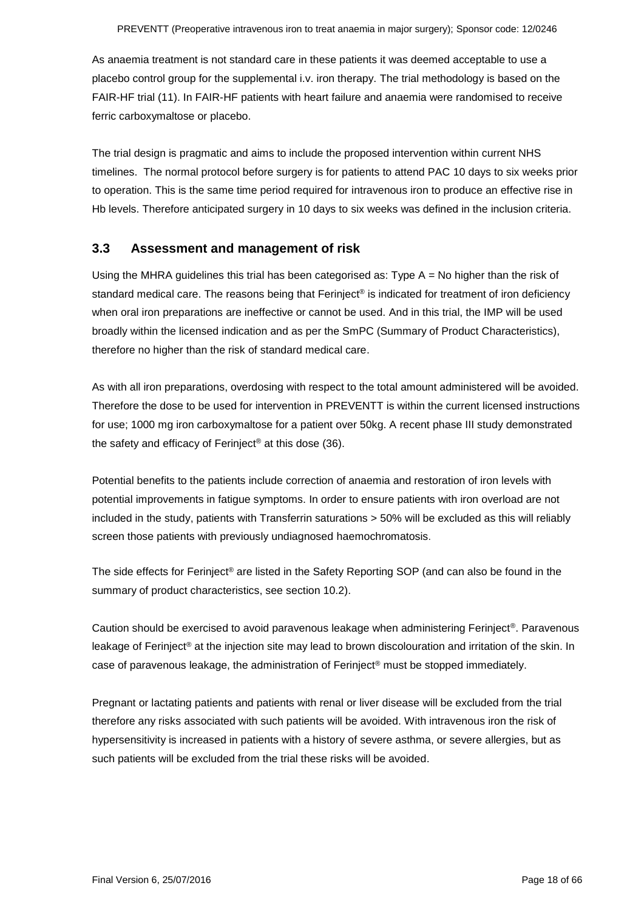As anaemia treatment is not standard care in these patients it was deemed acceptable to use a placebo control group for the supplemental i.v. iron therapy. The trial methodology is based on the FAIR-HF trial (11). In FAIR-HF patients with heart failure and anaemia were randomised to receive ferric carboxymaltose or placebo.

The trial design is pragmatic and aims to include the proposed intervention within current NHS timelines. The normal protocol before surgery is for patients to attend PAC 10 days to six weeks prior to operation. This is the same time period required for intravenous iron to produce an effective rise in Hb levels. Therefore anticipated surgery in 10 days to six weeks was defined in the inclusion criteria.

## 3.3 Assessment and management of risk

Using the MHRA guidelines this trial has been categorised as: Type A = No higher than the risk of standard medical care. The reasons being that Ferinject® is indicated for treatment of iron deficiency when oral iron preparations are ineffective or cannot be used. And in this trial, the IMP will be used broadly within the licensed indication and as per the SmPC (Summary of Product Characteristics), therefore no higher than the risk of standard medical care.

As with all iron preparations, overdosing with respect to the total amount administered will be avoided. Therefore the dose to be used for intervention in PREVENTT is within the current licensed instructions for use; 1000 mg iron carboxymaltose for a patient over 50kg. A recent phase III study demonstrated the safety and efficacy of Ferinject® at this dose (36).

Potential benefits to the patients include correction of anaemia and restoration of iron levels with potential improvements in fatigue symptoms. In order to ensure patients with iron overload are not included in the study, patients with Transferrin saturations > 50% will be excluded as this will reliably screen those patients with previously undiagnosed haemochromatosis.

The side effects for Ferinject® are listed in the Safety Reporting SOP (and can also be found in the summary of product characteristics, see section 10.2).

Caution should be exercised to avoid paravenous leakage when administering Ferinject®. Paravenous leakage of Ferinject® at the injection site may lead to brown discolouration and irritation of the skin. In case of paravenous leakage, the administration of Ferinject® must be stopped immediately.

Pregnant or lactating patients and patients with renal or liver disease will be excluded from the trial therefore any risks associated with such patients will be avoided. With intravenous iron the risk of hypersensitivity is increased in patients with a history of severe asthma, or severe allergies, but as such patients will be excluded from the trial these risks will be avoided.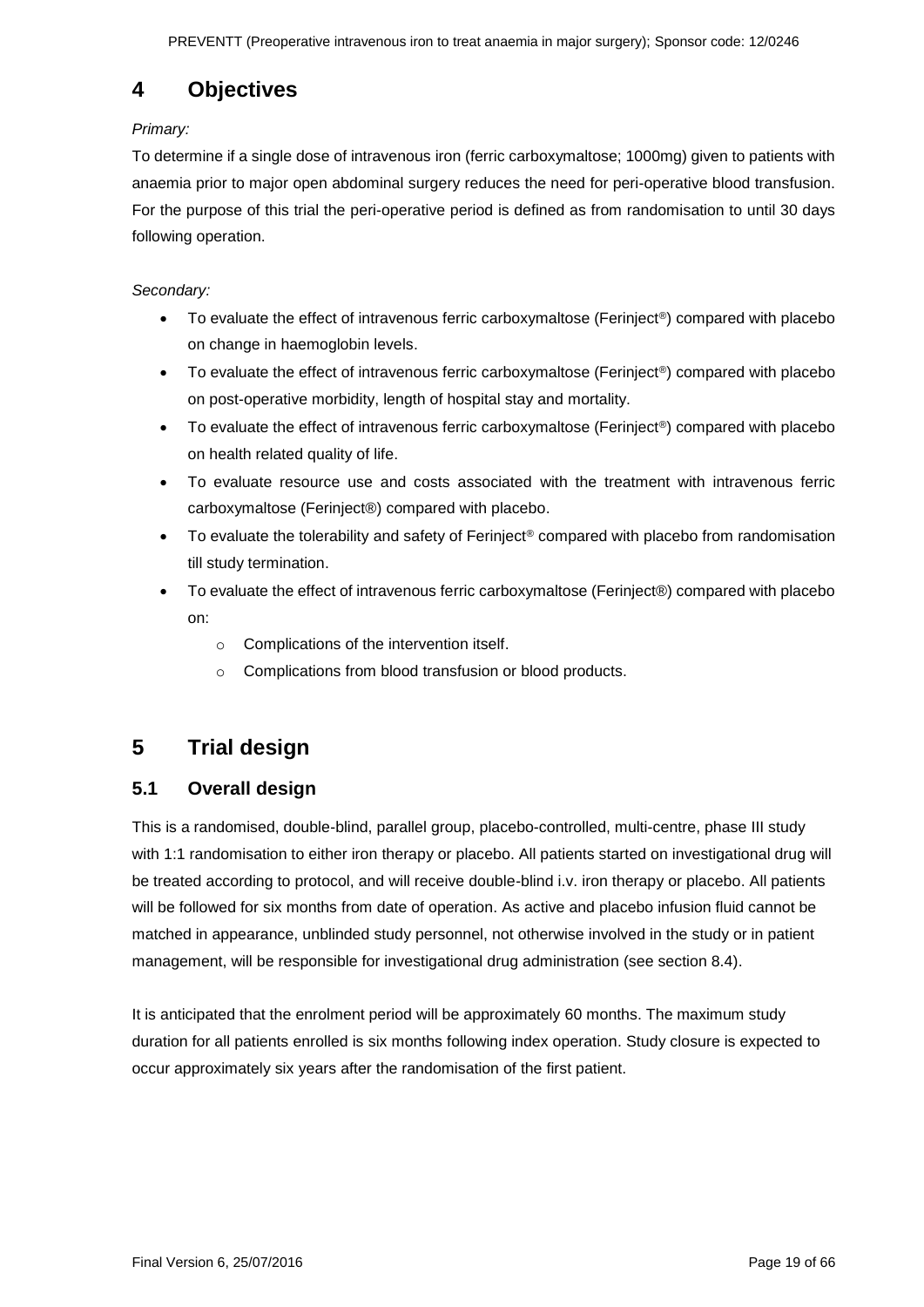# 4 Objectives

*Primary:*

To determine if a single dose of intravenous iron (ferric carboxymaltose; 1000mg) given to patients with anaemia prior to major open abdominal surgery reduces the need for peri-operative blood transfusion. For the purpose of this trial the peri-operative period is defined as from randomisation to until 30 days following operation.

*Secondary:*

- To evaluate the effect of intravenous ferric carboxymaltose (Ferinject®) compared with placebo on change in haemoglobin levels.
- To evaluate the effect of intravenous ferric carboxymaltose (Ferinject®) compared with placebo on post-operative morbidity, length of hospital stay and mortality.
- To evaluate the effect of intravenous ferric carboxymaltose (Ferinject®) compared with placebo on health related quality of life.
- To evaluate resource use and costs associated with the treatment with intravenous ferric carboxymaltose (Ferinject®) compared with placebo.
- To evaluate the tolerability and safety of Ferinject® compared with placebo from randomisation till study termination.
- To evaluate the effect of intravenous ferric carboxymaltose (Ferinject®) compared with placebo on:
    - Complications of the intervention itself.
    - Complications from blood transfusion or blood products.

# 5 Trial design

## 5.1 Overall design

This is a randomised, double-blind, parallel group, placebo-controlled, multi-centre, phase III study with 1:1 randomisation to either iron therapy or placebo. All patients started on investigational drug will be treated according to protocol, and will receive double-blind i.v. iron therapy or placebo. All patients will be followed for six months from date of operation. As active and placebo infusion fluid cannot be matched in appearance, unblinded study personnel, not otherwise involved in the study or in patient management, will be responsible for investigational drug administration (see section 8.4).

It is anticipated that the enrolment period will be approximately 60 months. The maximum study duration for all patients enrolled is six months following index operation. Study closure is expected to occur approximately six years after the randomisation of the first patient.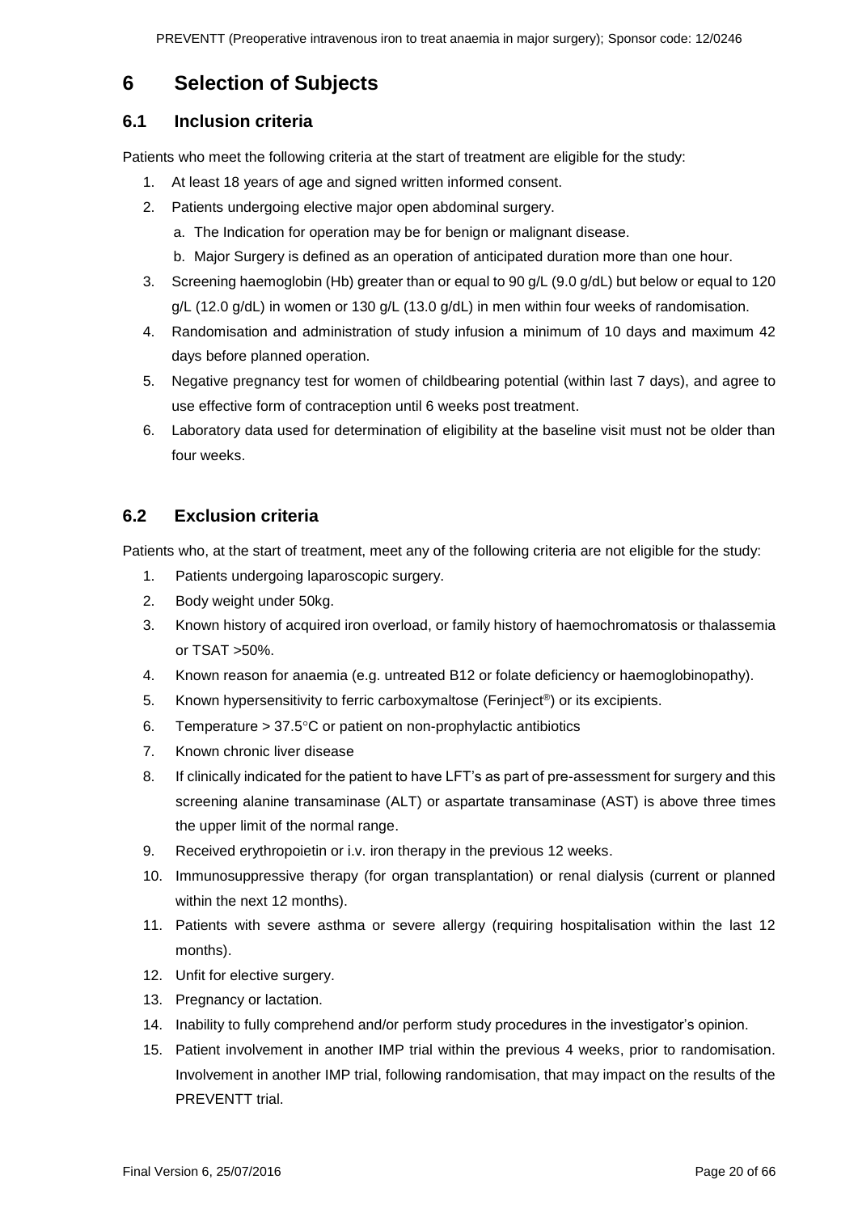# 6 Selection of Subjects

## 6.1 Inclusion criteria

Patients who meet the following criteria at the start of treatment are eligible for the study:

1. At least 18 years of age and signed written informed consent.
2. Patients undergoing elective major open abdominal surgery.
   a. The Indication for operation may be for benign or malignant disease.
   b. Major Surgery is defined as an operation of anticipated duration more than one hour.
3. Screening haemoglobin (Hb) greater than or equal to 90 g/L (9.0 g/dL) but below or equal to 120 g/L (12.0 g/dL) in women or 130 g/L (13.0 g/dL) in men within four weeks of randomisation.
4. Randomisation and administration of study infusion a minimum of 10 days and maximum 42 days before planned operation.
5. Negative pregnancy test for women of childbearing potential (within last 7 days), and agree to use effective form of contraception until 6 weeks post treatment.
6. Laboratory data used for determination of eligibility at the baseline visit must not be older than four weeks.

## 6.2 Exclusion criteria

Patients who, at the start of treatment, meet any of the following criteria are not eligible for the study:

1. Patients undergoing laparoscopic surgery.
2. Body weight under 50kg.
3. Known history of acquired iron overload, or family history of haemochromatosis or thalassemia or TSAT >50%.
4. Known reason for anaemia (e.g. untreated B12 or folate deficiency or haemoglobinopathy).
5. Known hypersensitivity to ferric carboxymaltose (Ferinject®) or its excipients.
6. Temperature > 37.5°C or patient on non-prophylactic antibiotics
7. Known chronic liver disease
8. If clinically indicated for the patient to have LFT's as part of pre-assessment for surgery and this screening alanine transaminase (ALT) or aspartate transaminase (AST) is above three times the upper limit of the normal range.
9. Received erythropoietin or i.v. iron therapy in the previous 12 weeks.
10. Immunosuppressive therapy (for organ transplantation) or renal dialysis (current or planned within the next 12 months).
11. Patients with severe asthma or severe allergy (requiring hospitalisation within the last 12 months).
12. Unfit for elective surgery.
13. Pregnancy or lactation.
14. Inability to fully comprehend and/or perform study procedures in the investigator's opinion.
15. Patient involvement in another IMP trial within the previous 4 weeks, prior to randomisation. Involvement in another IMP trial, following randomisation, that may impact on the results of the PREVENTT trial.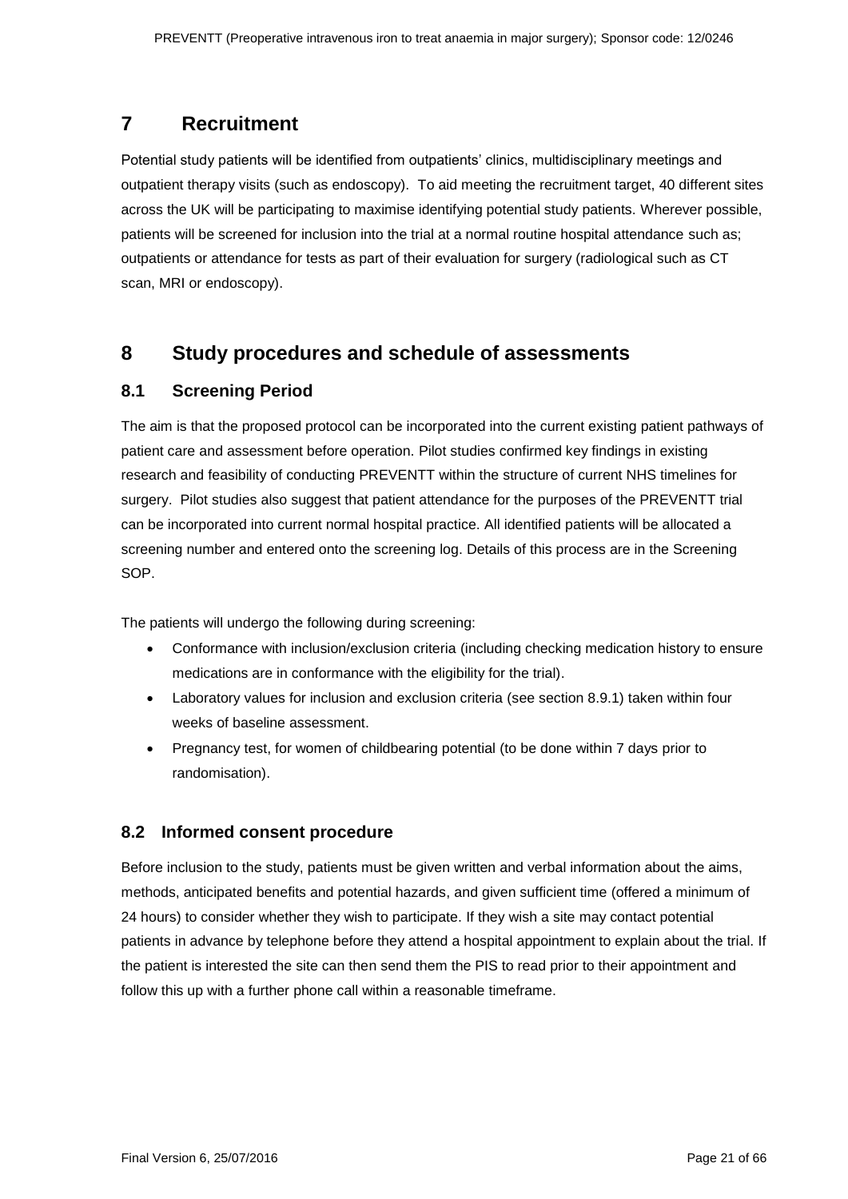# 7 Recruitment

Potential study patients will be identified from outpatients' clinics, multidisciplinary meetings and outpatient therapy visits (such as endoscopy). To aid meeting the recruitment target, 40 different sites across the UK will be participating to maximise identifying potential study patients. Wherever possible, patients will be screened for inclusion into the trial at a normal routine hospital attendance such as; outpatients or attendance for tests as part of their evaluation for surgery (radiological such as CT scan, MRI or endoscopy).

# 8 Study procedures and schedule of assessments

## 8.1 Screening Period

The aim is that the proposed protocol can be incorporated into the current existing patient pathways of patient care and assessment before operation. Pilot studies confirmed key findings in existing research and feasibility of conducting PREVENTT within the structure of current NHS timelines for surgery. Pilot studies also suggest that patient attendance for the purposes of the PREVENTT trial can be incorporated into current normal hospital practice. All identified patients will be allocated a screening number and entered onto the screening log. Details of this process are in the Screening SOP.

The patients will undergo the following during screening:

- Conformance with inclusion/exclusion criteria (including checking medication history to ensure medications are in conformance with the eligibility for the trial).
- Laboratory values for inclusion and exclusion criteria (see section 8.9.1) taken within four weeks of baseline assessment.
- Pregnancy test, for women of childbearing potential (to be done within 7 days prior to randomisation).

## 8.2 Informed consent procedure

Before inclusion to the study, patients must be given written and verbal information about the aims, methods, anticipated benefits and potential hazards, and given sufficient time (offered a minimum of 24 hours) to consider whether they wish to participate. If they wish a site may contact potential patients in advance by telephone before they attend a hospital appointment to explain about the trial. If the patient is interested the site can then send them the PIS to read prior to their appointment and follow this up with a further phone call within a reasonable timeframe.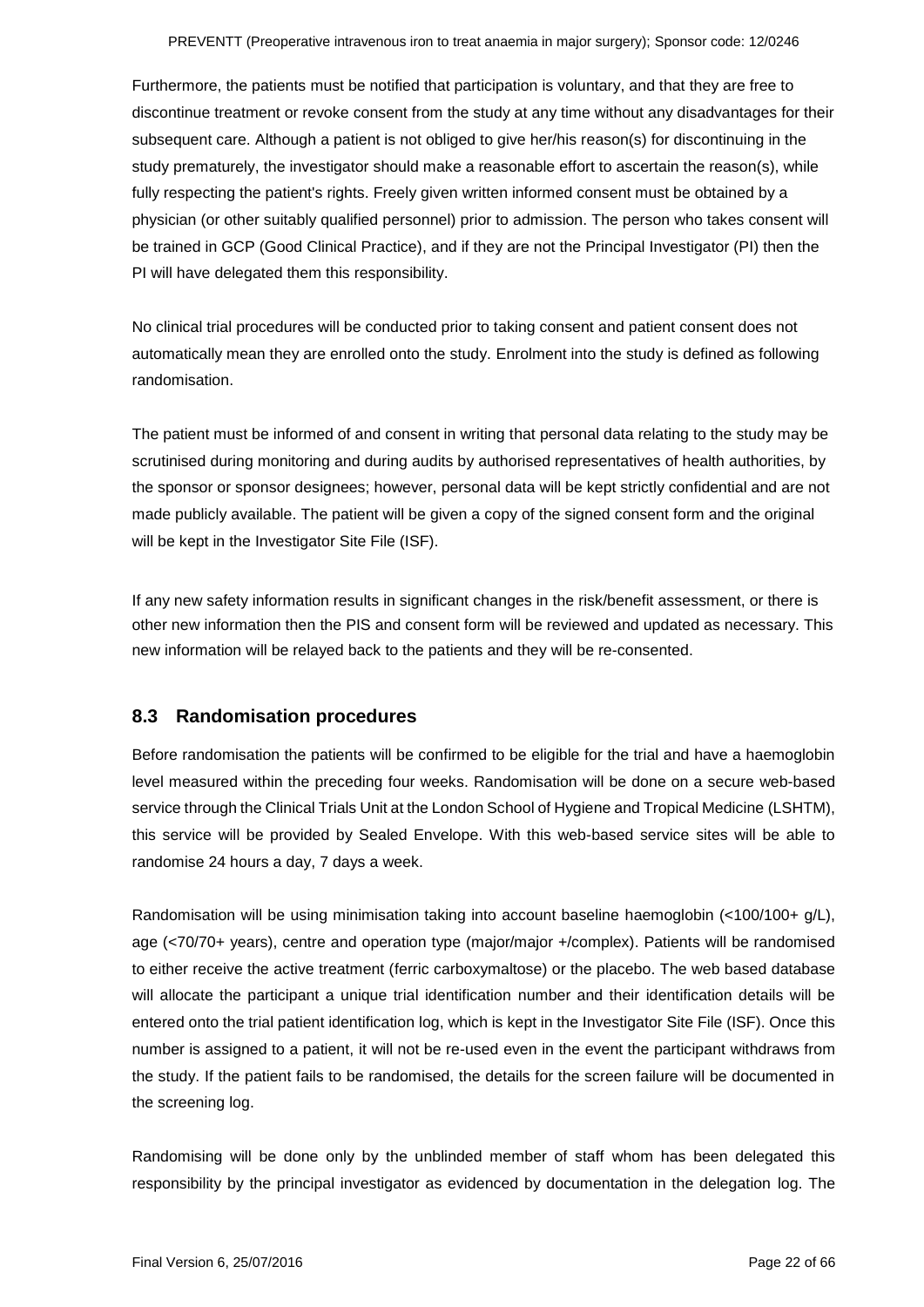Furthermore, the patients must be notified that participation is voluntary, and that they are free to discontinue treatment or revoke consent from the study at any time without any disadvantages for their subsequent care. Although a patient is not obliged to give her/his reason(s) for discontinuing in the study prematurely, the investigator should make a reasonable effort to ascertain the reason(s), while fully respecting the patient's rights. Freely given written informed consent must be obtained by a physician (or other suitably qualified personnel) prior to admission. The person who takes consent will be trained in GCP (Good Clinical Practice), and if they are not the Principal Investigator (PI) then the PI will have delegated them this responsibility.

No clinical trial procedures will be conducted prior to taking consent and patient consent does not automatically mean they are enrolled onto the study. Enrolment into the study is defined as following randomisation.

The patient must be informed of and consent in writing that personal data relating to the study may be scrutinised during monitoring and during audits by authorised representatives of health authorities, by the sponsor or sponsor designees; however, personal data will be kept strictly confidential and are not made publicly available. The patient will be given a copy of the signed consent form and the original will be kept in the Investigator Site File (ISF).

If any new safety information results in significant changes in the risk/benefit assessment, or there is other new information then the PIS and consent form will be reviewed and updated as necessary. This new information will be relayed back to the patients and they will be re-consented.

## 8.3 Randomisation procedures

Before randomisation the patients will be confirmed to be eligible for the trial and have a haemoglobin level measured within the preceding four weeks. Randomisation will be done on a secure web-based service through the Clinical Trials Unit at the London School of Hygiene and Tropical Medicine (LSHTM), this service will be provided by Sealed Envelope. With this web-based service sites will be able to randomise 24 hours a day, 7 days a week.

Randomisation will be using minimisation taking into account baseline haemoglobin (<100/100+ g/L), age (<70/70+ years), centre and operation type (major/major +/complex). Patients will be randomised to either receive the active treatment (ferric carboxymaltose) or the placebo. The web based database will allocate the participant a unique trial identification number and their identification details will be entered onto the trial patient identification log, which is kept in the Investigator Site File (ISF). Once this number is assigned to a patient, it will not be re-used even in the event the participant withdraws from the study. If the patient fails to be randomised, the details for the screen failure will be documented in the screening log.

Randomising will be done only by the unblinded member of staff whom has been delegated this responsibility by the principal investigator as evidenced by documentation in the delegation log. The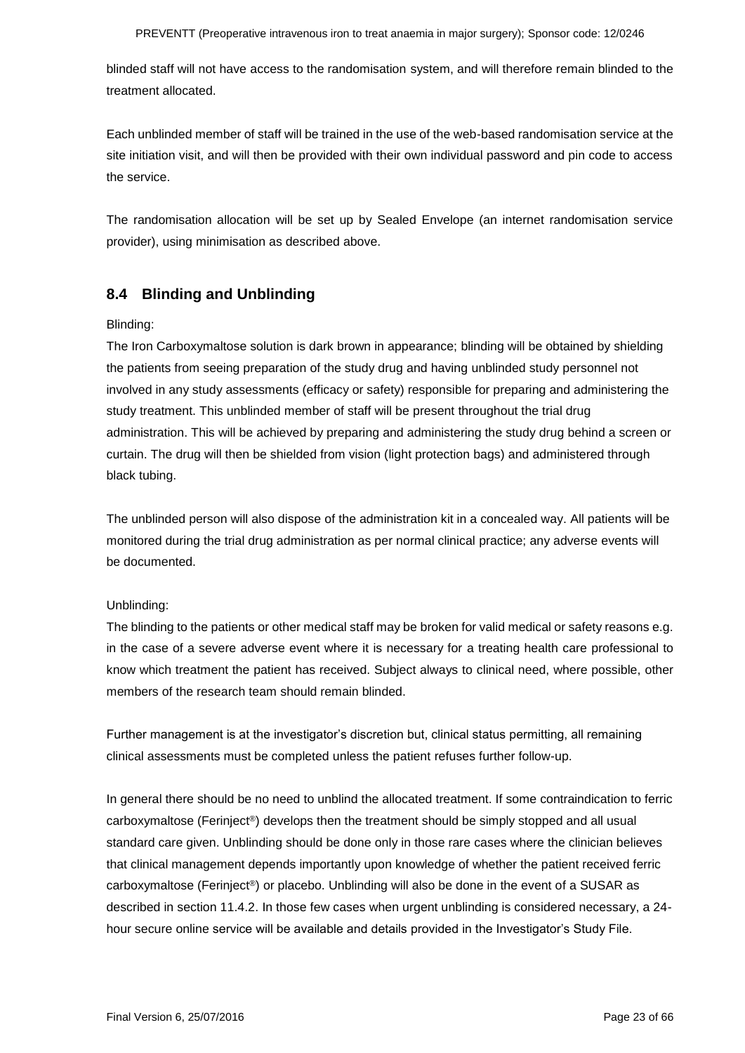blinded staff will not have access to the randomisation system, and will therefore remain blinded to the treatment allocated.

Each unblinded member of staff will be trained in the use of the web-based randomisation service at the site initiation visit, and will then be provided with their own individual password and pin code to access the service.

The randomisation allocation will be set up by Sealed Envelope (an internet randomisation service provider), using minimisation as described above.

## 8.4 Blinding and Unblinding

Blinding:

The Iron Carboxymaltose solution is dark brown in appearance; blinding will be obtained by shielding the patients from seeing preparation of the study drug and having unblinded study personnel not involved in any study assessments (efficacy or safety) responsible for preparing and administering the study treatment. This unblinded member of staff will be present throughout the trial drug administration. This will be achieved by preparing and administering the study drug behind a screen or curtain. The drug will then be shielded from vision (light protection bags) and administered through black tubing.

The unblinded person will also dispose of the administration kit in a concealed way. All patients will be monitored during the trial drug administration as per normal clinical practice; any adverse events will be documented.

Unblinding:

The blinding to the patients or other medical staff may be broken for valid medical or safety reasons e.g. in the case of a severe adverse event where it is necessary for a treating health care professional to know which treatment the patient has received. Subject always to clinical need, where possible, other members of the research team should remain blinded.

Further management is at the investigator's discretion but, clinical status permitting, all remaining clinical assessments must be completed unless the patient refuses further follow-up.

In general there should be no need to unblind the allocated treatment. If some contraindication to ferric carboxymaltose (Ferinject®) develops then the treatment should be simply stopped and all usual standard care given. Unblinding should be done only in those rare cases where the clinician believes that clinical management depends importantly upon knowledge of whether the patient received ferric carboxymaltose (Ferinject®) or placebo. Unblinding will also be done in the event of a SUSAR as described in section 11.4.2. In those few cases when urgent unblinding is considered necessary, a 24-hour secure online service will be available and details provided in the Investigator's Study File.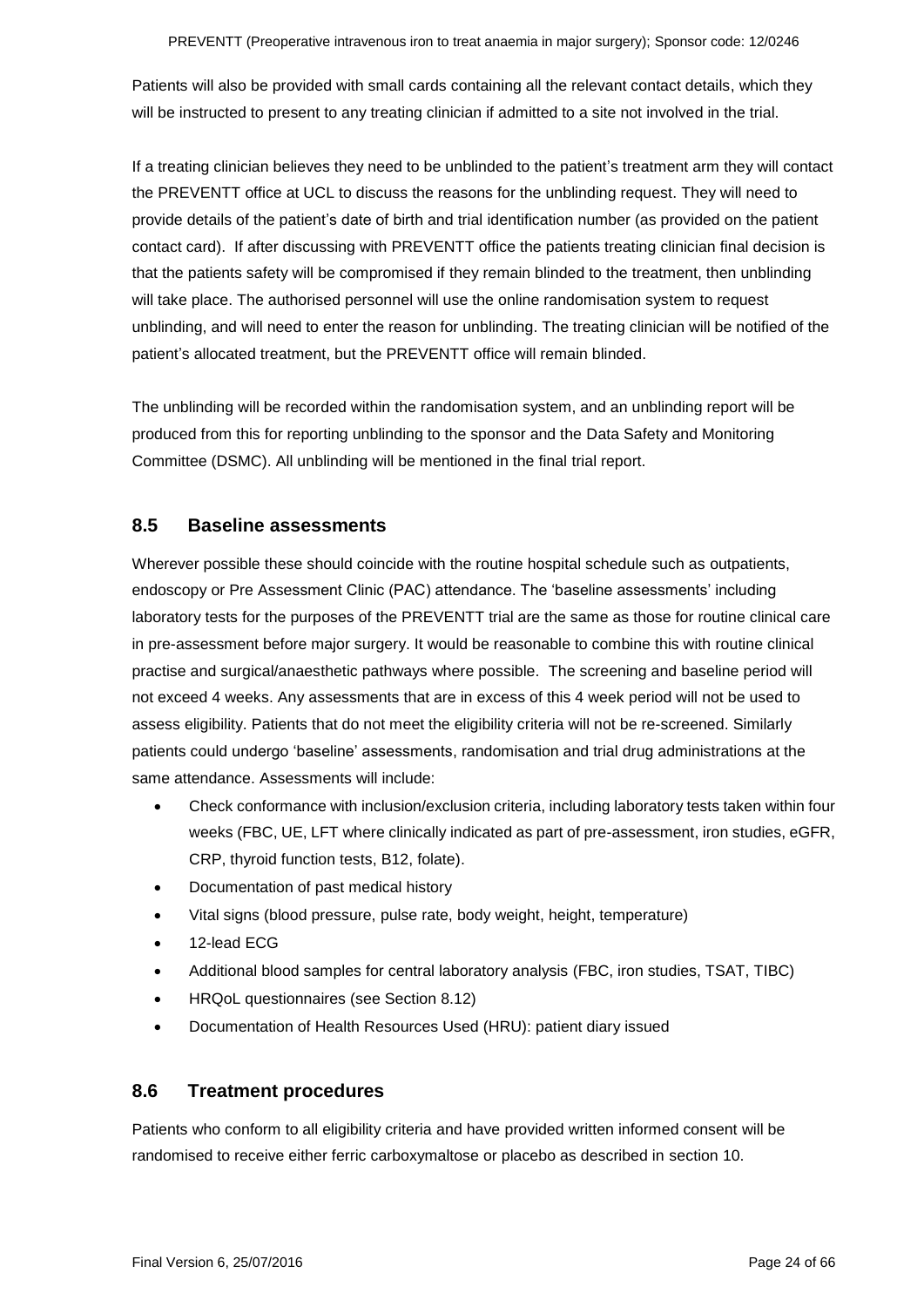Patients will also be provided with small cards containing all the relevant contact details, which they will be instructed to present to any treating clinician if admitted to a site not involved in the trial.

If a treating clinician believes they need to be unblinded to the patient's treatment arm they will contact the PREVENTT office at UCL to discuss the reasons for the unblinding request. They will need to provide details of the patient's date of birth and trial identification number (as provided on the patient contact card). If after discussing with PREVENTT office the patients treating clinician final decision is that the patients safety will be compromised if they remain blinded to the treatment, then unblinding will take place. The authorised personnel will use the online randomisation system to request unblinding, and will need to enter the reason for unblinding. The treating clinician will be notified of the patient's allocated treatment, but the PREVENTT office will remain blinded.

The unblinding will be recorded within the randomisation system, and an unblinding report will be produced from this for reporting unblinding to the sponsor and the Data Safety and Monitoring Committee (DSMC). All unblinding will be mentioned in the final trial report.

## 8.5 Baseline assessments

Wherever possible these should coincide with the routine hospital schedule such as outpatients, endoscopy or Pre Assessment Clinic (PAC) attendance. The 'baseline assessments' including laboratory tests for the purposes of the PREVENTT trial are the same as those for routine clinical care in pre-assessment before major surgery. It would be reasonable to combine this with routine clinical practise and surgical/anaesthetic pathways where possible. The screening and baseline period will not exceed 4 weeks. Any assessments that are in excess of this 4 week period will not be used to assess eligibility. Patients that do not meet the eligibility criteria will not be re-screened. Similarly patients could undergo 'baseline' assessments, randomisation and trial drug administrations at the same attendance. Assessments will include:

- Check conformance with inclusion/exclusion criteria, including laboratory tests taken within four weeks (FBC, UE, LFT where clinically indicated as part of pre-assessment, iron studies, eGFR, CRP, thyroid function tests, B12, folate).
- Documentation of past medical history
- Vital signs (blood pressure, pulse rate, body weight, height, temperature)
- 12-lead ECG
- Additional blood samples for central laboratory analysis (FBC, iron studies, TSAT, TIBC)
- HRQoL questionnaires (see Section 8.12)
- Documentation of Health Resources Used (HRU): patient diary issued

## 8.6 Treatment procedures

Patients who conform to all eligibility criteria and have provided written informed consent will be randomised to receive either ferric carboxymaltose or placebo as described in section 10.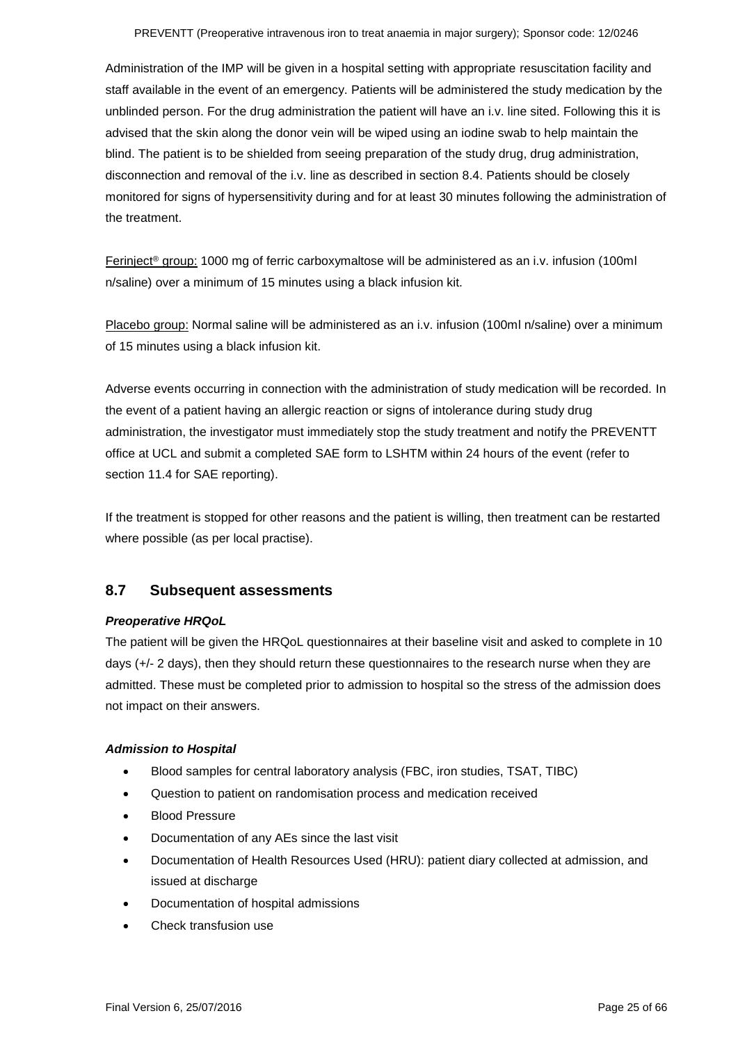Administration of the IMP will be given in a hospital setting with appropriate resuscitation facility and staff available in the event of an emergency. Patients will be administered the study medication by the unblinded person. For the drug administration the patient will have an i.v. line sited. Following this it is advised that the skin along the donor vein will be wiped using an iodine swab to help maintain the blind. The patient is to be shielded from seeing preparation of the study drug, drug administration, disconnection and removal of the i.v. line as described in section 8.4. Patients should be closely monitored for signs of hypersensitivity during and for at least 30 minutes following the administration of the treatment.

<u>Ferinject® group:</u> 1000 mg of ferric carboxymaltose will be administered as an i.v. infusion (100ml n/saline) over a minimum of 15 minutes using a black infusion kit.

<u>Placebo group:</u> Normal saline will be administered as an i.v. infusion (100ml n/saline) over a minimum of 15 minutes using a black infusion kit.

Adverse events occurring in connection with the administration of study medication will be recorded. In the event of a patient having an allergic reaction or signs of intolerance during study drug administration, the investigator must immediately stop the study treatment and notify the PREVENTT office at UCL and submit a completed SAE form to LSHTM within 24 hours of the event (refer to section 11.4 for SAE reporting).

If the treatment is stopped for other reasons and the patient is willing, then treatment can be restarted where possible (as per local practise).

## 8.7 Subsequent assessments

***Preoperative HRQoL***

The patient will be given the HRQoL questionnaires at their baseline visit and asked to complete in 10 days (+/- 2 days), then they should return these questionnaires to the research nurse when they are admitted. These must be completed prior to admission to hospital so the stress of the admission does not impact on their answers.

***Admission to Hospital***

- Blood samples for central laboratory analysis (FBC, iron studies, TSAT, TIBC)
- Question to patient on randomisation process and medication received
- Blood Pressure
- Documentation of any AEs since the last visit
- Documentation of Health Resources Used (HRU): patient diary collected at admission, and issued at discharge
- Documentation of hospital admissions
- Check transfusion use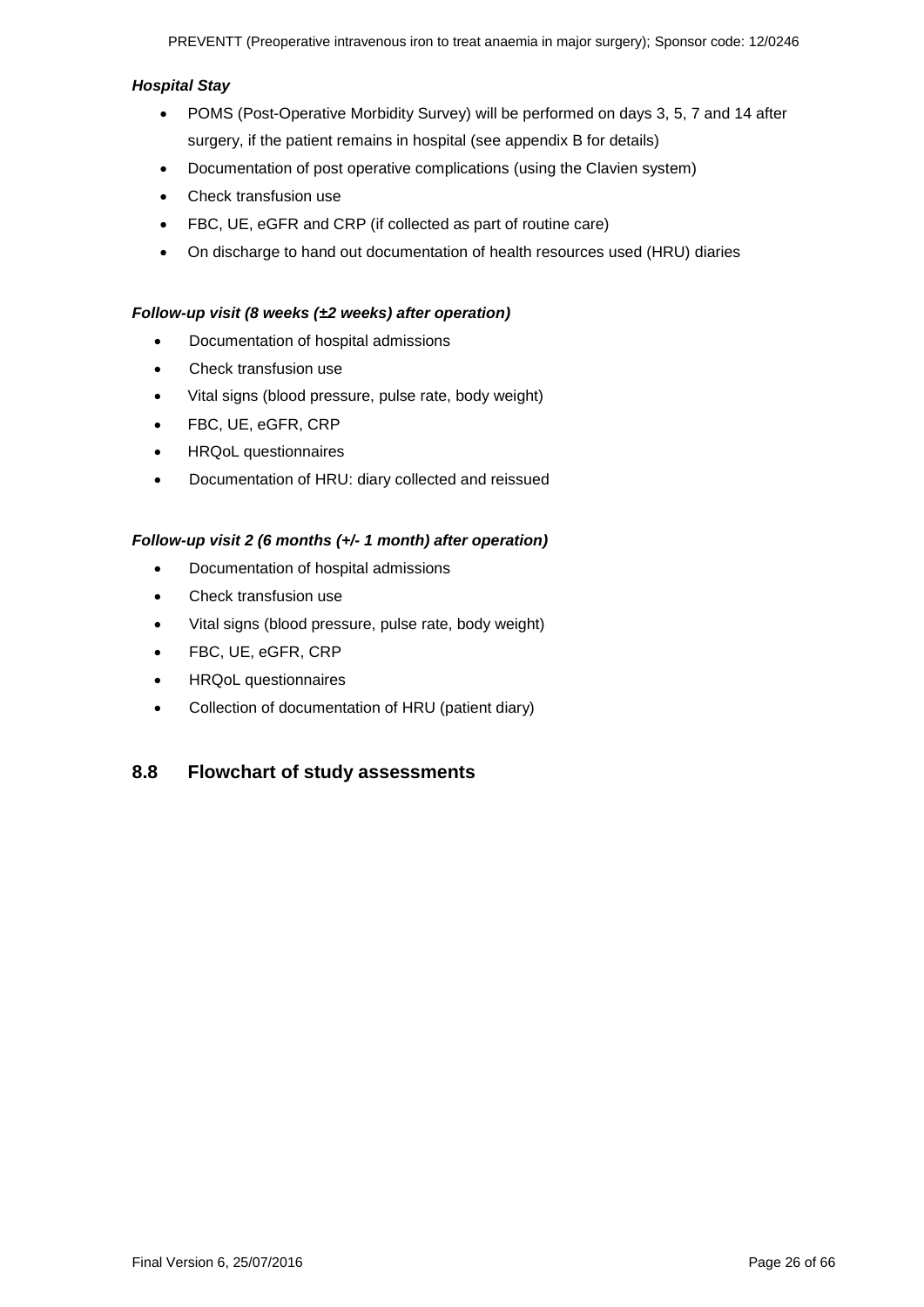***Hospital Stay***

- POMS (Post-Operative Morbidity Survey) will be performed on days 3, 5, 7 and 14 after surgery, if the patient remains in hospital (see appendix B for details)
- Documentation of post operative complications (using the Clavien system)
- Check transfusion use
- FBC, UE, eGFR and CRP (if collected as part of routine care)
- On discharge to hand out documentation of health resources used (HRU) diaries

***Follow-up visit (8 weeks (±2 weeks) after operation)***

- Documentation of hospital admissions
- Check transfusion use
- Vital signs (blood pressure, pulse rate, body weight)
- FBC, UE, eGFR, CRP
- HRQoL questionnaires
- Documentation of HRU: diary collected and reissued

***Follow-up visit 2 (6 months (+/- 1 month) after operation)***

- Documentation of hospital admissions
- Check transfusion use
- Vital signs (blood pressure, pulse rate, body weight)
- FBC, UE, eGFR, CRP
- HRQoL questionnaires
- Collection of documentation of HRU (patient diary)

## 8.8 Flowchart of study assessments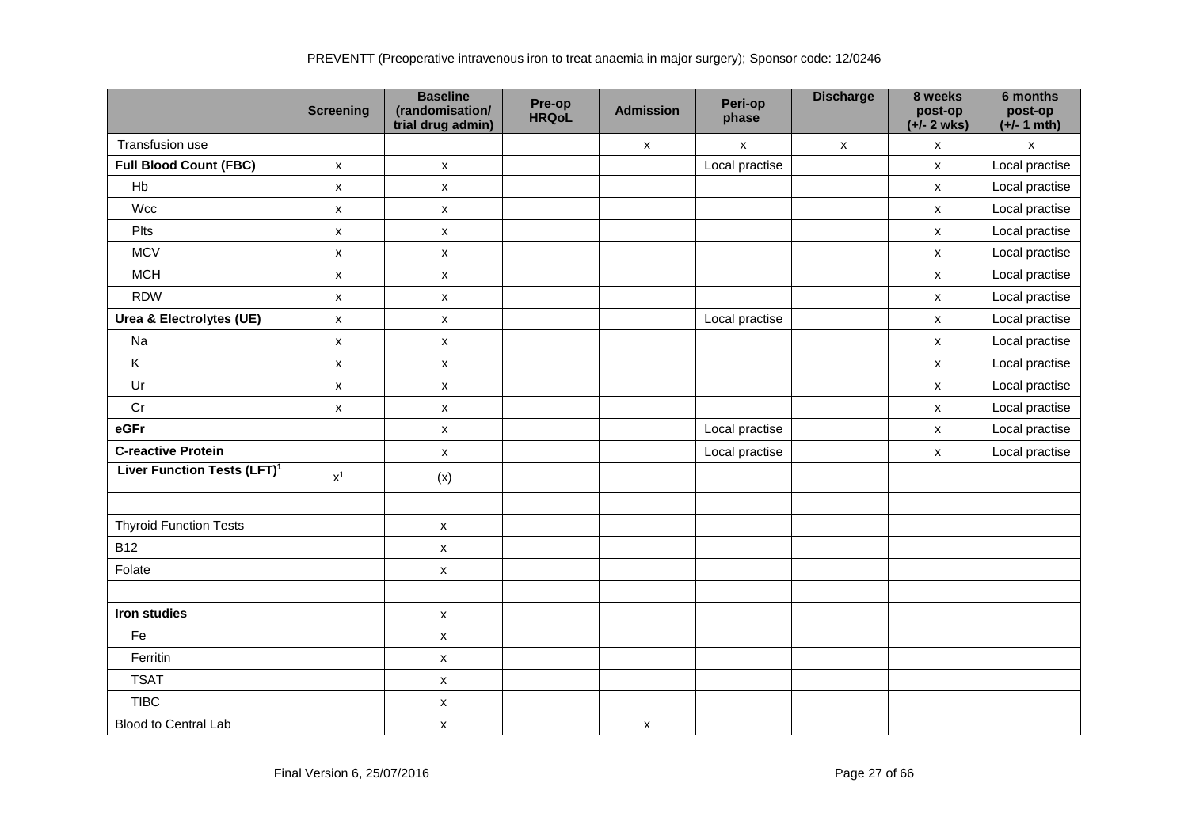| | Screening | Baseline (randomisation/ trial drug admin) | Pre-op HRQoL | Admission | Peri-op phase | Discharge | 8 weeks post-op (+/- 2 wks) | 6 months post-op (+/- 1 mth) |
|---|---|---|---|---|---|---|---|---|
| Transfusion use | | | | x | x | x | x | x |
| **Full Blood Count (FBC)** | x | x | | | Local practise | | x | Local practise |
| Hb | x | x | | | | | x | Local practise |
| Wcc | x | x | | | | | x | Local practise |
| Plts | x | x | | | | | x | Local practise |
| MCV | x | x | | | | | x | Local practise |
| MCH | x | x | | | | | x | Local practise |
| RDW | x | x | | | | | x | Local practise |
| **Urea & Electrolytes (UE)** | x | x | | | Local practise | | x | Local practise |
| Na | x | x | | | | | x | Local practise |
| K | x | x | | | | | x | Local practise |
| Ur | x | x | | | | | x | Local practise |
| Cr | x | x | | | | | x | Local practise |
| **eGFr** | | x | | | Local practise | | x | Local practise |
| **C-reactive Protein** | | x | | | Local practise | | x | Local practise |
| **Liver Function Tests (LFT)[1]** | x[1] | (x) | | | | | | |
| | | | | | | | | |
| Thyroid Function Tests | | x | | | | | | |
| B12 | | x | | | | | | |
| Folate | | x | | | | | | |
| | | | | | | | | |
| **Iron studies** | | x | | | | | | |
| Fe | | x | | | | | | |
| Ferritin | | x | | | | | | |
| TSAT | | x | | | | | | |
| TIBC | | x | | | | | | |
| Blood to Central Lab | | x | | x | | | | |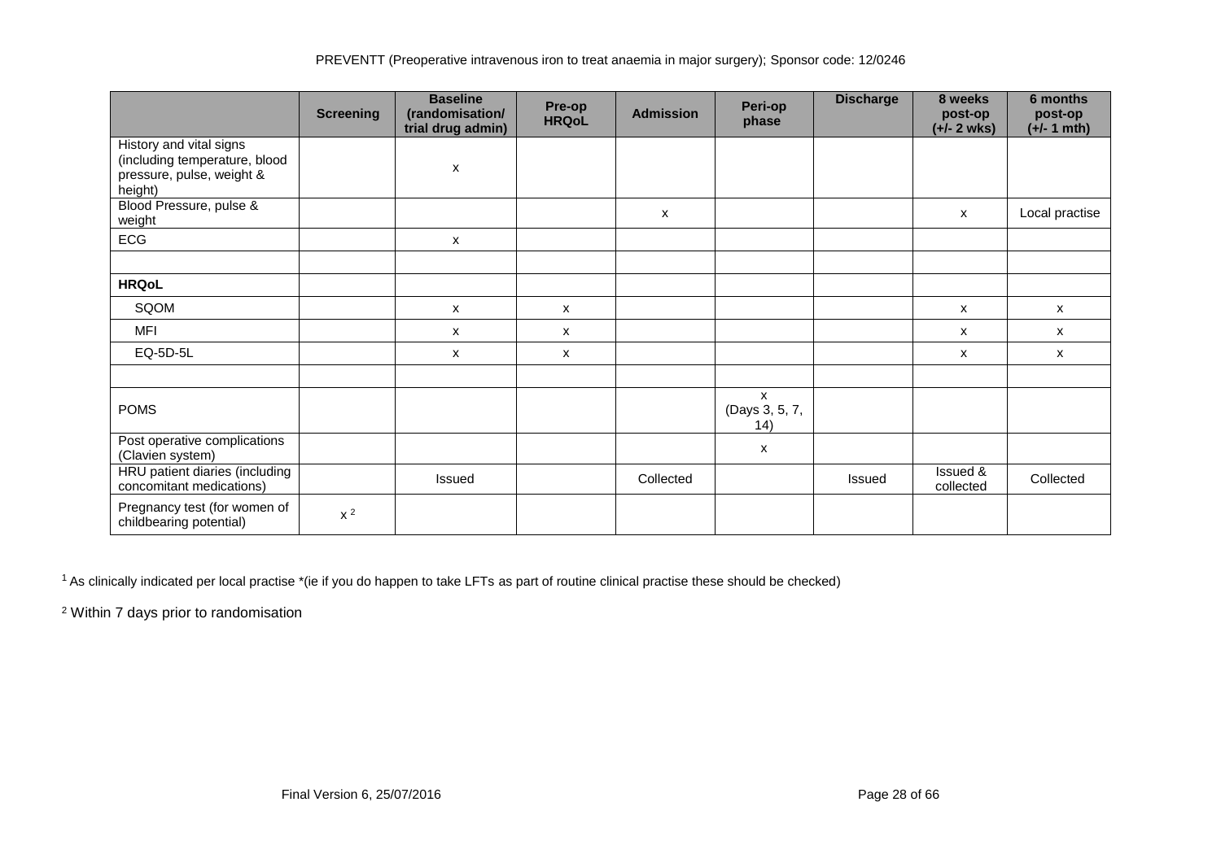| | Screening | Baseline (randomisation/ trial drug admin) | Pre-op HRQoL | Admission | Peri-op phase | Discharge | 8 weeks post-op (+/- 2 wks) | 6 months post-op (+/- 1 mth) |
|---|---|---|---|---|---|---|---|---|
| History and vital signs (including temperature, blood pressure, pulse, weight & height) | | x | | | | | | |
| Blood Pressure, pulse & weight | | | | x | | | x | Local practise |
| ECG | | x | | | | | | |
| | | | | | | | | |
| **HRQoL** | | | | | | | | |
| SQOM | | x | x | | | | x | x |
| MFI | | x | x | | | | x | x |
| EQ-5D-5L | | x | x | | | | x | x |
| | | | | | | | | |
| POMS | | | | | x (Days 3, 5, 7, 14) | | | |
| Post operative complications (Clavien system) | | | | | x | | | |
| HRU patient diaries (including concomitant medications) | | Issued | | Collected | | Issued | Issued & collected | Collected |
| Pregnancy test (for women of childbearing potential) | x [2] | | | | | | | |

[1] As clinically indicated per local practise *(ie if you do happen to take LFTs as part of routine clinical practise these should be checked)

[2] Within 7 days prior to randomisation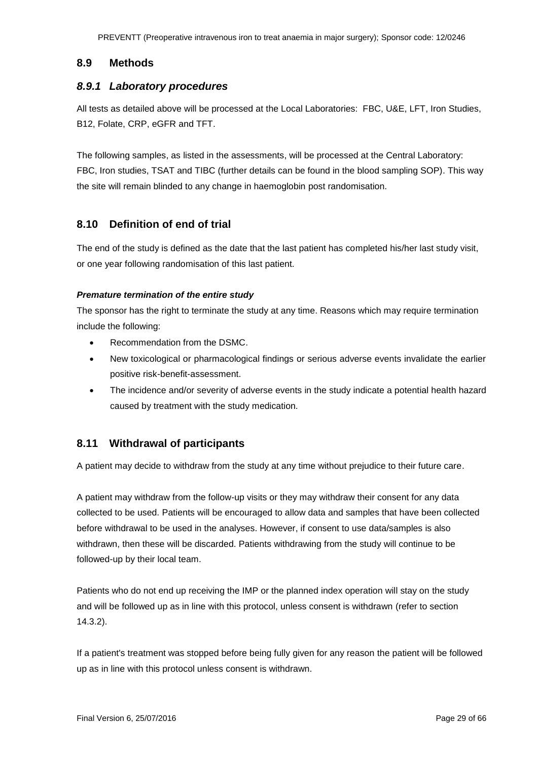## 8.9 Methods

### *8.9.1 Laboratory procedures*

All tests as detailed above will be processed at the Local Laboratories: FBC, U&E, LFT, Iron Studies, B12, Folate, CRP, eGFR and TFT.

The following samples, as listed in the assessments, will be processed at the Central Laboratory: FBC, Iron studies, TSAT and TIBC (further details can be found in the blood sampling SOP). This way the site will remain blinded to any change in haemoglobin post randomisation.

## 8.10 Definition of end of trial

The end of the study is defined as the date that the last patient has completed his/her last study visit, or one year following randomisation of this last patient.

***Premature termination of the entire study***

The sponsor has the right to terminate the study at any time. Reasons which may require termination include the following:

- Recommendation from the DSMC.
- New toxicological or pharmacological findings or serious adverse events invalidate the earlier positive risk-benefit-assessment.
- The incidence and/or severity of adverse events in the study indicate a potential health hazard caused by treatment with the study medication.

## 8.11 Withdrawal of participants

A patient may decide to withdraw from the study at any time without prejudice to their future care.

A patient may withdraw from the follow-up visits or they may withdraw their consent for any data collected to be used. Patients will be encouraged to allow data and samples that have been collected before withdrawal to be used in the analyses. However, if consent to use data/samples is also withdrawn, then these will be discarded. Patients withdrawing from the study will continue to be followed-up by their local team.

Patients who do not end up receiving the IMP or the planned index operation will stay on the study and will be followed up as in line with this protocol, unless consent is withdrawn (refer to section 14.3.2).

If a patient's treatment was stopped before being fully given for any reason the patient will be followed up as in line with this protocol unless consent is withdrawn.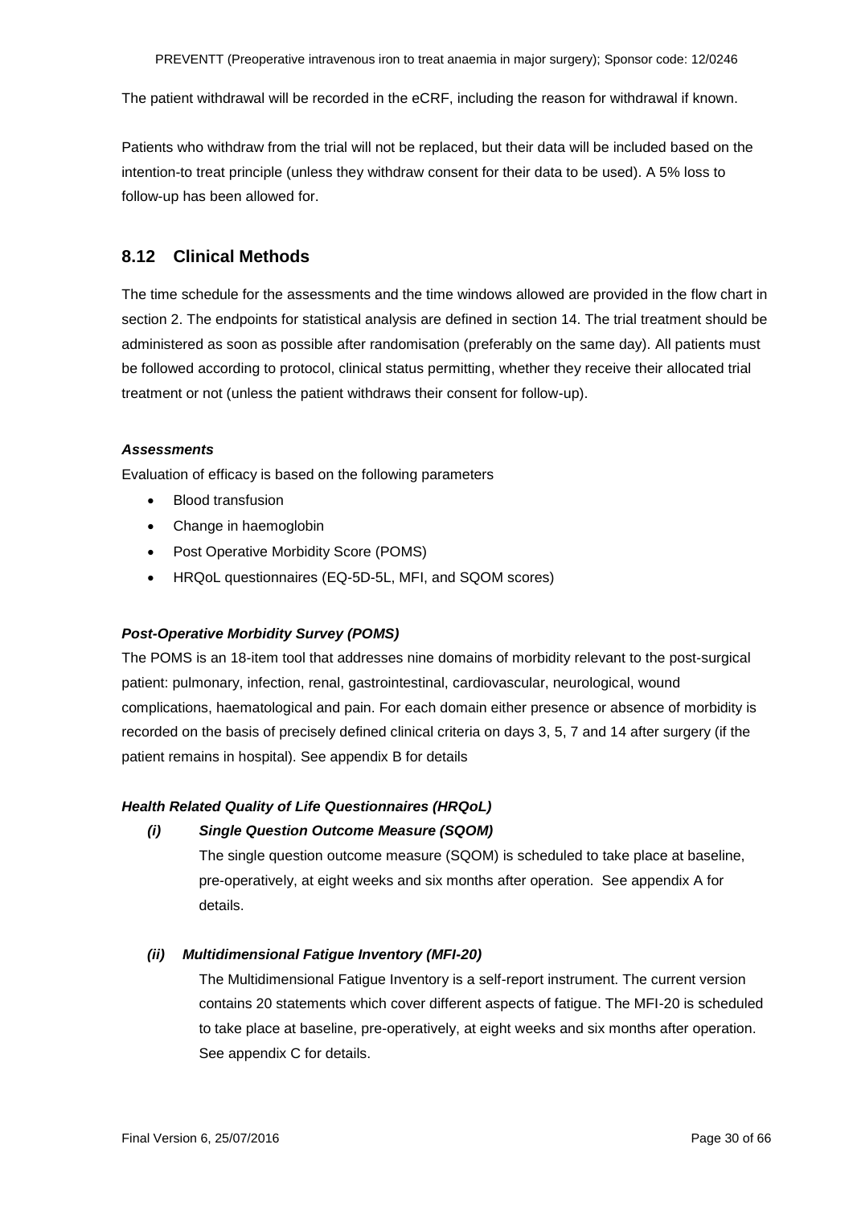The patient withdrawal will be recorded in the eCRF, including the reason for withdrawal if known.

Patients who withdraw from the trial will not be replaced, but their data will be included based on the intention-to treat principle (unless they withdraw consent for their data to be used). A 5% loss to follow-up has been allowed for.

## 8.12 Clinical Methods

The time schedule for the assessments and the time windows allowed are provided in the flow chart in section 2. The endpoints for statistical analysis are defined in section 14. The trial treatment should be administered as soon as possible after randomisation (preferably on the same day). All patients must be followed according to protocol, clinical status permitting, whether they receive their allocated trial treatment or not (unless the patient withdraws their consent for follow-up).

***Assessments***

Evaluation of efficacy is based on the following parameters

- Blood transfusion
- Change in haemoglobin
- Post Operative Morbidity Score (POMS)
- HRQoL questionnaires (EQ-5D-5L, MFI, and SQOM scores)

***Post-Operative Morbidity Survey (POMS)***

The POMS is an 18-item tool that addresses nine domains of morbidity relevant to the post-surgical patient: pulmonary, infection, renal, gastrointestinal, cardiovascular, neurological, wound complications, haematological and pain. For each domain either presence or absence of morbidity is recorded on the basis of precisely defined clinical criteria on days 3, 5, 7 and 14 after surgery (if the patient remains in hospital). See appendix B for details

***Health Related Quality of Life Questionnaires (HRQoL)***

***(i) Single Question Outcome Measure (SQOM)***

The single question outcome measure (SQOM) is scheduled to take place at baseline, pre-operatively, at eight weeks and six months after operation. See appendix A for details.

***(ii) Multidimensional Fatigue Inventory (MFI-20)***

The Multidimensional Fatigue Inventory is a self-report instrument. The current version contains 20 statements which cover different aspects of fatigue. The MFI-20 is scheduled to take place at baseline, pre-operatively, at eight weeks and six months after operation. See appendix C for details.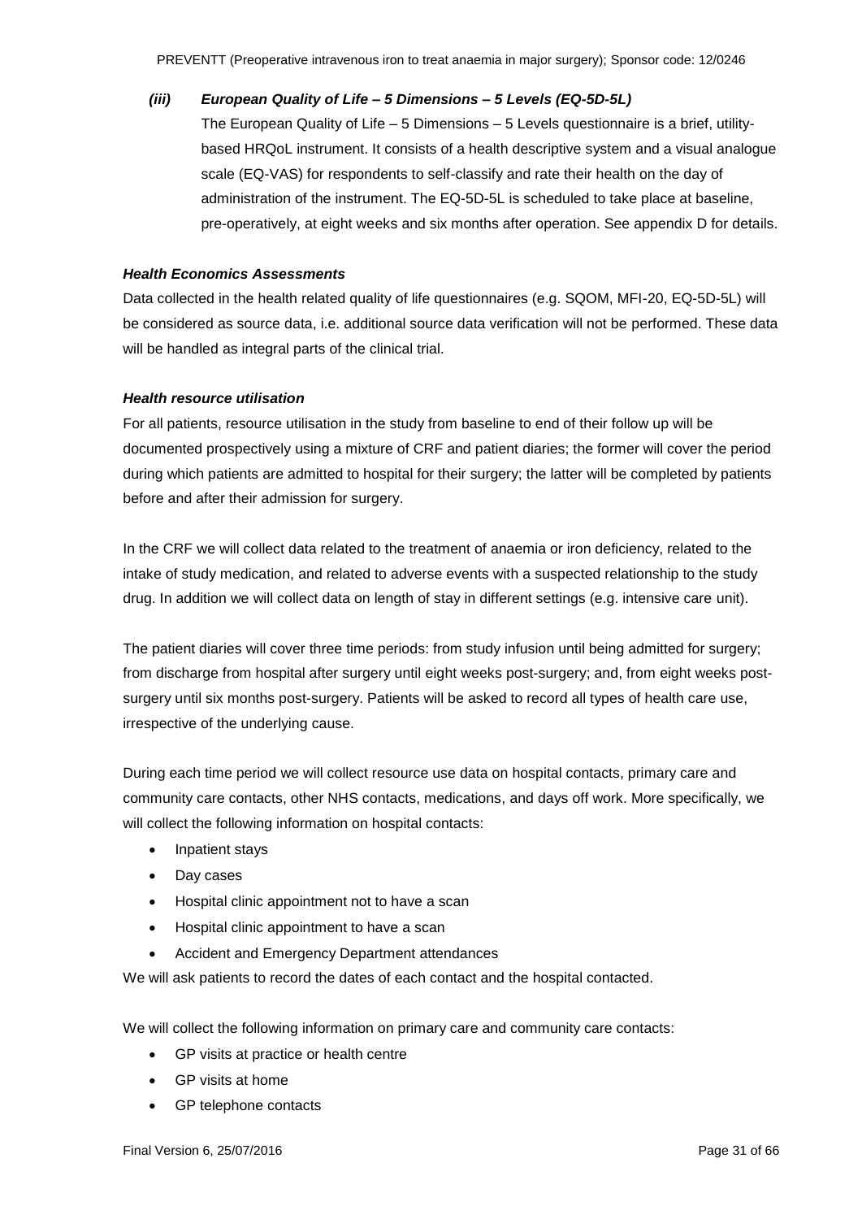*(iii) European Quality of Life – 5 Dimensions – 5 Levels (EQ-5D-5L)*

The European Quality of Life – 5 Dimensions – 5 Levels questionnaire is a brief, utility-based HRQoL instrument. It consists of a health descriptive system and a visual analogue scale (EQ-VAS) for respondents to self-classify and rate their health on the day of administration of the instrument. The EQ-5D-5L is scheduled to take place at baseline, pre-operatively, at eight weeks and six months after operation. See appendix D for details.

***Health Economics Assessments***

Data collected in the health related quality of life questionnaires (e.g. SQOM, MFI-20, EQ-5D-5L) will be considered as source data, i.e. additional source data verification will not be performed. These data will be handled as integral parts of the clinical trial.

***Health resource utilisation***

For all patients, resource utilisation in the study from baseline to end of their follow up will be documented prospectively using a mixture of CRF and patient diaries; the former will cover the period during which patients are admitted to hospital for their surgery; the latter will be completed by patients before and after their admission for surgery.

In the CRF we will collect data related to the treatment of anaemia or iron deficiency, related to the intake of study medication, and related to adverse events with a suspected relationship to the study drug. In addition we will collect data on length of stay in different settings (e.g. intensive care unit).

The patient diaries will cover three time periods: from study infusion until being admitted for surgery; from discharge from hospital after surgery until eight weeks post-surgery; and, from eight weeks post-surgery until six months post-surgery. Patients will be asked to record all types of health care use, irrespective of the underlying cause.

During each time period we will collect resource use data on hospital contacts, primary care and community care contacts, other NHS contacts, medications, and days off work. More specifically, we will collect the following information on hospital contacts:

- Inpatient stays
- Day cases
- Hospital clinic appointment not to have a scan
- Hospital clinic appointment to have a scan
- Accident and Emergency Department attendances

We will ask patients to record the dates of each contact and the hospital contacted.

We will collect the following information on primary care and community care contacts:

- GP visits at practice or health centre
- GP visits at home
- GP telephone contacts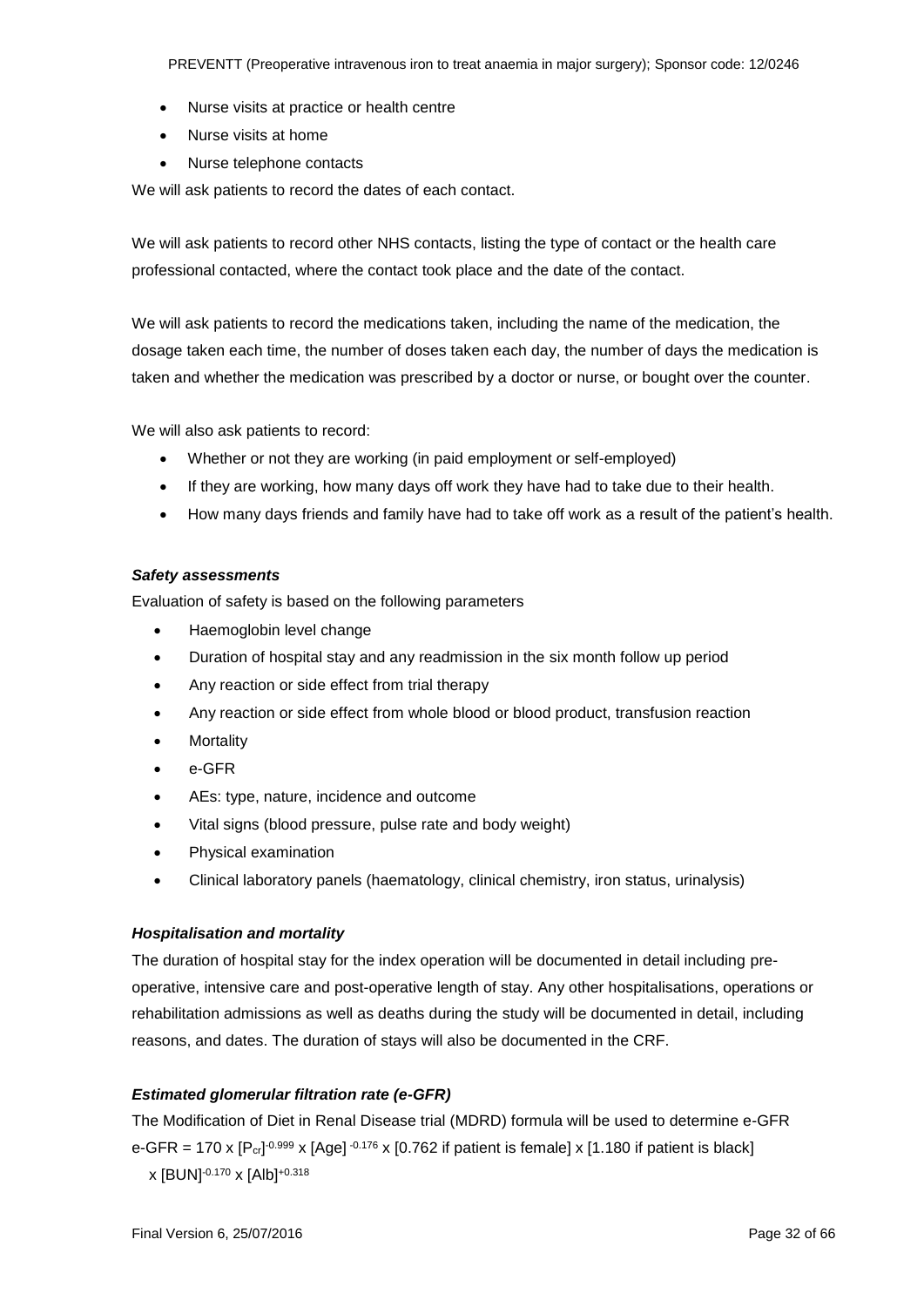- Nurse visits at practice or health centre
- Nurse visits at home
- Nurse telephone contacts

We will ask patients to record the dates of each contact.

We will ask patients to record other NHS contacts, listing the type of contact or the health care professional contacted, where the contact took place and the date of the contact.

We will ask patients to record the medications taken, including the name of the medication, the dosage taken each time, the number of doses taken each day, the number of days the medication is taken and whether the medication was prescribed by a doctor or nurse, or bought over the counter.

We will also ask patients to record:

- Whether or not they are working (in paid employment or self-employed)
- If they are working, how many days off work they have had to take due to their health.
- How many days friends and family have had to take off work as a result of the patient's health.

***Safety assessments***

Evaluation of safety is based on the following parameters

- Haemoglobin level change
- Duration of hospital stay and any readmission in the six month follow up period
- Any reaction or side effect from trial therapy
- Any reaction or side effect from whole blood or blood product, transfusion reaction
- Mortality
- e-GFR
- AEs: type, nature, incidence and outcome
- Vital signs (blood pressure, pulse rate and body weight)
- Physical examination
- Clinical laboratory panels (haematology, clinical chemistry, iron status, urinalysis)

***Hospitalisation and mortality***

The duration of hospital stay for the index operation will be documented in detail including pre-operative, intensive care and post-operative length of stay. Any other hospitalisations, operations or rehabilitation admissions as well as deaths during the study will be documented in detail, including reasons, and dates. The duration of stays will also be documented in the CRF.

***Estimated glomerular filtration rate (e-GFR)***

The Modification of Diet in Renal Disease trial (MDRD) formula will be used to determine e-GFR

$$\text{e-GFR} = 170 \times [P_{cr}]^{-0.999} \times [\text{Age}]^{-0.176} \times [0.762 \text{ if patient is female}] \times [1.180 \text{ if patient is black}] \times [\text{BUN}]^{-0.170} \times [\text{Alb}]^{+0.318}$$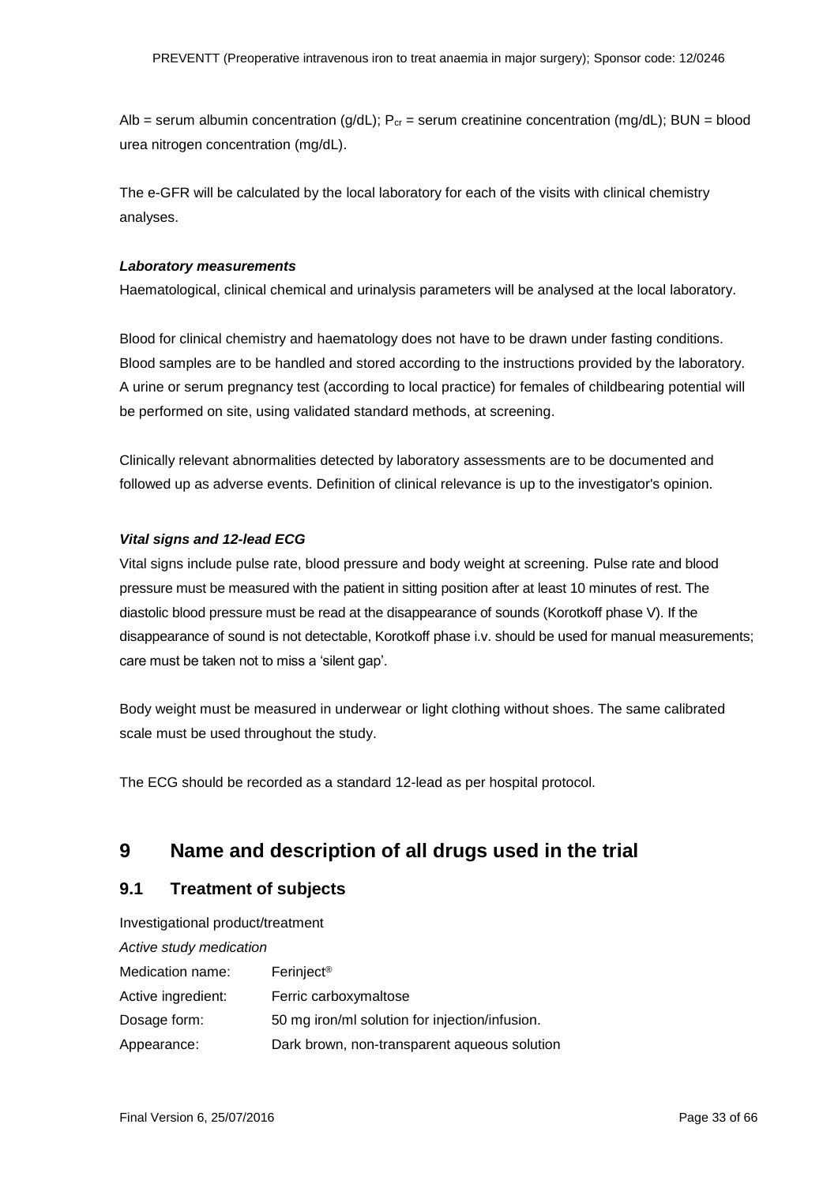Alb = serum albumin concentration (g/dL); $P_{cr}$ = serum creatinine concentration (mg/dL); BUN = blood urea nitrogen concentration (mg/dL).

The e-GFR will be calculated by the local laboratory for each of the visits with clinical chemistry analyses.

***Laboratory measurements***

Haematological, clinical chemical and urinalysis parameters will be analysed at the local laboratory.

Blood for clinical chemistry and haematology does not have to be drawn under fasting conditions. Blood samples are to be handled and stored according to the instructions provided by the laboratory. A urine or serum pregnancy test (according to local practice) for females of childbearing potential will be performed on site, using validated standard methods, at screening.

Clinically relevant abnormalities detected by laboratory assessments are to be documented and followed up as adverse events. Definition of clinical relevance is up to the investigator's opinion.

***Vital signs and 12-lead ECG***

Vital signs include pulse rate, blood pressure and body weight at screening. Pulse rate and blood pressure must be measured with the patient in sitting position after at least 10 minutes of rest. The diastolic blood pressure must be read at the disappearance of sounds (Korotkoff phase V). If the disappearance of sound is not detectable, Korotkoff phase i.v. should be used for manual measurements; care must be taken not to miss a 'silent gap'.

Body weight must be measured in underwear or light clothing without shoes. The same calibrated scale must be used throughout the study.

The ECG should be recorded as a standard 12-lead as per hospital protocol.

# 9 Name and description of all drugs used in the trial

## 9.1 Treatment of subjects

Investigational product/treatment

*Active study medication*

| | |
|---|---|
| Medication name: | Ferinject® |
| Active ingredient: | Ferric carboxymaltose |
| Dosage form: | 50 mg iron/ml solution for injection/infusion. |
| Appearance: | Dark brown, non-transparent aqueous solution |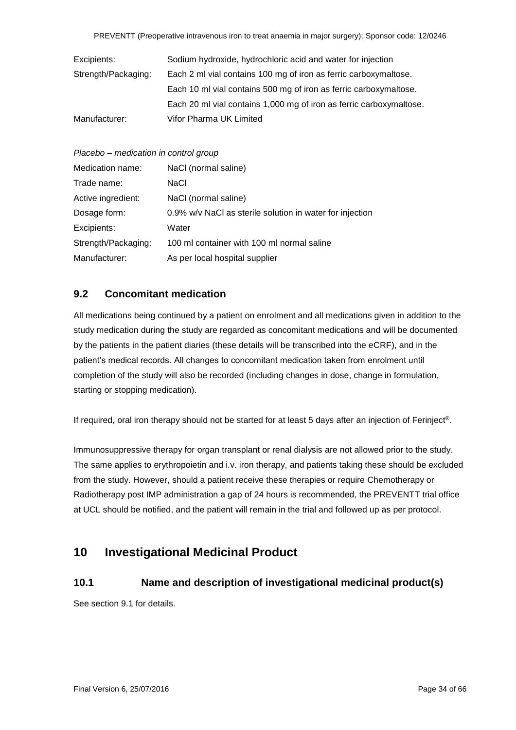| | |
|---|---|
| Excipients: | Sodium hydroxide, hydrochloric acid and water for injection |
| Strength/Packaging: | Each 2 ml vial contains 100 mg of iron as ferric carboxymaltose. |
| | Each 10 ml vial contains 500 mg of iron as ferric carboxymaltose. |
| | Each 20 ml vial contains 1,000 mg of iron as ferric carboxymaltose. |
| Manufacturer: | Vifor Pharma UK Limited |

*Placebo – medication in control group*

| | |
|---|---|
| Medication name: | NaCl (normal saline) |
| Trade name: | NaCl |
| Active ingredient: | NaCl (normal saline) |
| Dosage form: | 0.9% w/v NaCl as sterile solution in water for injection |
| Excipients: | Water |
| Strength/Packaging: | 100 ml container with 100 ml normal saline |
| Manufacturer: | As per local hospital supplier |

## 9.2 Concomitant medication

All medications being continued by a patient on enrolment and all medications given in addition to the study medication during the study are regarded as concomitant medications and will be documented by the patients in the patient diaries (these details will be transcribed into the eCRF), and in the patient's medical records. All changes to concomitant medication taken from enrolment until completion of the study will also be recorded (including changes in dose, change in formulation, starting or stopping medication).

If required, oral iron therapy should not be started for at least 5 days after an injection of Ferinject®.

Immunosuppressive therapy for organ transplant or renal dialysis are not allowed prior to the study. The same applies to erythropoietin and i.v. iron therapy, and patients taking these should be excluded from the study. However, should a patient receive these therapies or require Chemotherapy or Radiotherapy post IMP administration a gap of 24 hours is recommended, the PREVENTT trial office at UCL should be notified, and the patient will remain in the trial and followed up as per protocol.

# 10 Investigational Medicinal Product

## 10.1 Name and description of investigational medicinal product(s)

See section 9.1 for details.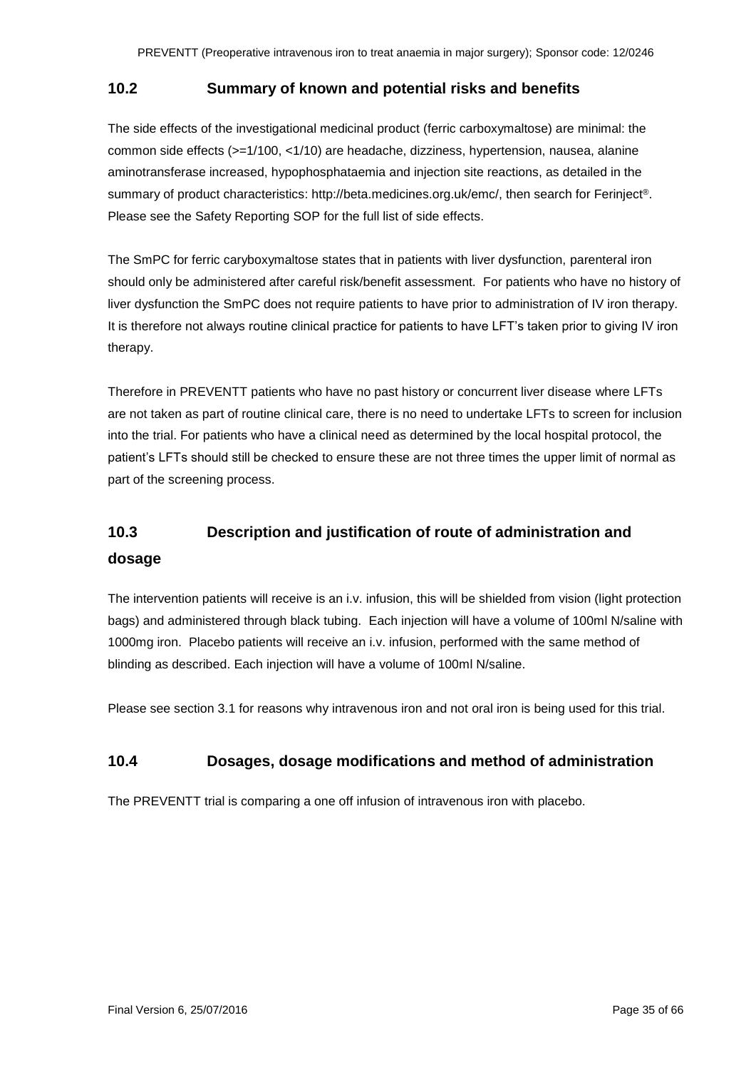## 10.2 Summary of known and potential risks and benefits

The side effects of the investigational medicinal product (ferric carboxymaltose) are minimal: the common side effects (>=1/100, <1/10) are headache, dizziness, hypertension, nausea, alanine aminotransferase increased, hypophosphataemia and injection site reactions, as detailed in the summary of product characteristics: http://beta.medicines.org.uk/emc/, then search for Ferinject®. Please see the Safety Reporting SOP for the full list of side effects.

The SmPC for ferric caryboxymaltose states that in patients with liver dysfunction, parenteral iron should only be administered after careful risk/benefit assessment. For patients who have no history of liver dysfunction the SmPC does not require patients to have prior to administration of IV iron therapy. It is therefore not always routine clinical practice for patients to have LFT's taken prior to giving IV iron therapy.

Therefore in PREVENTT patients who have no past history or concurrent liver disease where LFTs are not taken as part of routine clinical care, there is no need to undertake LFTs to screen for inclusion into the trial. For patients who have a clinical need as determined by the local hospital protocol, the patient's LFTs should still be checked to ensure these are not three times the upper limit of normal as part of the screening process.

## 10.3 Description and justification of route of administration and dosage

The intervention patients will receive is an i.v. infusion, this will be shielded from vision (light protection bags) and administered through black tubing. Each injection will have a volume of 100ml N/saline with 1000mg iron. Placebo patients will receive an i.v. infusion, performed with the same method of blinding as described. Each injection will have a volume of 100ml N/saline.

Please see section 3.1 for reasons why intravenous iron and not oral iron is being used for this trial.

## 10.4 Dosages, dosage modifications and method of administration

The PREVENTT trial is comparing a one off infusion of intravenous iron with placebo.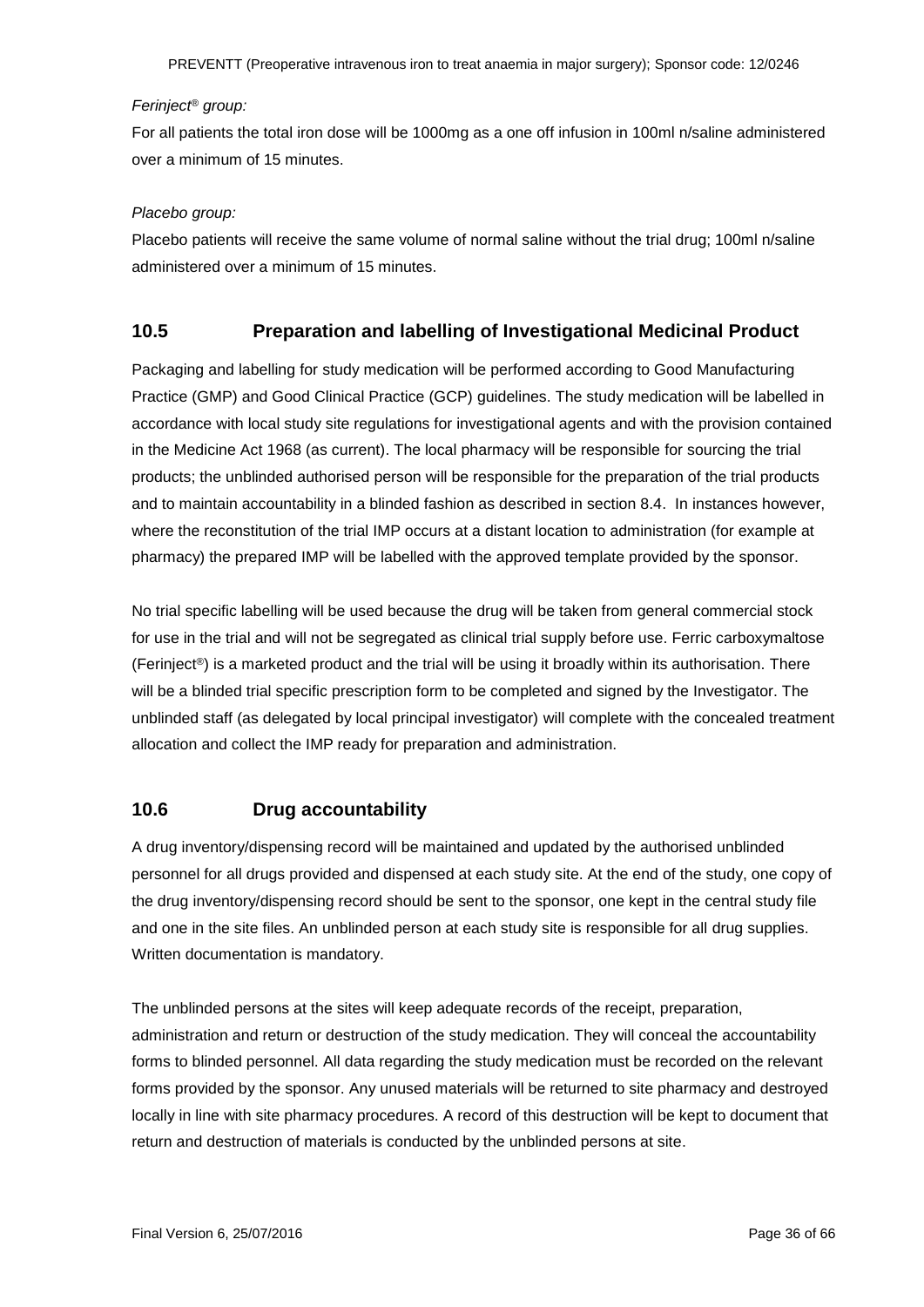*Ferinject® group:*

For all patients the total iron dose will be 1000mg as a one off infusion in 100ml n/saline administered over a minimum of 15 minutes.

*Placebo group:*

Placebo patients will receive the same volume of normal saline without the trial drug; 100ml n/saline administered over a minimum of 15 minutes.

## 10.5 Preparation and labelling of Investigational Medicinal Product

Packaging and labelling for study medication will be performed according to Good Manufacturing Practice (GMP) and Good Clinical Practice (GCP) guidelines. The study medication will be labelled in accordance with local study site regulations for investigational agents and with the provision contained in the Medicine Act 1968 (as current). The local pharmacy will be responsible for sourcing the trial products; the unblinded authorised person will be responsible for the preparation of the trial products and to maintain accountability in a blinded fashion as described in section 8.4. In instances however, where the reconstitution of the trial IMP occurs at a distant location to administration (for example at pharmacy) the prepared IMP will be labelled with the approved template provided by the sponsor.

No trial specific labelling will be used because the drug will be taken from general commercial stock for use in the trial and will not be segregated as clinical trial supply before use. Ferric carboxymaltose (Ferinject®) is a marketed product and the trial will be using it broadly within its authorisation. There will be a blinded trial specific prescription form to be completed and signed by the Investigator. The unblinded staff (as delegated by local principal investigator) will complete with the concealed treatment allocation and collect the IMP ready for preparation and administration.

## 10.6 Drug accountability

A drug inventory/dispensing record will be maintained and updated by the authorised unblinded personnel for all drugs provided and dispensed at each study site. At the end of the study, one copy of the drug inventory/dispensing record should be sent to the sponsor, one kept in the central study file and one in the site files. An unblinded person at each study site is responsible for all drug supplies. Written documentation is mandatory.

The unblinded persons at the sites will keep adequate records of the receipt, preparation, administration and return or destruction of the study medication. They will conceal the accountability forms to blinded personnel. All data regarding the study medication must be recorded on the relevant forms provided by the sponsor. Any unused materials will be returned to site pharmacy and destroyed locally in line with site pharmacy procedures. A record of this destruction will be kept to document that return and destruction of materials is conducted by the unblinded persons at site.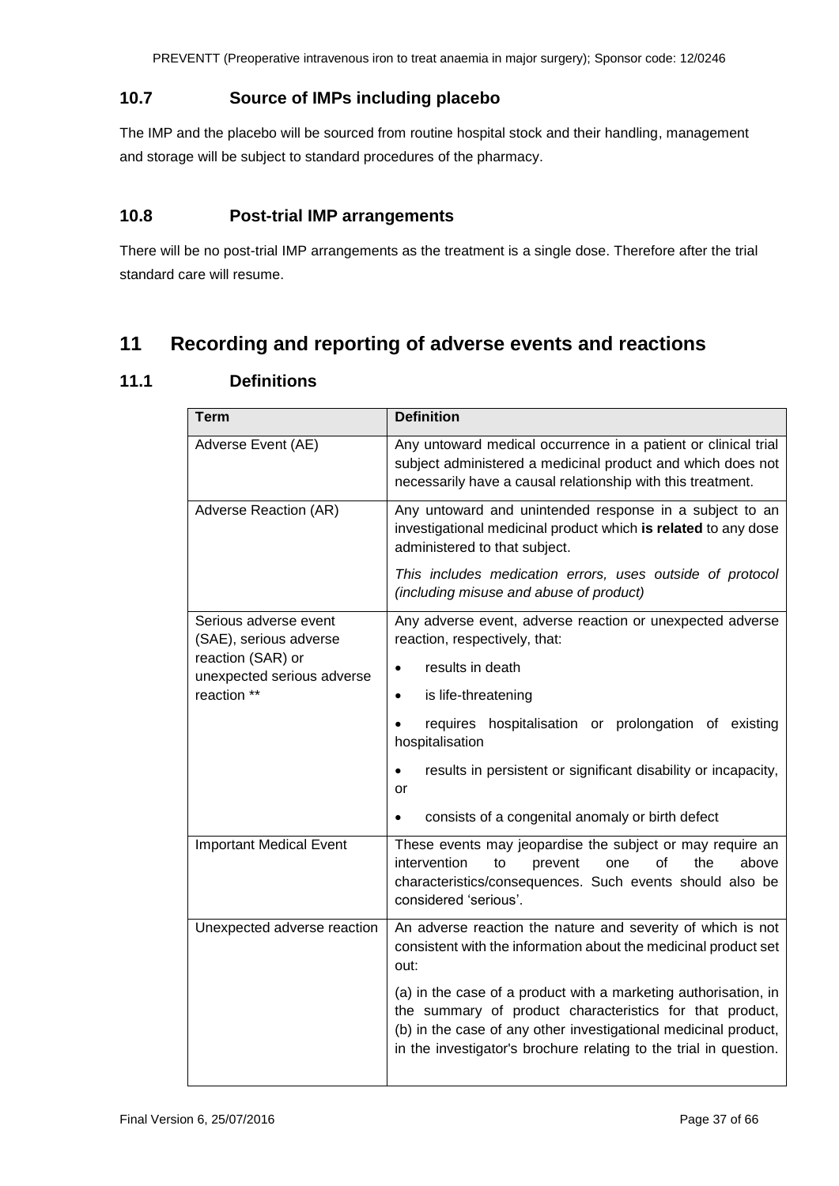## 10.7 Source of IMPs including placebo

The IMP and the placebo will be sourced from routine hospital stock and their handling, management and storage will be subject to standard procedures of the pharmacy.

## 10.8 Post-trial IMP arrangements

There will be no post-trial IMP arrangements as the treatment is a single dose. Therefore after the trial standard care will resume.

# 11 Recording and reporting of adverse events and reactions

## 11.1 Definitions

| Term | Definition |
|---|---|
| Adverse Event (AE) | Any untoward medical occurrence in a patient or clinical trial subject administered a medicinal product and which does not necessarily have a causal relationship with this treatment. |
| Adverse Reaction (AR) | Any untoward and unintended response in a subject to an investigational medicinal product which **is related** to any dose administered to that subject.<br><br>*This includes medication errors, uses outside of protocol (including misuse and abuse of product)* |
| Serious adverse event (SAE), serious adverse reaction (SAR) or unexpected serious adverse reaction ** | Any adverse event, adverse reaction or unexpected adverse reaction, respectively, that:<br>• results in death<br>• is life-threatening<br>• requires hospitalisation or prolongation of existing hospitalisation<br>• results in persistent or significant disability or incapacity, or<br>• consists of a congenital anomaly or birth defect |
| Important Medical Event | These events may jeopardise the subject or may require an intervention to prevent one of the above characteristics/consequences. Such events should also be considered 'serious'. |
| Unexpected adverse reaction | An adverse reaction the nature and severity of which is not consistent with the information about the medicinal product set out:<br><br>(a) in the case of a product with a marketing authorisation, in the summary of product characteristics for that product,<br>(b) in the case of any other investigational medicinal product, in the investigator's brochure relating to the trial in question. |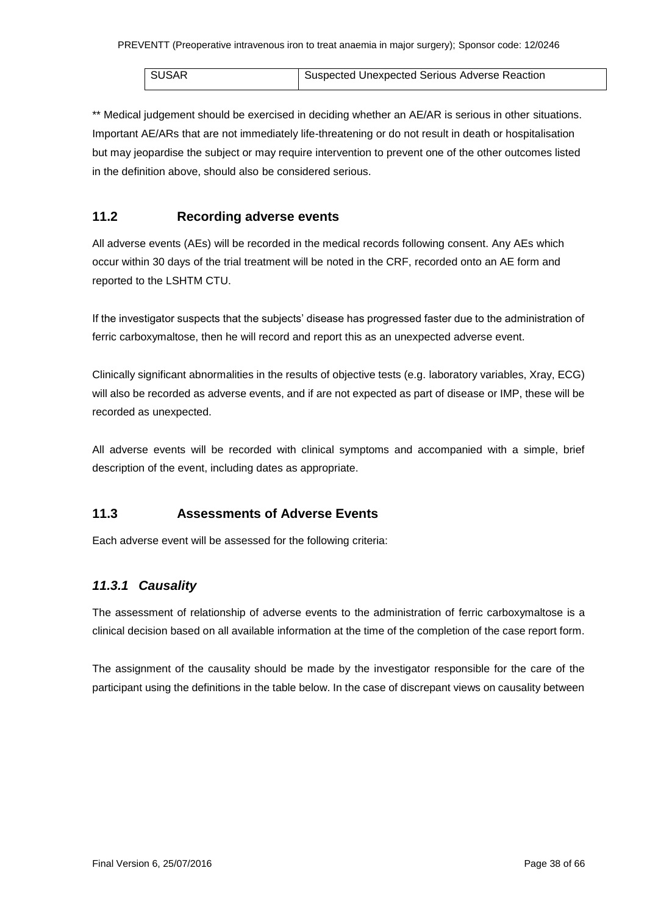| SUSAR | Suspected Unexpected Serious Adverse Reaction |
|---|---|

** Medical judgement should be exercised in deciding whether an AE/AR is serious in other situations. Important AE/ARs that are not immediately life-threatening or do not result in death or hospitalisation but may jeopardise the subject or may require intervention to prevent one of the other outcomes listed in the definition above, should also be considered serious.

## 11.2 Recording adverse events

All adverse events (AEs) will be recorded in the medical records following consent. Any AEs which occur within 30 days of the trial treatment will be noted in the CRF, recorded onto an AE form and reported to the LSHTM CTU.

If the investigator suspects that the subjects' disease has progressed faster due to the administration of ferric carboxymaltose, then he will record and report this as an unexpected adverse event.

Clinically significant abnormalities in the results of objective tests (e.g. laboratory variables, Xray, ECG) will also be recorded as adverse events, and if are not expected as part of disease or IMP, these will be recorded as unexpected.

All adverse events will be recorded with clinical symptoms and accompanied with a simple, brief description of the event, including dates as appropriate.

## 11.3 Assessments of Adverse Events

Each adverse event will be assessed for the following criteria:

### *11.3.1 Causality*

The assessment of relationship of adverse events to the administration of ferric carboxymaltose is a clinical decision based on all available information at the time of the completion of the case report form.

The assignment of the causality should be made by the investigator responsible for the care of the participant using the definitions in the table below. In the case of discrepant views on causality between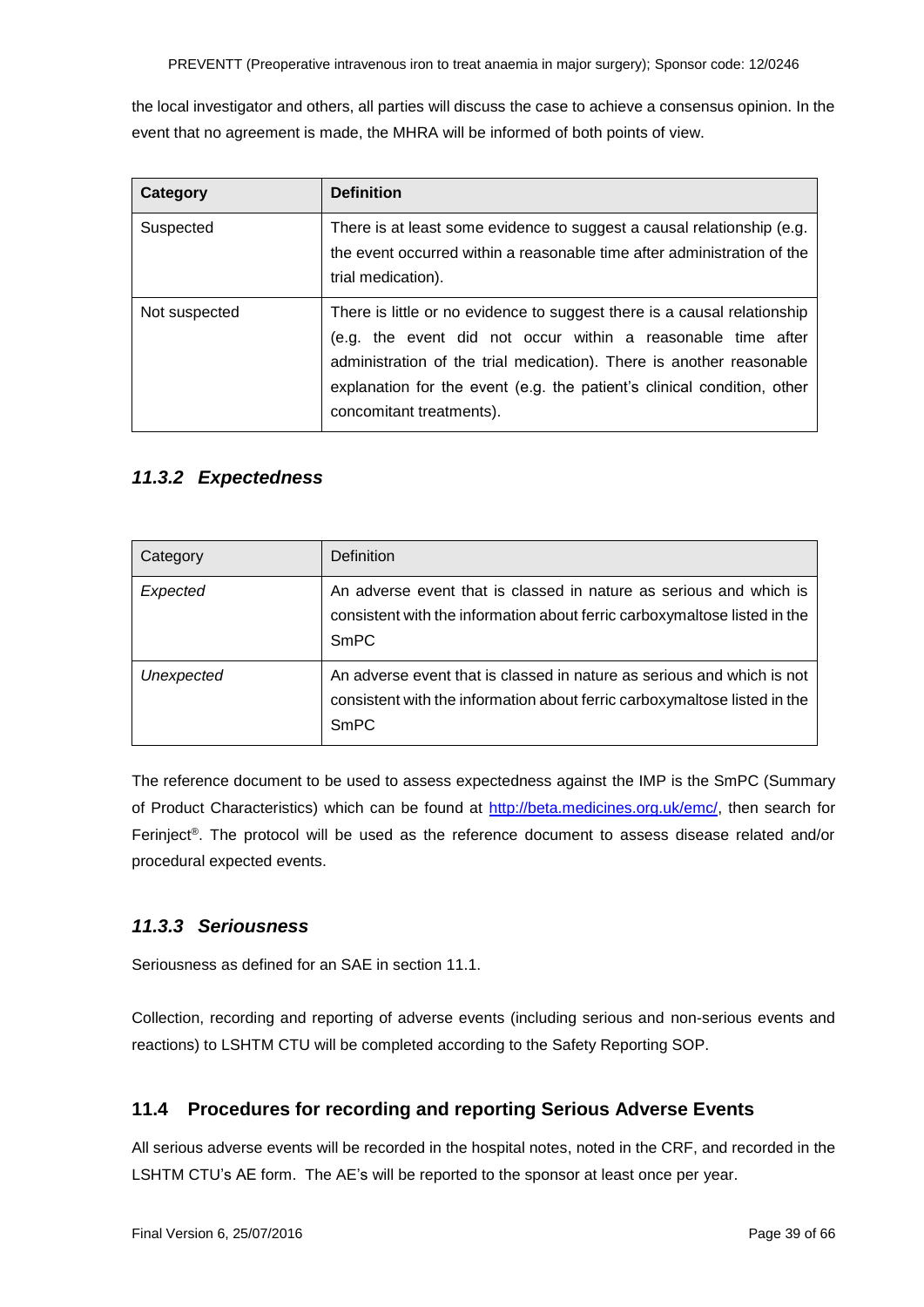the local investigator and others, all parties will discuss the case to achieve a consensus opinion. In the event that no agreement is made, the MHRA will be informed of both points of view.

| **Category** | **Definition** |
| --- | --- |
| Suspected | There is at least some evidence to suggest a causal relationship (e.g. the event occurred within a reasonable time after administration of the trial medication). |
| Not suspected | There is little or no evidence to suggest there is a causal relationship (e.g. the event did not occur within a reasonable time after administration of the trial medication). There is another reasonable explanation for the event (e.g. the patient's clinical condition, other concomitant treatments). |

### *11.3.2 Expectedness*

| Category | Definition |
| --- | --- |
| *Expected* | An adverse event that is classed in nature as serious and which is consistent with the information about ferric carboxymaltose listed in the SmPC |
| *Unexpected* | An adverse event that is classed in nature as serious and which is not consistent with the information about ferric carboxymaltose listed in the SmPC |

The reference document to be used to assess expectedness against the IMP is the SmPC (Summary of Product Characteristics) which can be found at http://beta.medicines.org.uk/emc/, then search for Ferinject®. The protocol will be used as the reference document to assess disease related and/or procedural expected events.

### *11.3.3 Seriousness*

Seriousness as defined for an SAE in section 11.1.

Collection, recording and reporting of adverse events (including serious and non-serious events and reactions) to LSHTM CTU will be completed according to the Safety Reporting SOP.

## 11.4 Procedures for recording and reporting Serious Adverse Events

All serious adverse events will be recorded in the hospital notes, noted in the CRF, and recorded in the LSHTM CTU's AE form. The AE's will be reported to the sponsor at least once per year.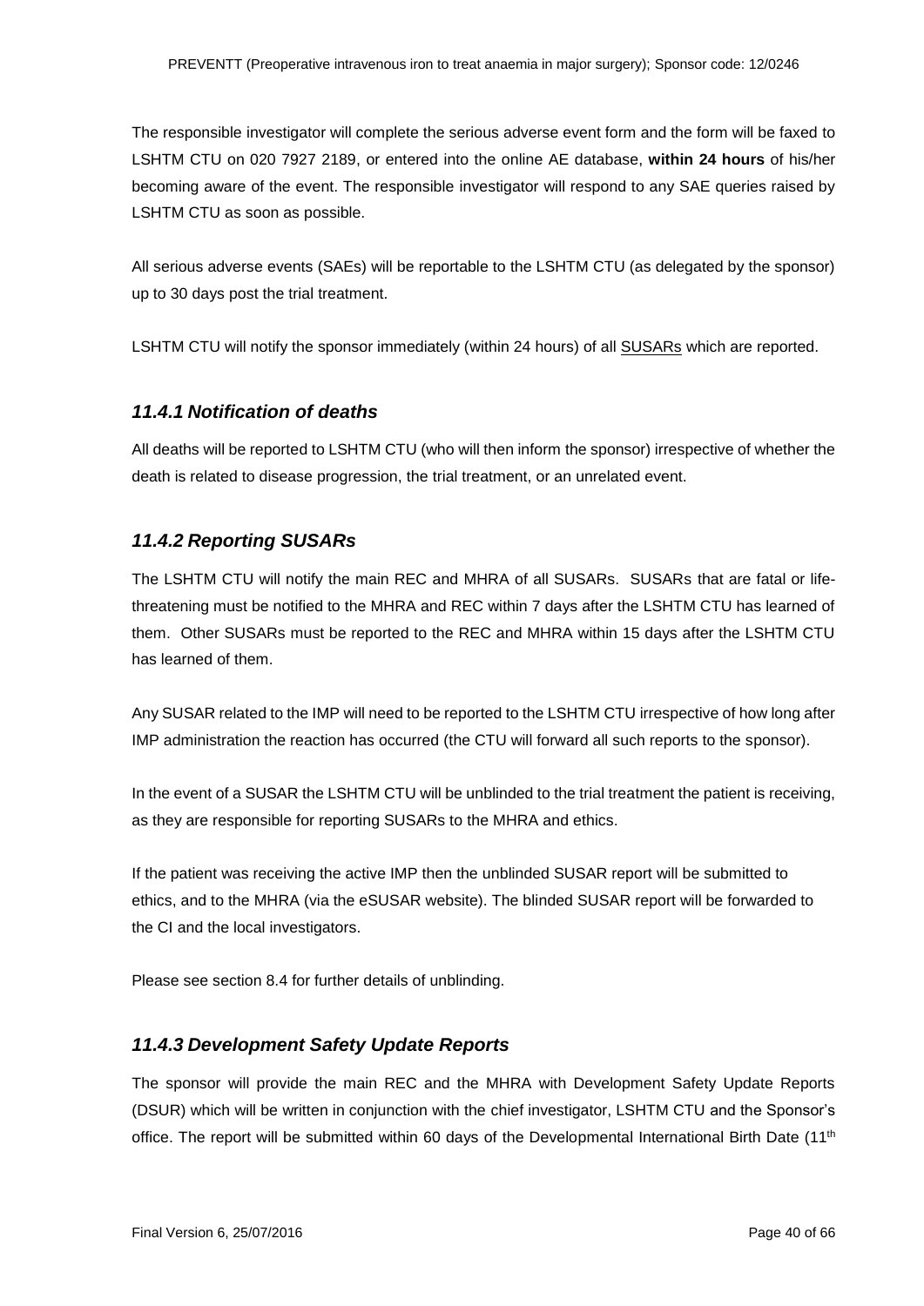The responsible investigator will complete the serious adverse event form and the form will be faxed to LSHTM CTU on 020 7927 2189, or entered into the online AE database, **within 24 hours** of his/her becoming aware of the event. The responsible investigator will respond to any SAE queries raised by LSHTM CTU as soon as possible.

All serious adverse events (SAEs) will be reportable to the LSHTM CTU (as delegated by the sponsor) up to 30 days post the trial treatment.

LSHTM CTU will notify the sponsor immediately (within 24 hours) of all SUSARs which are reported.

### *11.4.1 Notification of deaths*

All deaths will be reported to LSHTM CTU (who will then inform the sponsor) irrespective of whether the death is related to disease progression, the trial treatment, or an unrelated event.

### *11.4.2 Reporting SUSARs*

The LSHTM CTU will notify the main REC and MHRA of all SUSARs. SUSARs that are fatal or life-threatening must be notified to the MHRA and REC within 7 days after the LSHTM CTU has learned of them. Other SUSARs must be reported to the REC and MHRA within 15 days after the LSHTM CTU has learned of them.

Any SUSAR related to the IMP will need to be reported to the LSHTM CTU irrespective of how long after IMP administration the reaction has occurred (the CTU will forward all such reports to the sponsor).

In the event of a SUSAR the LSHTM CTU will be unblinded to the trial treatment the patient is receiving, as they are responsible for reporting SUSARs to the MHRA and ethics.

If the patient was receiving the active IMP then the unblinded SUSAR report will be submitted to ethics, and to the MHRA (via the eSUSAR website). The blinded SUSAR report will be forwarded to the CI and the local investigators.

Please see section 8.4 for further details of unblinding.

### *11.4.3 Development Safety Update Reports*

The sponsor will provide the main REC and the MHRA with Development Safety Update Reports (DSUR) which will be written in conjunction with the chief investigator, LSHTM CTU and the Sponsor's office. The report will be submitted within 60 days of the Developmental International Birth Date (11th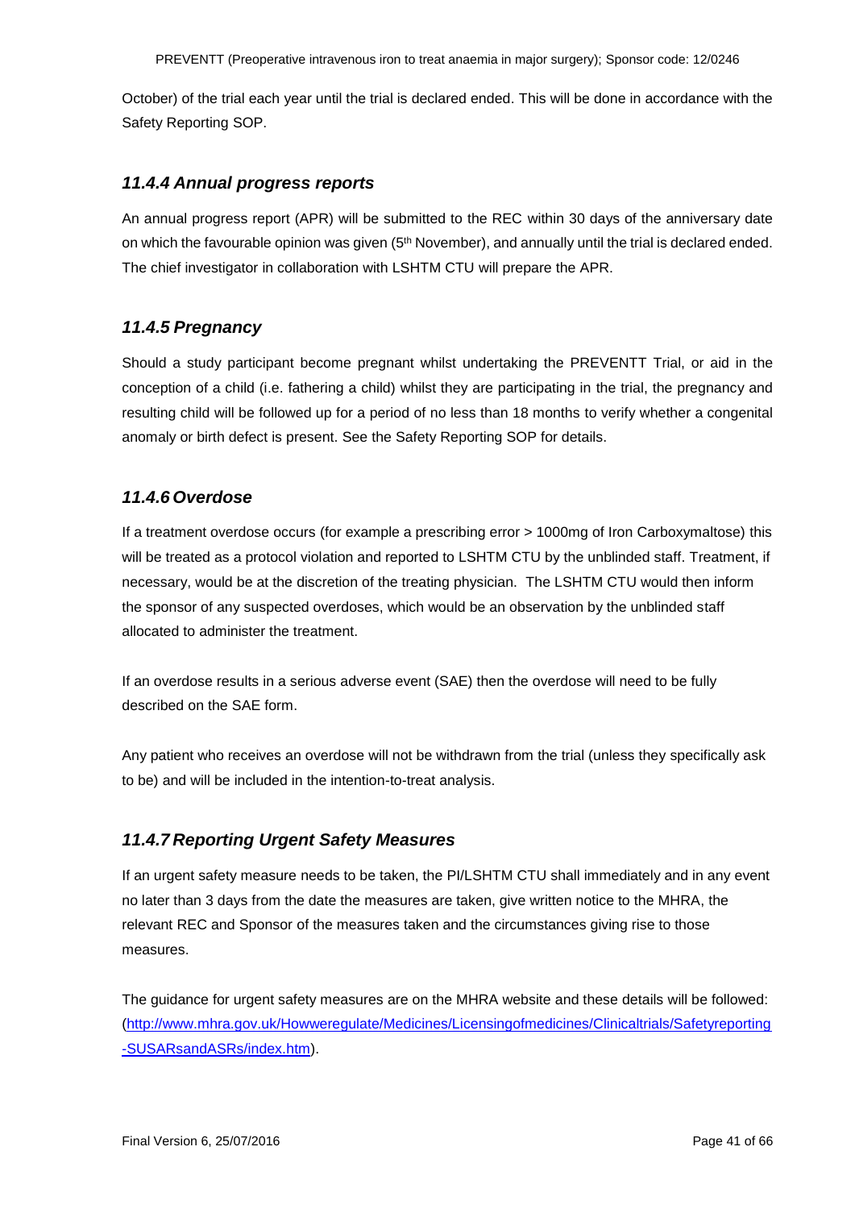October) of the trial each year until the trial is declared ended. This will be done in accordance with the Safety Reporting SOP.

### *11.4.4 Annual progress reports*

An annual progress report (APR) will be submitted to the REC within 30 days of the anniversary date on which the favourable opinion was given (5th November), and annually until the trial is declared ended. The chief investigator in collaboration with LSHTM CTU will prepare the APR.

### *11.4.5 Pregnancy*

Should a study participant become pregnant whilst undertaking the PREVENTT Trial, or aid in the conception of a child (i.e. fathering a child) whilst they are participating in the trial, the pregnancy and resulting child will be followed up for a period of no less than 18 months to verify whether a congenital anomaly or birth defect is present. See the Safety Reporting SOP for details.

### *11.4.6 Overdose*

If a treatment overdose occurs (for example a prescribing error > 1000mg of Iron Carboxymaltose) this will be treated as a protocol violation and reported to LSHTM CTU by the unblinded staff. Treatment, if necessary, would be at the discretion of the treating physician. The LSHTM CTU would then inform the sponsor of any suspected overdoses, which would be an observation by the unblinded staff allocated to administer the treatment.

If an overdose results in a serious adverse event (SAE) then the overdose will need to be fully described on the SAE form.

Any patient who receives an overdose will not be withdrawn from the trial (unless they specifically ask to be) and will be included in the intention-to-treat analysis.

### *11.4.7 Reporting Urgent Safety Measures*

If an urgent safety measure needs to be taken, the PI/LSHTM CTU shall immediately and in any event no later than 3 days from the date the measures are taken, give written notice to the MHRA, the relevant REC and Sponsor of the measures taken and the circumstances giving rise to those measures.

The guidance for urgent safety measures are on the MHRA website and these details will be followed: (http://www.mhra.gov.uk/Howweregulate/Medicines/Licensingofmedicines/Clinicaltrials/Safetyreporting-SUSARsandASRs/index.htm).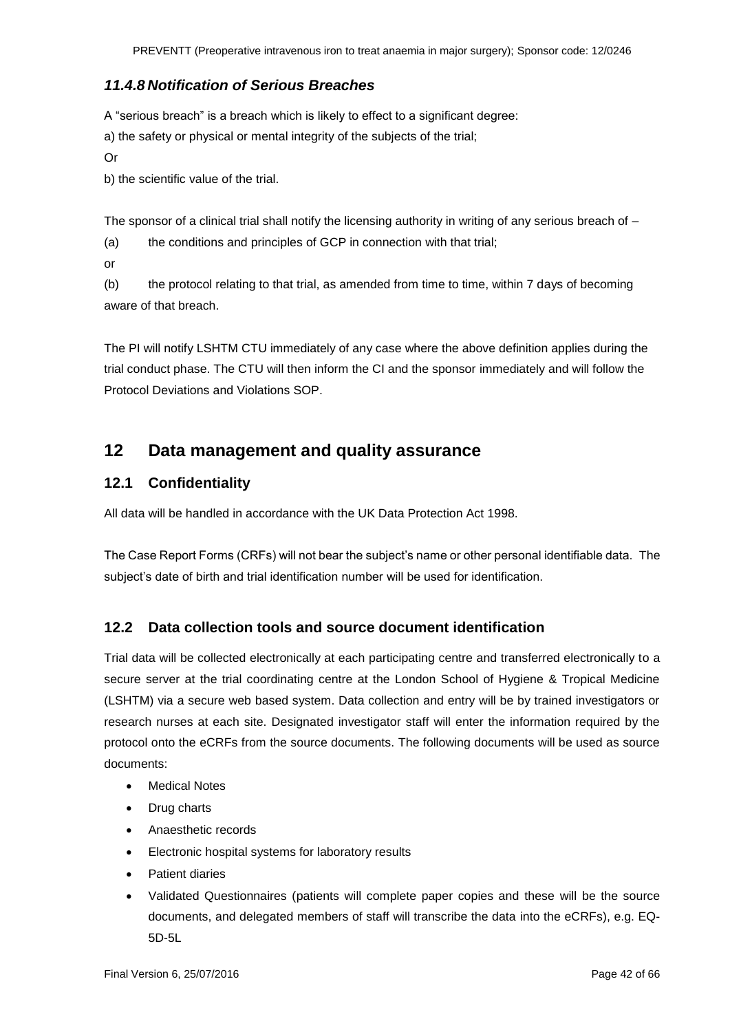### *11.4.8 Notification of Serious Breaches*

A "serious breach" is a breach which is likely to effect to a significant degree:

a) the safety or physical or mental integrity of the subjects of the trial;

Or

b) the scientific value of the trial.

The sponsor of a clinical trial shall notify the licensing authority in writing of any serious breach of –

(a) the conditions and principles of GCP in connection with that trial;

or

(b) the protocol relating to that trial, as amended from time to time, within 7 days of becoming aware of that breach.

The PI will notify LSHTM CTU immediately of any case where the above definition applies during the trial conduct phase. The CTU will then inform the CI and the sponsor immediately and will follow the Protocol Deviations and Violations SOP.

# 12 Data management and quality assurance

## 12.1 Confidentiality

All data will be handled in accordance with the UK Data Protection Act 1998.

The Case Report Forms (CRFs) will not bear the subject's name or other personal identifiable data. The subject's date of birth and trial identification number will be used for identification.

## 12.2 Data collection tools and source document identification

Trial data will be collected electronically at each participating centre and transferred electronically to a secure server at the trial coordinating centre at the London School of Hygiene & Tropical Medicine (LSHTM) via a secure web based system. Data collection and entry will be by trained investigators or research nurses at each site. Designated investigator staff will enter the information required by the protocol onto the eCRFs from the source documents. The following documents will be used as source documents:

- Medical Notes
- Drug charts
- Anaesthetic records
- Electronic hospital systems for laboratory results
- Patient diaries
- Validated Questionnaires (patients will complete paper copies and these will be the source documents, and delegated members of staff will transcribe the data into the eCRFs), e.g. EQ-5D-5L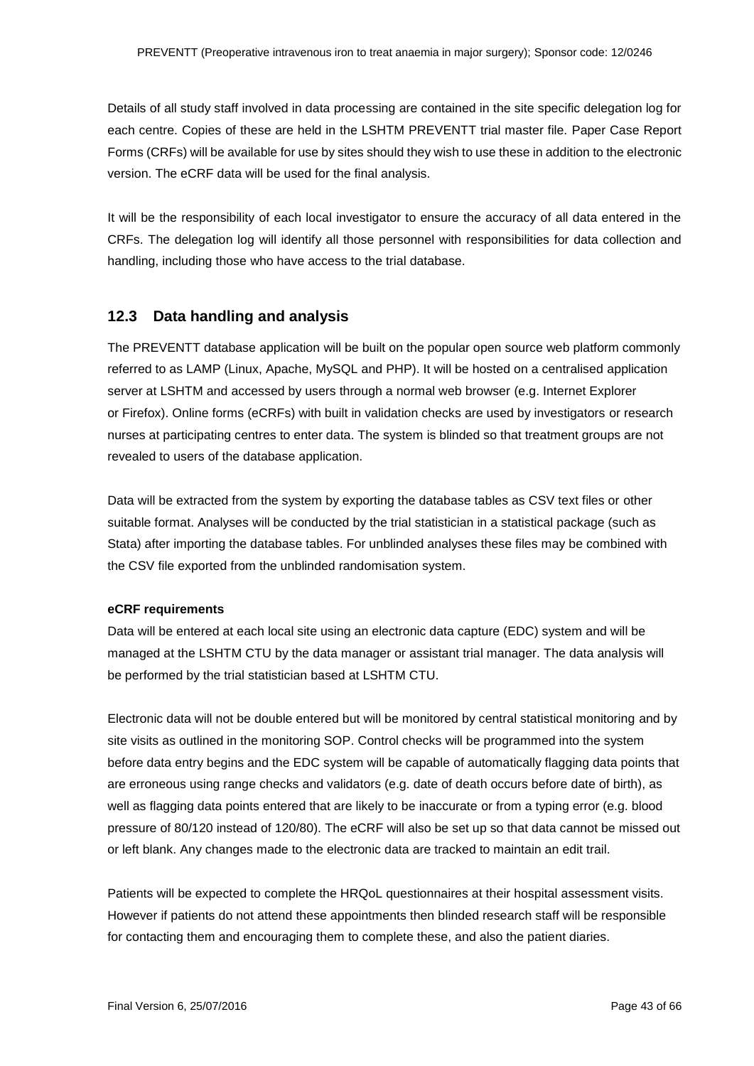Details of all study staff involved in data processing are contained in the site specific delegation log for each centre. Copies of these are held in the LSHTM PREVENTT trial master file. Paper Case Report Forms (CRFs) will be available for use by sites should they wish to use these in addition to the electronic version. The eCRF data will be used for the final analysis.

It will be the responsibility of each local investigator to ensure the accuracy of all data entered in the CRFs. The delegation log will identify all those personnel with responsibilities for data collection and handling, including those who have access to the trial database.

## 12.3 Data handling and analysis

The PREVENTT database application will be built on the popular open source web platform commonly referred to as LAMP (Linux, Apache, MySQL and PHP). It will be hosted on a centralised application server at LSHTM and accessed by users through a normal web browser (e.g. Internet Explorer or Firefox). Online forms (eCRFs) with built in validation checks are used by investigators or research nurses at participating centres to enter data. The system is blinded so that treatment groups are not revealed to users of the database application.

Data will be extracted from the system by exporting the database tables as CSV text files or other suitable format. Analyses will be conducted by the trial statistician in a statistical package (such as Stata) after importing the database tables. For unblinded analyses these files may be combined with the CSV file exported from the unblinded randomisation system.

**eCRF requirements**

Data will be entered at each local site using an electronic data capture (EDC) system and will be managed at the LSHTM CTU by the data manager or assistant trial manager. The data analysis will be performed by the trial statistician based at LSHTM CTU.

Electronic data will not be double entered but will be monitored by central statistical monitoring and by site visits as outlined in the monitoring SOP. Control checks will be programmed into the system before data entry begins and the EDC system will be capable of automatically flagging data points that are erroneous using range checks and validators (e.g. date of death occurs before date of birth), as well as flagging data points entered that are likely to be inaccurate or from a typing error (e.g. blood pressure of 80/120 instead of 120/80). The eCRF will also be set up so that data cannot be missed out or left blank. Any changes made to the electronic data are tracked to maintain an edit trail.

Patients will be expected to complete the HRQoL questionnaires at their hospital assessment visits. However if patients do not attend these appointments then blinded research staff will be responsible for contacting them and encouraging them to complete these, and also the patient diaries.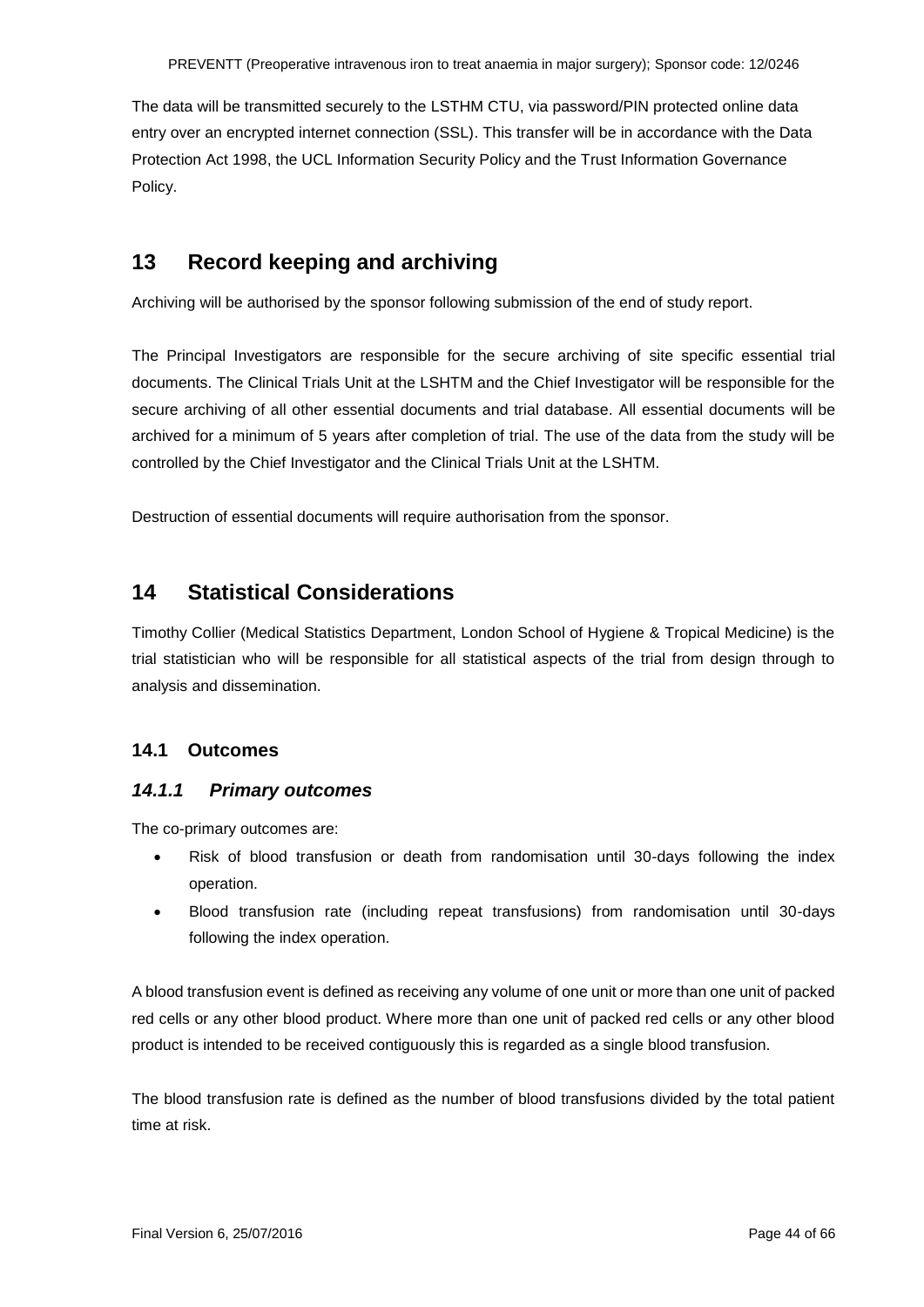The data will be transmitted securely to the LSTHM CTU, via password/PIN protected online data entry over an encrypted internet connection (SSL). This transfer will be in accordance with the Data Protection Act 1998, the UCL Information Security Policy and the Trust Information Governance Policy.

# 13 Record keeping and archiving

Archiving will be authorised by the sponsor following submission of the end of study report.

The Principal Investigators are responsible for the secure archiving of site specific essential trial documents. The Clinical Trials Unit at the LSHTM and the Chief Investigator will be responsible for the secure archiving of all other essential documents and trial database. All essential documents will be archived for a minimum of 5 years after completion of trial. The use of the data from the study will be controlled by the Chief Investigator and the Clinical Trials Unit at the LSHTM.

Destruction of essential documents will require authorisation from the sponsor.

# 14 Statistical Considerations

Timothy Collier (Medical Statistics Department, London School of Hygiene & Tropical Medicine) is the trial statistician who will be responsible for all statistical aspects of the trial from design through to analysis and dissemination.

## 14.1 Outcomes

### *14.1.1 Primary outcomes*

The co-primary outcomes are:

- Risk of blood transfusion or death from randomisation until 30-days following the index operation.
- Blood transfusion rate (including repeat transfusions) from randomisation until 30-days following the index operation.

A blood transfusion event is defined as receiving any volume of one unit or more than one unit of packed red cells or any other blood product. Where more than one unit of packed red cells or any other blood product is intended to be received contiguously this is regarded as a single blood transfusion.

The blood transfusion rate is defined as the number of blood transfusions divided by the total patient time at risk.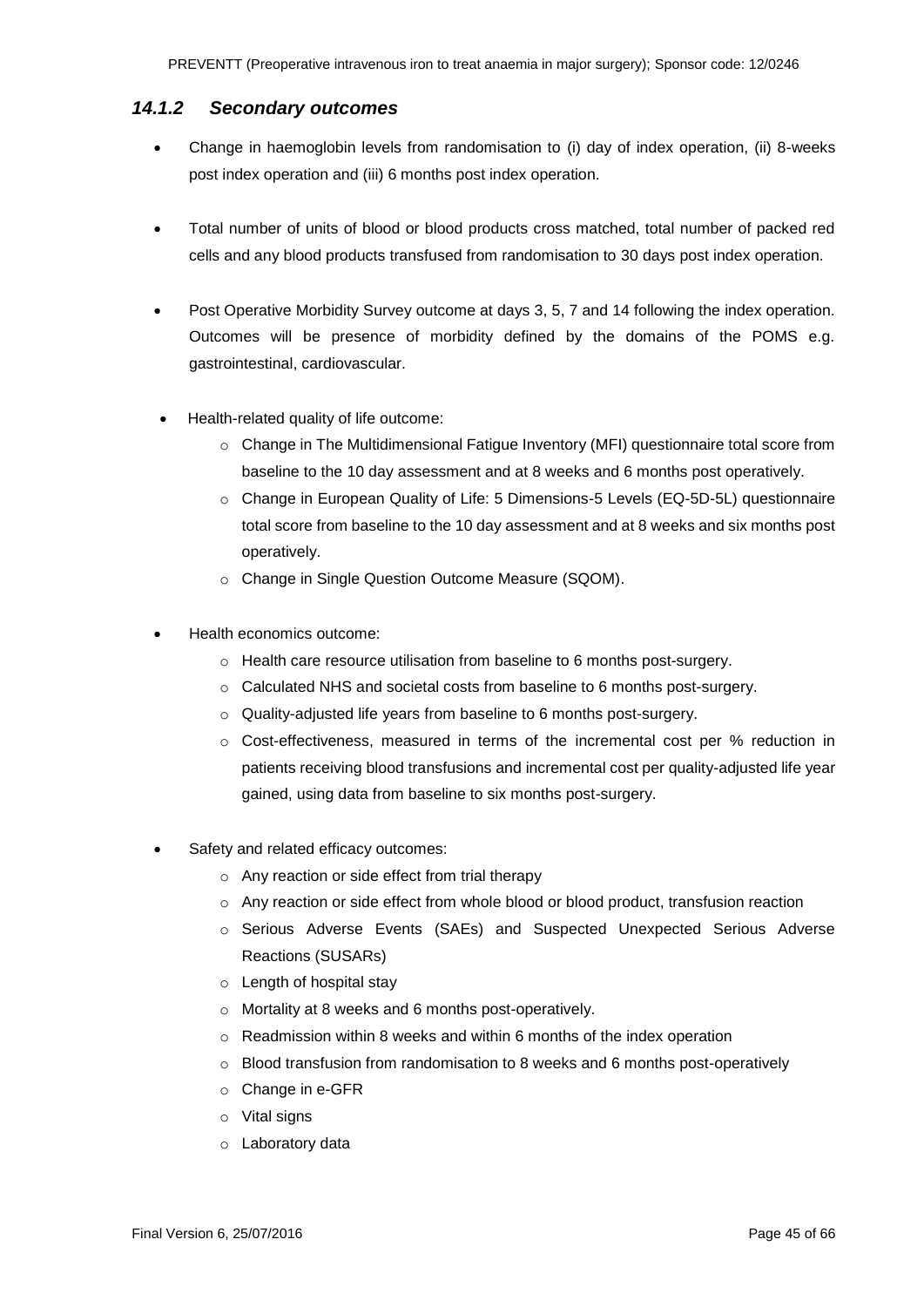### *14.1.2 Secondary outcomes*

- Change in haemoglobin levels from randomisation to (i) day of index operation, (ii) 8-weeks post index operation and (iii) 6 months post index operation.

- Total number of units of blood or blood products cross matched, total number of packed red cells and any blood products transfused from randomisation to 30 days post index operation.

- Post Operative Morbidity Survey outcome at days 3, 5, 7 and 14 following the index operation. Outcomes will be presence of morbidity defined by the domains of the POMS e.g. gastrointestinal, cardiovascular.

- Health-related quality of life outcome:
  - Change in The Multidimensional Fatigue Inventory (MFI) questionnaire total score from baseline to the 10 day assessment and at 8 weeks and 6 months post operatively.
  - Change in European Quality of Life: 5 Dimensions-5 Levels (EQ-5D-5L) questionnaire total score from baseline to the 10 day assessment and at 8 weeks and six months post operatively.
  - Change in Single Question Outcome Measure (SQOM).

- Health economics outcome:
  - Health care resource utilisation from baseline to 6 months post-surgery.
  - Calculated NHS and societal costs from baseline to 6 months post-surgery.
  - Quality-adjusted life years from baseline to 6 months post-surgery.
  - Cost-effectiveness, measured in terms of the incremental cost per % reduction in patients receiving blood transfusions and incremental cost per quality-adjusted life year gained, using data from baseline to six months post-surgery.

- Safety and related efficacy outcomes:
  - Any reaction or side effect from trial therapy
  - Any reaction or side effect from whole blood or blood product, transfusion reaction
  - Serious Adverse Events (SAEs) and Suspected Unexpected Serious Adverse Reactions (SUSARs)
  - Length of hospital stay
  - Mortality at 8 weeks and 6 months post-operatively.
  - Readmission within 8 weeks and within 6 months of the index operation
  - Blood transfusion from randomisation to 8 weeks and 6 months post-operatively
  - Change in e-GFR
  - Vital signs
  - Laboratory data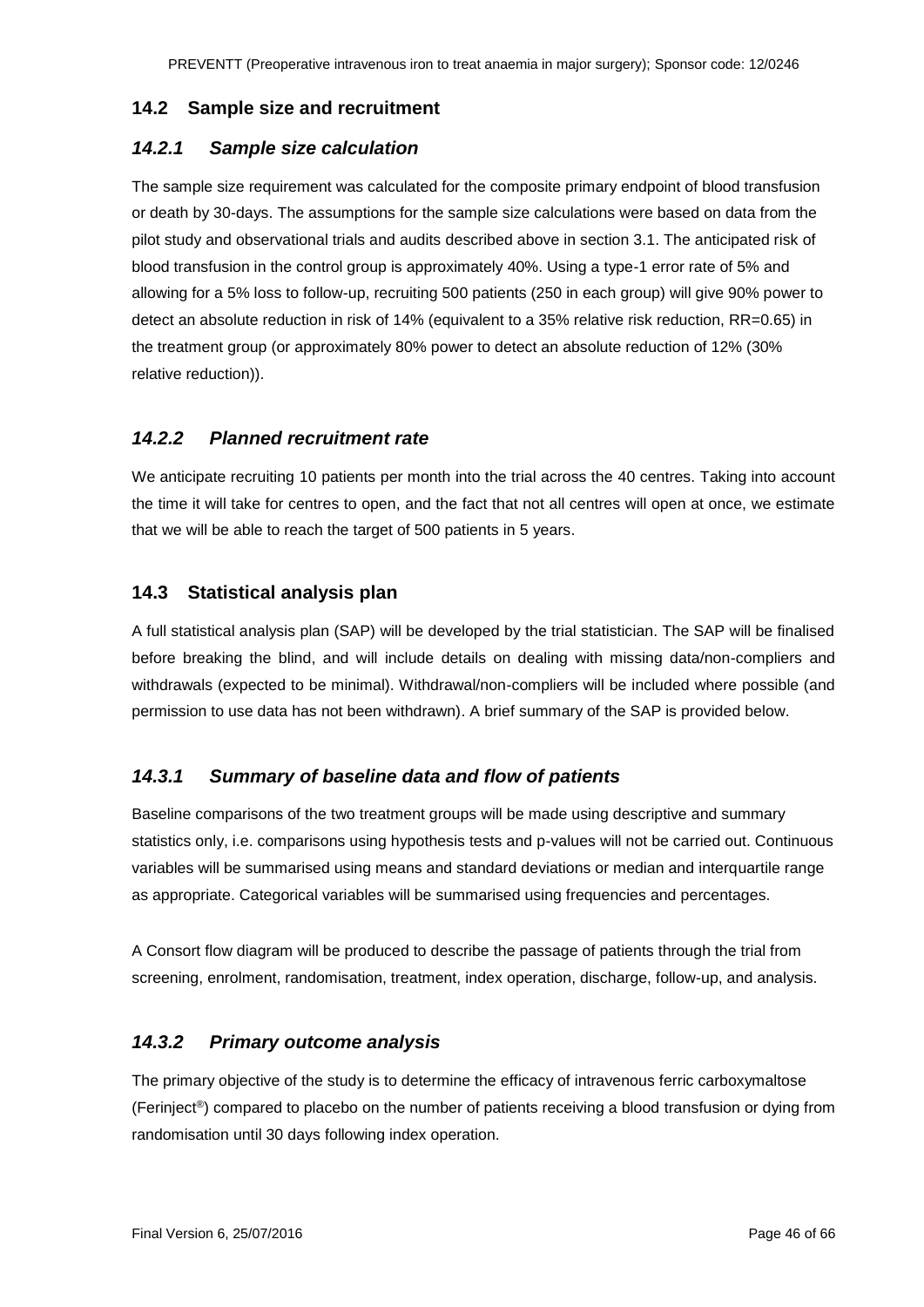## 14.2 Sample size and recruitment

### *14.2.1 Sample size calculation*

The sample size requirement was calculated for the composite primary endpoint of blood transfusion or death by 30-days. The assumptions for the sample size calculations were based on data from the pilot study and observational trials and audits described above in section 3.1. The anticipated risk of blood transfusion in the control group is approximately 40%. Using a type-1 error rate of 5% and allowing for a 5% loss to follow-up, recruiting 500 patients (250 in each group) will give 90% power to detect an absolute reduction in risk of 14% (equivalent to a 35% relative risk reduction, RR=0.65) in the treatment group (or approximately 80% power to detect an absolute reduction of 12% (30% relative reduction)).

### *14.2.2 Planned recruitment rate*

We anticipate recruiting 10 patients per month into the trial across the 40 centres. Taking into account the time it will take for centres to open, and the fact that not all centres will open at once, we estimate that we will be able to reach the target of 500 patients in 5 years.

## 14.3 Statistical analysis plan

A full statistical analysis plan (SAP) will be developed by the trial statistician. The SAP will be finalised before breaking the blind, and will include details on dealing with missing data/non-compliers and withdrawals (expected to be minimal). Withdrawal/non-compliers will be included where possible (and permission to use data has not been withdrawn). A brief summary of the SAP is provided below.

### *14.3.1 Summary of baseline data and flow of patients*

Baseline comparisons of the two treatment groups will be made using descriptive and summary statistics only, i.e. comparisons using hypothesis tests and p-values will not be carried out. Continuous variables will be summarised using means and standard deviations or median and interquartile range as appropriate. Categorical variables will be summarised using frequencies and percentages.

A Consort flow diagram will be produced to describe the passage of patients through the trial from screening, enrolment, randomisation, treatment, index operation, discharge, follow-up, and analysis.

### *14.3.2 Primary outcome analysis*

The primary objective of the study is to determine the efficacy of intravenous ferric carboxymaltose (Ferinject®) compared to placebo on the number of patients receiving a blood transfusion or dying from randomisation until 30 days following index operation.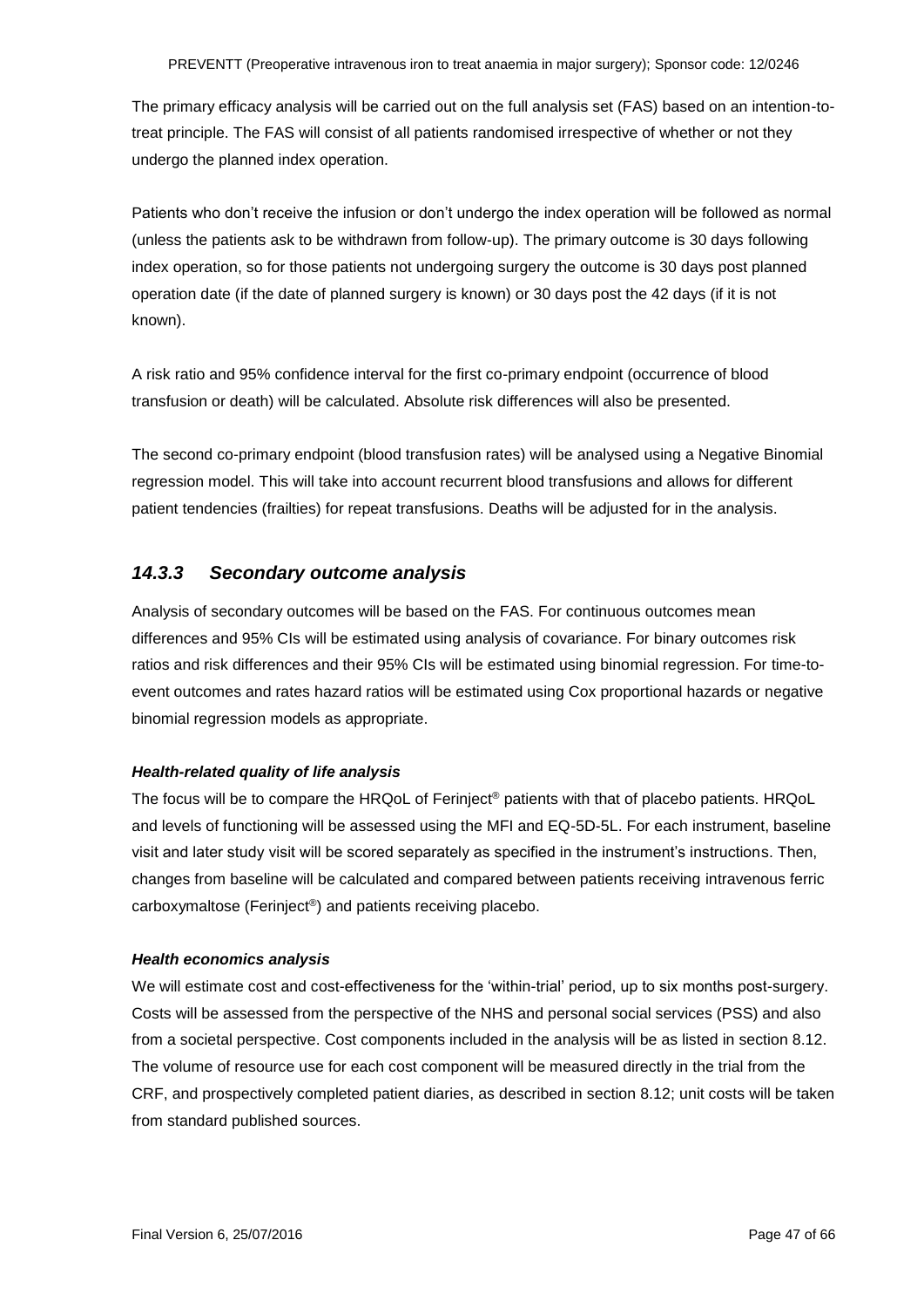The primary efficacy analysis will be carried out on the full analysis set (FAS) based on an intention-to-treat principle. The FAS will consist of all patients randomised irrespective of whether or not they undergo the planned index operation.

Patients who don't receive the infusion or don't undergo the index operation will be followed as normal (unless the patients ask to be withdrawn from follow-up). The primary outcome is 30 days following index operation, so for those patients not undergoing surgery the outcome is 30 days post planned operation date (if the date of planned surgery is known) or 30 days post the 42 days (if it is not known).

A risk ratio and 95% confidence interval for the first co-primary endpoint (occurrence of blood transfusion or death) will be calculated. Absolute risk differences will also be presented.

The second co-primary endpoint (blood transfusion rates) will be analysed using a Negative Binomial regression model. This will take into account recurrent blood transfusions and allows for different patient tendencies (frailties) for repeat transfusions. Deaths will be adjusted for in the analysis.

### *14.3.3 Secondary outcome analysis*

Analysis of secondary outcomes will be based on the FAS. For continuous outcomes mean differences and 95% CIs will be estimated using analysis of covariance. For binary outcomes risk ratios and risk differences and their 95% CIs will be estimated using binomial regression. For time-to-event outcomes and rates hazard ratios will be estimated using Cox proportional hazards or negative binomial regression models as appropriate.

***Health-related quality of life analysis***

The focus will be to compare the HRQoL of Ferinject® patients with that of placebo patients. HRQoL and levels of functioning will be assessed using the MFI and EQ-5D-5L. For each instrument, baseline visit and later study visit will be scored separately as specified in the instrument's instructions. Then, changes from baseline will be calculated and compared between patients receiving intravenous ferric carboxymaltose (Ferinject®) and patients receiving placebo.

***Health economics analysis***

We will estimate cost and cost-effectiveness for the 'within-trial' period, up to six months post-surgery. Costs will be assessed from the perspective of the NHS and personal social services (PSS) and also from a societal perspective. Cost components included in the analysis will be as listed in section 8.12. The volume of resource use for each cost component will be measured directly in the trial from the CRF, and prospectively completed patient diaries, as described in section 8.12; unit costs will be taken from standard published sources.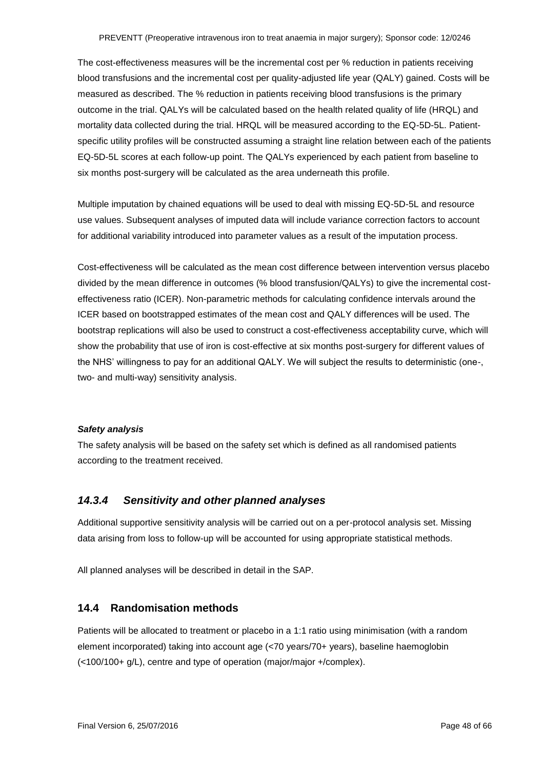The cost-effectiveness measures will be the incremental cost per % reduction in patients receiving blood transfusions and the incremental cost per quality-adjusted life year (QALY) gained. Costs will be measured as described. The % reduction in patients receiving blood transfusions is the primary outcome in the trial. QALYs will be calculated based on the health related quality of life (HRQL) and mortality data collected during the trial. HRQL will be measured according to the EQ-5D-5L. Patient-specific utility profiles will be constructed assuming a straight line relation between each of the patients EQ-5D-5L scores at each follow-up point. The QALYs experienced by each patient from baseline to six months post-surgery will be calculated as the area underneath this profile.

Multiple imputation by chained equations will be used to deal with missing EQ-5D-5L and resource use values. Subsequent analyses of imputed data will include variance correction factors to account for additional variability introduced into parameter values as a result of the imputation process.

Cost-effectiveness will be calculated as the mean cost difference between intervention versus placebo divided by the mean difference in outcomes (% blood transfusion/QALYs) to give the incremental cost-effectiveness ratio (ICER). Non-parametric methods for calculating confidence intervals around the ICER based on bootstrapped estimates of the mean cost and QALY differences will be used. The bootstrap replications will also be used to construct a cost-effectiveness acceptability curve, which will show the probability that use of iron is cost-effective at six months post-surgery for different values of the NHS' willingness to pay for an additional QALY. We will subject the results to deterministic (one-, two- and multi-way) sensitivity analysis.

***Safety analysis***

The safety analysis will be based on the safety set which is defined as all randomised patients according to the treatment received.

### *14.3.4 Sensitivity and other planned analyses*

Additional supportive sensitivity analysis will be carried out on a per-protocol analysis set. Missing data arising from loss to follow-up will be accounted for using appropriate statistical methods.

All planned analyses will be described in detail in the SAP.

## 14.4 Randomisation methods

Patients will be allocated to treatment or placebo in a 1:1 ratio using minimisation (with a random element incorporated) taking into account age (<70 years/70+ years), baseline haemoglobin (<100/100+ g/L), centre and type of operation (major/major +/complex).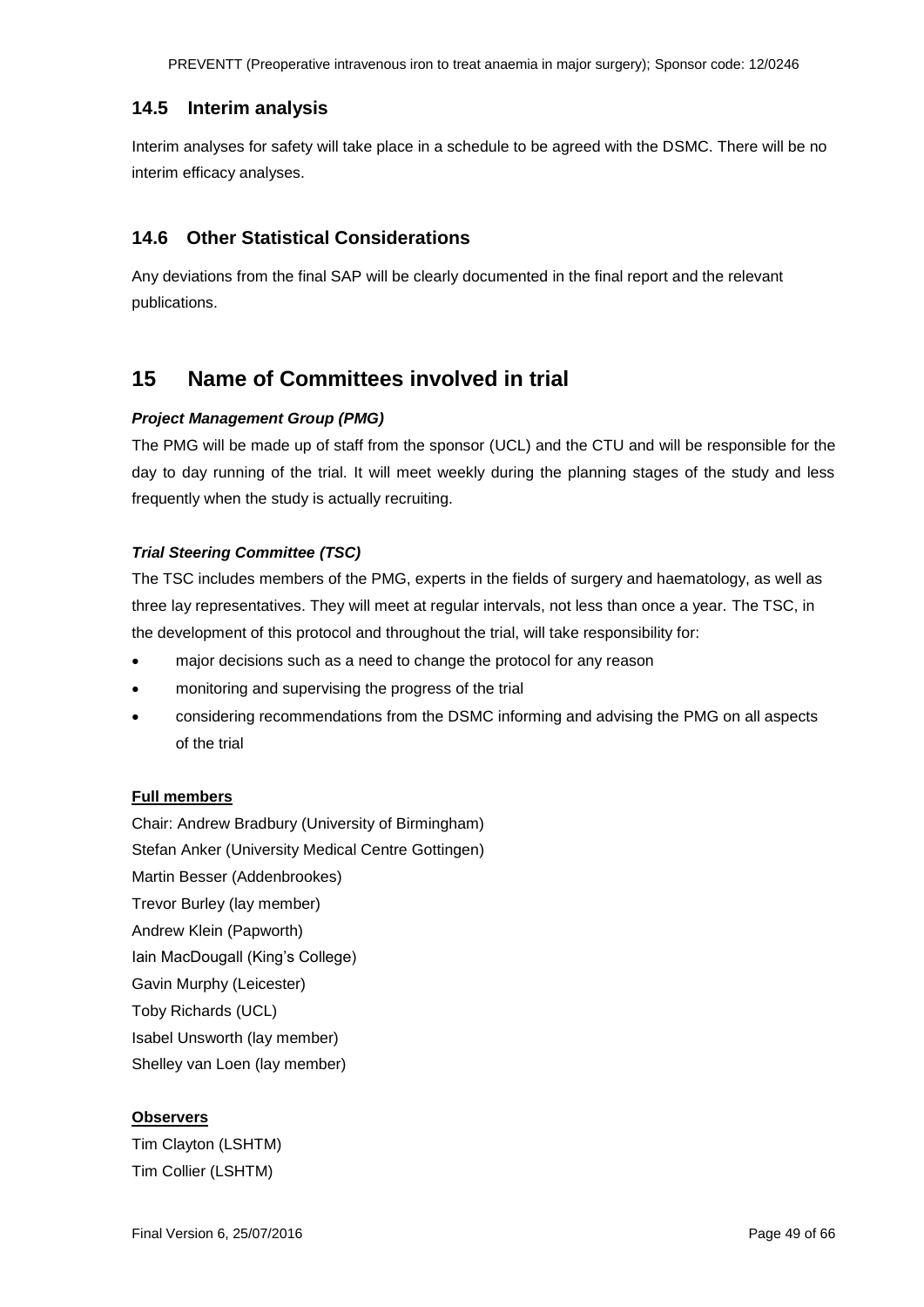## 14.5 Interim analysis

Interim analyses for safety will take place in a schedule to be agreed with the DSMC. There will be no interim efficacy analyses.

## 14.6 Other Statistical Considerations

Any deviations from the final SAP will be clearly documented in the final report and the relevant publications.

# 15 Name of Committees involved in trial

***Project Management Group (PMG)***

The PMG will be made up of staff from the sponsor (UCL) and the CTU and will be responsible for the day to day running of the trial. It will meet weekly during the planning stages of the study and less frequently when the study is actually recruiting.

***Trial Steering Committee (TSC)***

The TSC includes members of the PMG, experts in the fields of surgery and haematology, as well as three lay representatives. They will meet at regular intervals, not less than once a year. The TSC, in the development of this protocol and throughout the trial, will take responsibility for:

- major decisions such as a need to change the protocol for any reason
- monitoring and supervising the progress of the trial
- considering recommendations from the DSMC informing and advising the PMG on all aspects of the trial

**Full members**

Chair: Andrew Bradbury (University of Birmingham)
Stefan Anker (University Medical Centre Gottingen)
Martin Besser (Addenbrookes)
Trevor Burley (lay member)
Andrew Klein (Papworth)
Iain MacDougall (King's College)
Gavin Murphy (Leicester)
Toby Richards (UCL)
Isabel Unsworth (lay member)
Shelley van Loen (lay member)

**Observers**

Tim Clayton (LSHTM)
Tim Collier (LSHTM)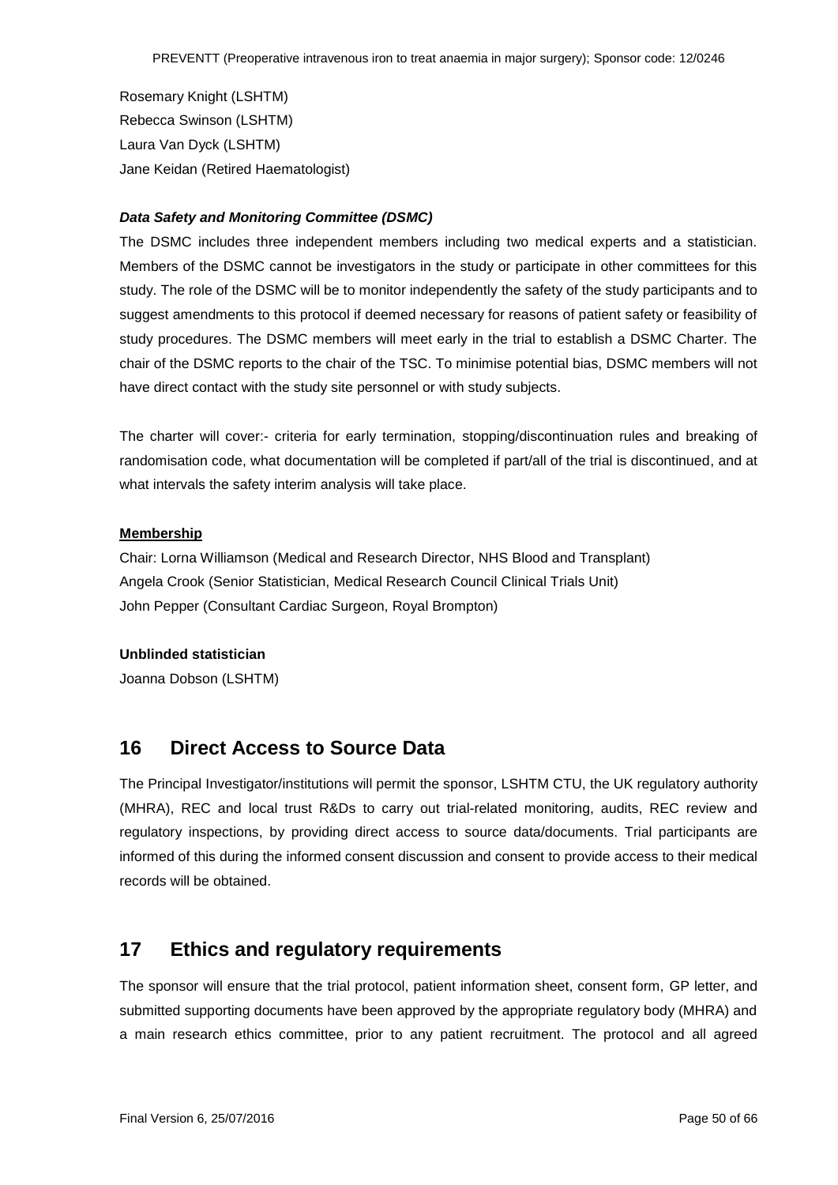Rosemary Knight (LSHTM)
Rebecca Swinson (LSHTM)
Laura Van Dyck (LSHTM)
Jane Keidan (Retired Haematologist)

***Data Safety and Monitoring Committee (DSMC)***

The DSMC includes three independent members including two medical experts and a statistician. Members of the DSMC cannot be investigators in the study or participate in other committees for this study. The role of the DSMC will be to monitor independently the safety of the study participants and to suggest amendments to this protocol if deemed necessary for reasons of patient safety or feasibility of study procedures. The DSMC members will meet early in the trial to establish a DSMC Charter. The chair of the DSMC reports to the chair of the TSC. To minimise potential bias, DSMC members will not have direct contact with the study site personnel or with study subjects.

The charter will cover:- criteria for early termination, stopping/discontinuation rules and breaking of randomisation code, what documentation will be completed if part/all of the trial is discontinued, and at what intervals the safety interim analysis will take place.

**Membership**

Chair: Lorna Williamson (Medical and Research Director, NHS Blood and Transplant)
Angela Crook (Senior Statistician, Medical Research Council Clinical Trials Unit)
John Pepper (Consultant Cardiac Surgeon, Royal Brompton)

**Unblinded statistician**

Joanna Dobson (LSHTM)

# 16 Direct Access to Source Data

The Principal Investigator/institutions will permit the sponsor, LSHTM CTU, the UK regulatory authority (MHRA), REC and local trust R&Ds to carry out trial-related monitoring, audits, REC review and regulatory inspections, by providing direct access to source data/documents. Trial participants are informed of this during the informed consent discussion and consent to provide access to their medical records will be obtained.

# 17 Ethics and regulatory requirements

The sponsor will ensure that the trial protocol, patient information sheet, consent form, GP letter, and submitted supporting documents have been approved by the appropriate regulatory body (MHRA) and a main research ethics committee, prior to any patient recruitment. The protocol and all agreed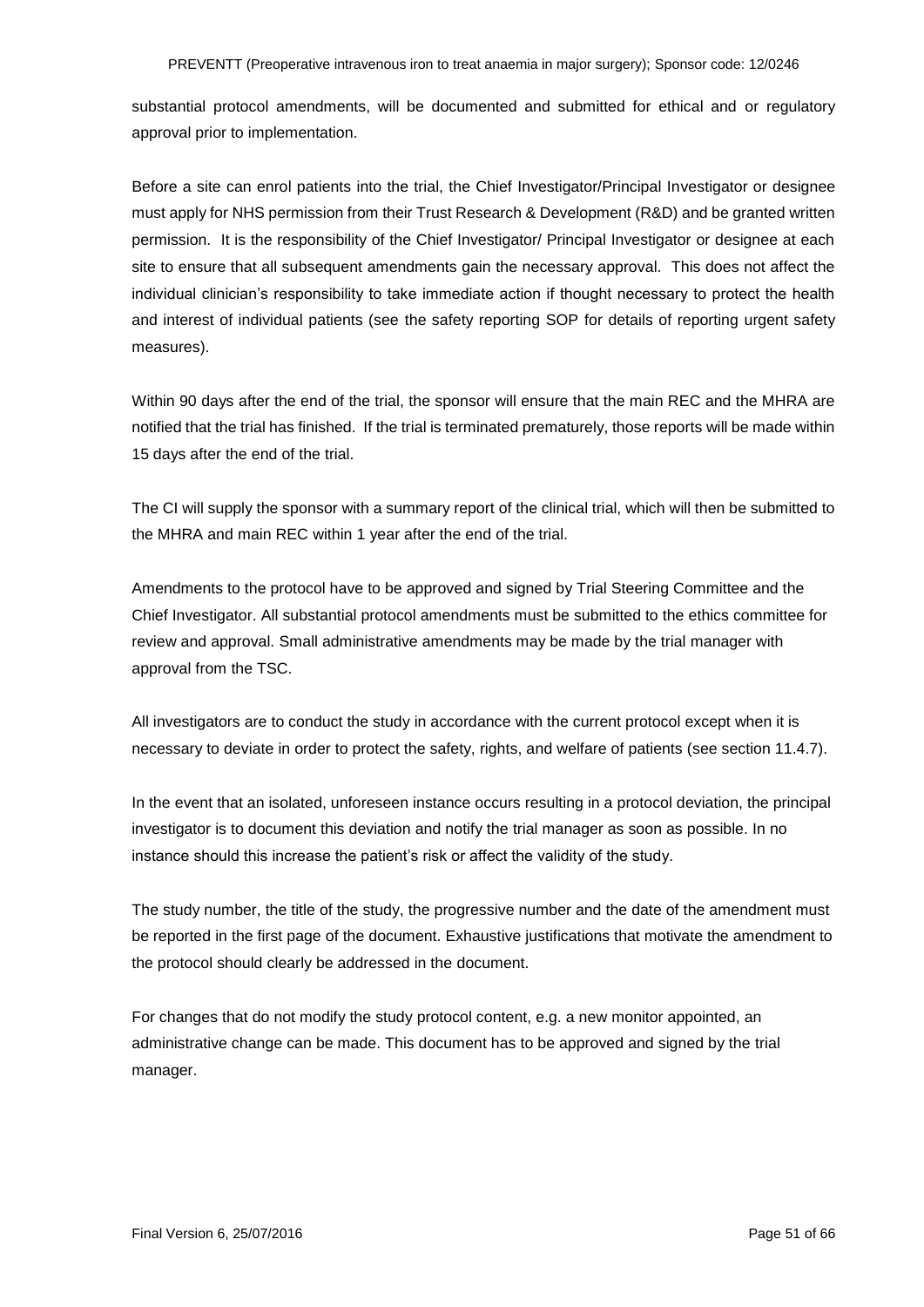substantial protocol amendments, will be documented and submitted for ethical and or regulatory approval prior to implementation.

Before a site can enrol patients into the trial, the Chief Investigator/Principal Investigator or designee must apply for NHS permission from their Trust Research & Development (R&D) and be granted written permission. It is the responsibility of the Chief Investigator/ Principal Investigator or designee at each site to ensure that all subsequent amendments gain the necessary approval. This does not affect the individual clinician's responsibility to take immediate action if thought necessary to protect the health and interest of individual patients (see the safety reporting SOP for details of reporting urgent safety measures).

Within 90 days after the end of the trial, the sponsor will ensure that the main REC and the MHRA are notified that the trial has finished. If the trial is terminated prematurely, those reports will be made within 15 days after the end of the trial.

The CI will supply the sponsor with a summary report of the clinical trial, which will then be submitted to the MHRA and main REC within 1 year after the end of the trial.

Amendments to the protocol have to be approved and signed by Trial Steering Committee and the Chief Investigator. All substantial protocol amendments must be submitted to the ethics committee for review and approval. Small administrative amendments may be made by the trial manager with approval from the TSC.

All investigators are to conduct the study in accordance with the current protocol except when it is necessary to deviate in order to protect the safety, rights, and welfare of patients (see section 11.4.7).

In the event that an isolated, unforeseen instance occurs resulting in a protocol deviation, the principal investigator is to document this deviation and notify the trial manager as soon as possible. In no instance should this increase the patient's risk or affect the validity of the study.

The study number, the title of the study, the progressive number and the date of the amendment must be reported in the first page of the document. Exhaustive justifications that motivate the amendment to the protocol should clearly be addressed in the document.

For changes that do not modify the study protocol content, e.g. a new monitor appointed, an administrative change can be made. This document has to be approved and signed by the trial manager.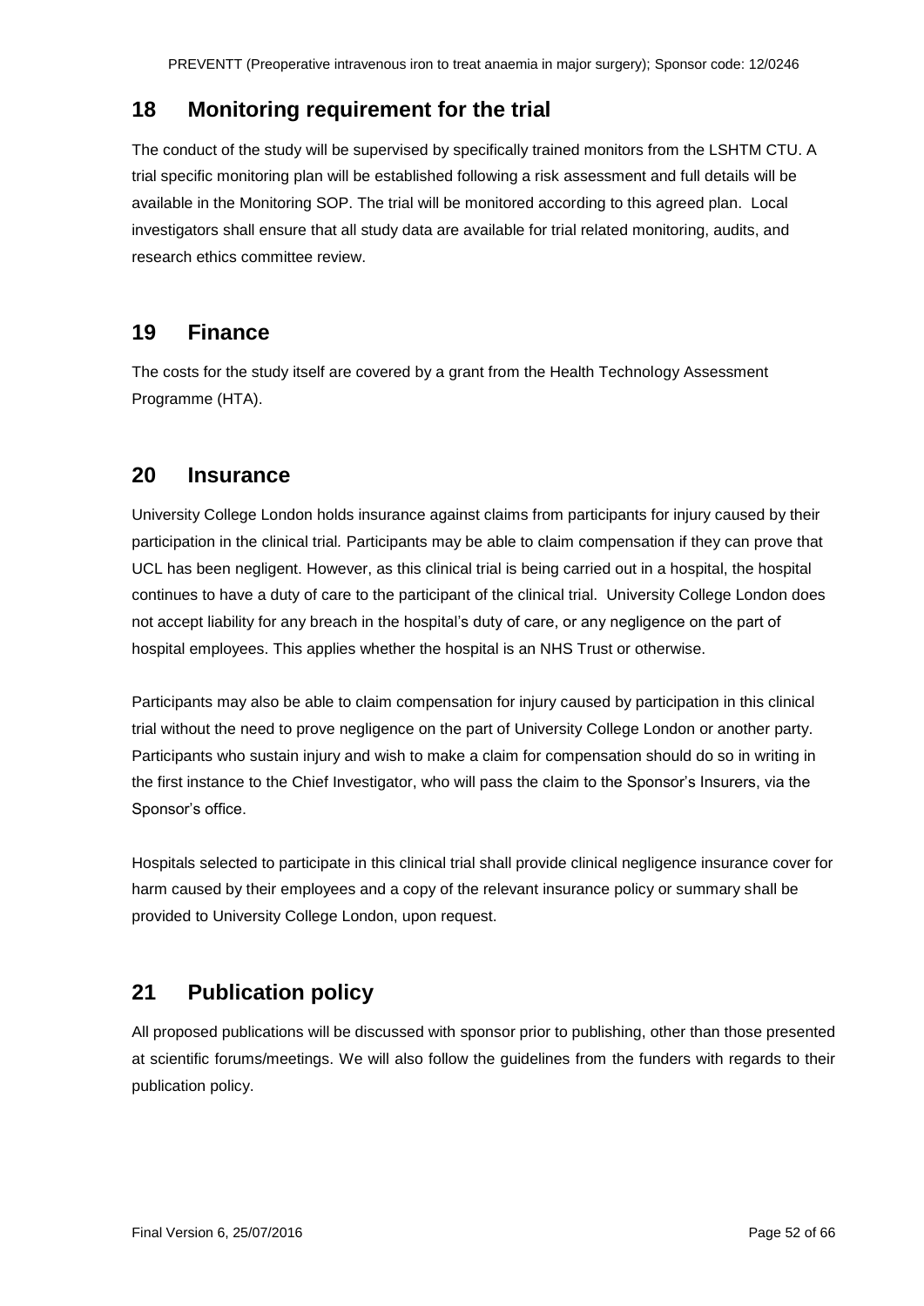## 18 Monitoring requirement for the trial

The conduct of the study will be supervised by specifically trained monitors from the LSHTM CTU. A trial specific monitoring plan will be established following a risk assessment and full details will be available in the Monitoring SOP. The trial will be monitored according to this agreed plan. Local investigators shall ensure that all study data are available for trial related monitoring, audits, and research ethics committee review.

## 19 Finance

The costs for the study itself are covered by a grant from the Health Technology Assessment Programme (HTA).

## 20 Insurance

University College London holds insurance against claims from participants for injury caused by their participation in the clinical trial. Participants may be able to claim compensation if they can prove that UCL has been negligent. However, as this clinical trial is being carried out in a hospital, the hospital continues to have a duty of care to the participant of the clinical trial. University College London does not accept liability for any breach in the hospital's duty of care, or any negligence on the part of hospital employees. This applies whether the hospital is an NHS Trust or otherwise.

Participants may also be able to claim compensation for injury caused by participation in this clinical trial without the need to prove negligence on the part of University College London or another party. Participants who sustain injury and wish to make a claim for compensation should do so in writing in the first instance to the Chief Investigator, who will pass the claim to the Sponsor's Insurers, via the Sponsor's office.

Hospitals selected to participate in this clinical trial shall provide clinical negligence insurance cover for harm caused by their employees and a copy of the relevant insurance policy or summary shall be provided to University College London, upon request.

## 21 Publication policy

All proposed publications will be discussed with sponsor prior to publishing, other than those presented at scientific forums/meetings. We will also follow the guidelines from the funders with regards to their publication policy.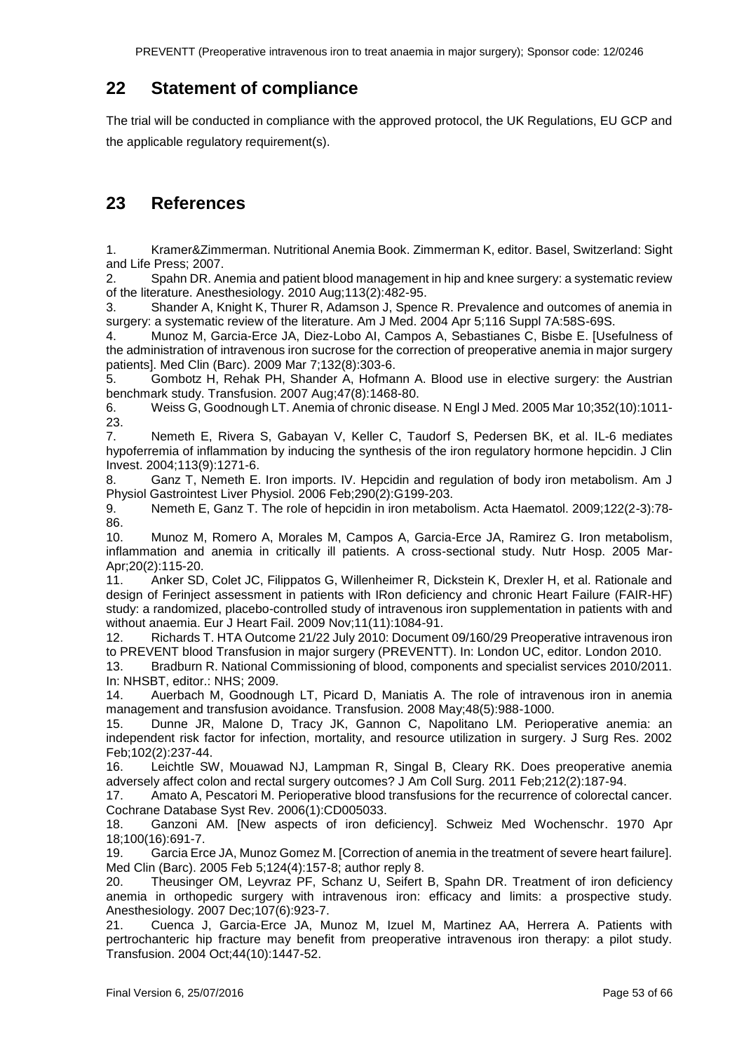## 22 Statement of compliance

The trial will be conducted in compliance with the approved protocol, the UK Regulations, EU GCP and the applicable regulatory requirement(s).

## 23 References

1. Kramer&Zimmerman. Nutritional Anemia Book. Zimmerman K, editor. Basel, Switzerland: Sight and Life Press; 2007.
2. Spahn DR. Anemia and patient blood management in hip and knee surgery: a systematic review of the literature. Anesthesiology. 2010 Aug;113(2):482-95.
3. Shander A, Knight K, Thurer R, Adamson J, Spence R. Prevalence and outcomes of anemia in surgery: a systematic review of the literature. Am J Med. 2004 Apr 5;116 Suppl 7A:58S-69S.
4. Munoz M, Garcia-Erce JA, Diez-Lobo AI, Campos A, Sebastianes C, Bisbe E. [Usefulness of the administration of intravenous iron sucrose for the correction of preoperative anemia in major surgery patients]. Med Clin (Barc). 2009 Mar 7;132(8):303-6.
5. Gombotz H, Rehak PH, Shander A, Hofmann A. Blood use in elective surgery: the Austrian benchmark study. Transfusion. 2007 Aug;47(8):1468-80.
6. Weiss G, Goodnough LT. Anemia of chronic disease. N Engl J Med. 2005 Mar 10;352(10):1011-23.
7. Nemeth E, Rivera S, Gabayan V, Keller C, Taudorf S, Pedersen BK, et al. IL-6 mediates hypoferremia of inflammation by inducing the synthesis of the iron regulatory hormone hepcidin. J Clin Invest. 2004;113(9):1271-6.
8. Ganz T, Nemeth E. Iron imports. IV. Hepcidin and regulation of body iron metabolism. Am J Physiol Gastrointest Liver Physiol. 2006 Feb;290(2):G199-203.
9. Nemeth E, Ganz T. The role of hepcidin in iron metabolism. Acta Haematol. 2009;122(2-3):78-86.
10. Munoz M, Romero A, Morales M, Campos A, Garcia-Erce JA, Ramirez G. Iron metabolism, inflammation and anemia in critically ill patients. A cross-sectional study. Nutr Hosp. 2005 Mar-Apr;20(2):115-20.
11. Anker SD, Colet JC, Filippatos G, Willenheimer R, Dickstein K, Drexler H, et al. Rationale and design of Ferinject assessment in patients with IRon deficiency and chronic Heart Failure (FAIR-HF) study: a randomized, placebo-controlled study of intravenous iron supplementation in patients with and without anaemia. Eur J Heart Fail. 2009 Nov;11(11):1084-91.
12. Richards T. HTA Outcome 21/22 July 2010: Document 09/160/29 Preoperative intravenous iron to PREVENT blood Transfusion in major surgery (PREVENTT). In: London UC, editor. London 2010.
13. Bradburn R. National Commissioning of blood, components and specialist services 2010/2011. In: NHSBT, editor.: NHS; 2009.
14. Auerbach M, Goodnough LT, Picard D, Maniatis A. The role of intravenous iron in anemia management and transfusion avoidance. Transfusion. 2008 May;48(5):988-1000.
15. Dunne JR, Malone D, Tracy JK, Gannon C, Napolitano LM. Perioperative anemia: an independent risk factor for infection, mortality, and resource utilization in surgery. J Surg Res. 2002 Feb;102(2):237-44.
16. Leichtle SW, Mouawad NJ, Lampman R, Singal B, Cleary RK. Does preoperative anemia adversely affect colon and rectal surgery outcomes? J Am Coll Surg. 2011 Feb;212(2):187-94.
17. Amato A, Pescatori M. Perioperative blood transfusions for the recurrence of colorectal cancer. Cochrane Database Syst Rev. 2006(1):CD005033.
18. Ganzoni AM. [New aspects of iron deficiency]. Schweiz Med Wochenschr. 1970 Apr 18;100(16):691-7.
19. Garcia Erce JA, Munoz Gomez M. [Correction of anemia in the treatment of severe heart failure]. Med Clin (Barc). 2005 Feb 5;124(4):157-8; author reply 8.
20. Theusinger OM, Leyvraz PF, Schanz U, Seifert B, Spahn DR. Treatment of iron deficiency anemia in orthopedic surgery with intravenous iron: efficacy and limits: a prospective study. Anesthesiology. 2007 Dec;107(6):923-7.
21. Cuenca J, Garcia-Erce JA, Munoz M, Izuel M, Martinez AA, Herrera A. Patients with pertrochanteric hip fracture may benefit from preoperative intravenous iron therapy: a pilot study. Transfusion. 2004 Oct;44(10):1447-52.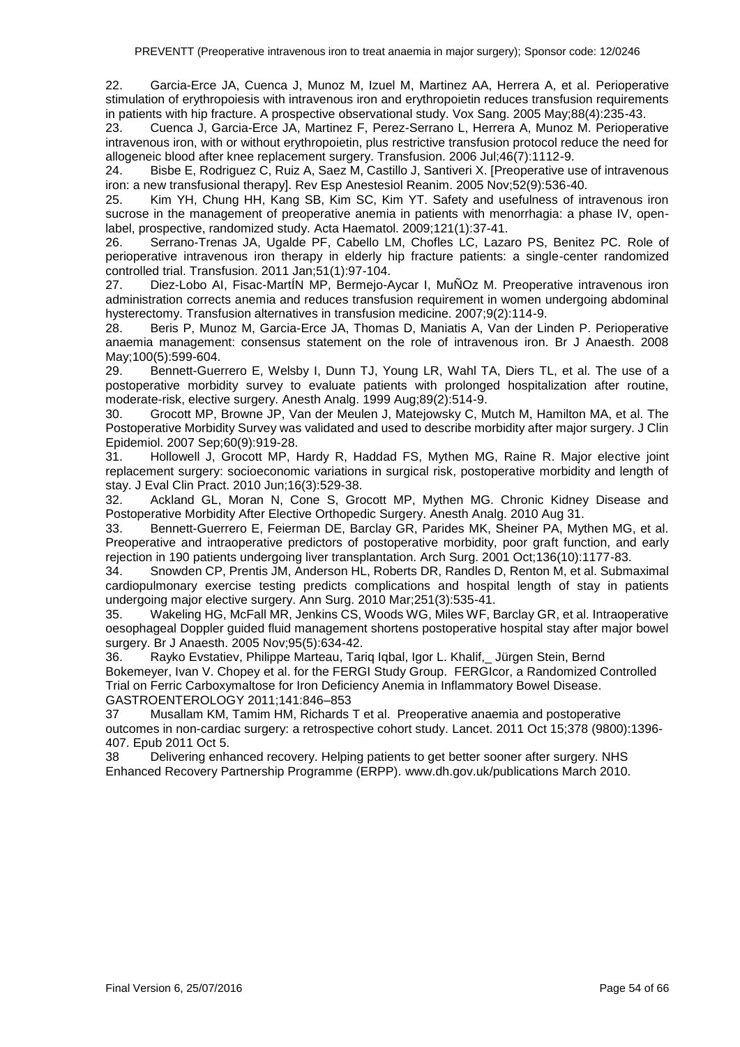22. Garcia-Erce JA, Cuenca J, Munoz M, Izuel M, Martinez AA, Herrera A, et al. Perioperative stimulation of erythropoiesis with intravenous iron and erythropoietin reduces transfusion requirements in patients with hip fracture. A prospective observational study. Vox Sang. 2005 May;88(4):235-43.

23. Cuenca J, Garcia-Erce JA, Martinez F, Perez-Serrano L, Herrera A, Munoz M. Perioperative intravenous iron, with or without erythropoietin, plus restrictive transfusion protocol reduce the need for allogeneic blood after knee replacement surgery. Transfusion. 2006 Jul;46(7):1112-9.

24. Bisbe E, Rodriguez C, Ruiz A, Saez M, Castillo J, Santiveri X. [Preoperative use of intravenous iron: a new transfusional therapy]. Rev Esp Anestesiol Reanim. 2005 Nov;52(9):536-40.

25. Kim YH, Chung HH, Kang SB, Kim SC, Kim YT. Safety and usefulness of intravenous iron sucrose in the management of preoperative anemia in patients with menorrhagia: a phase IV, open-label, prospective, randomized study. Acta Haematol. 2009;121(1):37-41.

26. Serrano-Trenas JA, Ugalde PF, Cabello LM, Chofles LC, Lazaro PS, Benitez PC. Role of perioperative intravenous iron therapy in elderly hip fracture patients: a single-center randomized controlled trial. Transfusion. 2011 Jan;51(1):97-104.

27. Diez-Lobo AI, Fisac-MartÍN MP, Bermejo-Aycar I, MuÑOz M. Preoperative intravenous iron administration corrects anemia and reduces transfusion requirement in women undergoing abdominal hysterectomy. Transfusion alternatives in transfusion medicine. 2007;9(2):114-9.

28. Beris P, Munoz M, Garcia-Erce JA, Thomas D, Maniatis A, Van der Linden P. Perioperative anaemia management: consensus statement on the role of intravenous iron. Br J Anaesth. 2008 May;100(5):599-604.

29. Bennett-Guerrero E, Welsby I, Dunn TJ, Young LR, Wahl TA, Diers TL, et al. The use of a postoperative morbidity survey to evaluate patients with prolonged hospitalization after routine, moderate-risk, elective surgery. Anesth Analg. 1999 Aug;89(2):514-9.

30. Grocott MP, Browne JP, Van der Meulen J, Matejowsky C, Mutch M, Hamilton MA, et al. The Postoperative Morbidity Survey was validated and used to describe morbidity after major surgery. J Clin Epidemiol. 2007 Sep;60(9):919-28.

31. Hollowell J, Grocott MP, Hardy R, Haddad FS, Mythen MG, Raine R. Major elective joint replacement surgery: socioeconomic variations in surgical risk, postoperative morbidity and length of stay. J Eval Clin Pract. 2010 Jun;16(3):529-38.

32. Ackland GL, Moran N, Cone S, Grocott MP, Mythen MG. Chronic Kidney Disease and Postoperative Morbidity After Elective Orthopedic Surgery. Anesth Analg. 2010 Aug 31.

33. Bennett-Guerrero E, Feierman DE, Barclay GR, Parides MK, Sheiner PA, Mythen MG, et al. Preoperative and intraoperative predictors of postoperative morbidity, poor graft function, and early rejection in 190 patients undergoing liver transplantation. Arch Surg. 2001 Oct;136(10):1177-83.

34. Snowden CP, Prentis JM, Anderson HL, Roberts DR, Randles D, Renton M, et al. Submaximal cardiopulmonary exercise testing predicts complications and hospital length of stay in patients undergoing major elective surgery. Ann Surg. 2010 Mar;251(3):535-41.

35. Wakeling HG, McFall MR, Jenkins CS, Woods WG, Miles WF, Barclay GR, et al. Intraoperative oesophageal Doppler guided fluid management shortens postoperative hospital stay after major bowel surgery. Br J Anaesth. 2005 Nov;95(5):634-42.

36. Rayko Evstatiev, Philippe Marteau, Tariq Iqbal, Igor L. Khalif,_ Jürgen Stein, Bernd Bokemeyer, Ivan V. Chopey et al. for the FERGI Study Group. FERGIcor, a Randomized Controlled Trial on Ferric Carboxymaltose for Iron Deficiency Anemia in Inflammatory Bowel Disease. GASTROENTEROLOGY 2011;141:846–853

37 Musallam KM, Tamim HM, Richards T et al. Preoperative anaemia and postoperative outcomes in non-cardiac surgery: a retrospective cohort study. Lancet. 2011 Oct 15;378 (9800):1396-407. Epub 2011 Oct 5.

38 Delivering enhanced recovery. Helping patients to get better sooner after surgery. NHS Enhanced Recovery Partnership Programme (ERPP). www.dh.gov.uk/publications March 2010.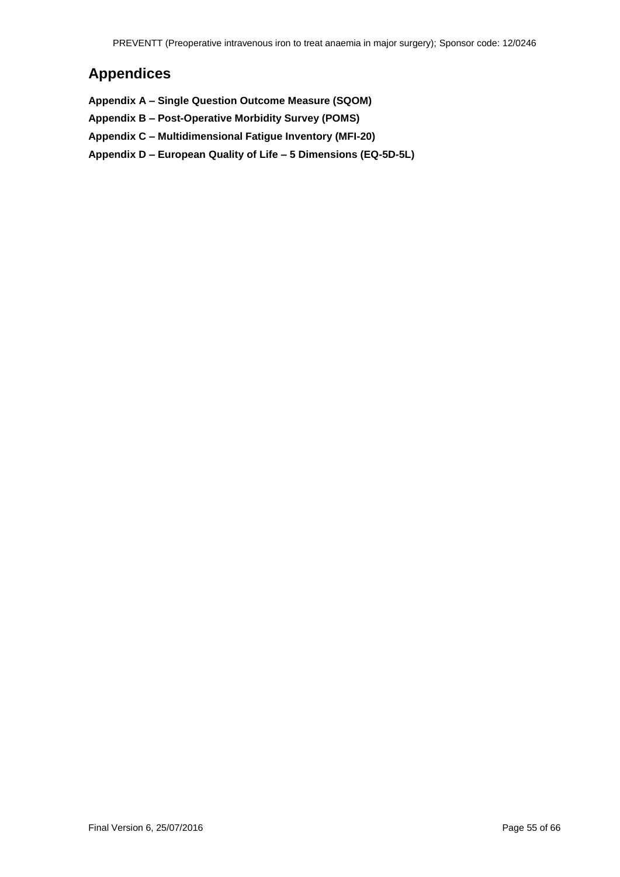# Appendices

**Appendix A – Single Question Outcome Measure (SQOM)**

**Appendix B – Post-Operative Morbidity Survey (POMS)**

**Appendix C – Multidimensional Fatigue Inventory (MFI-20)**

**Appendix D – European Quality of Life – 5 Dimensions (EQ-5D-5L)**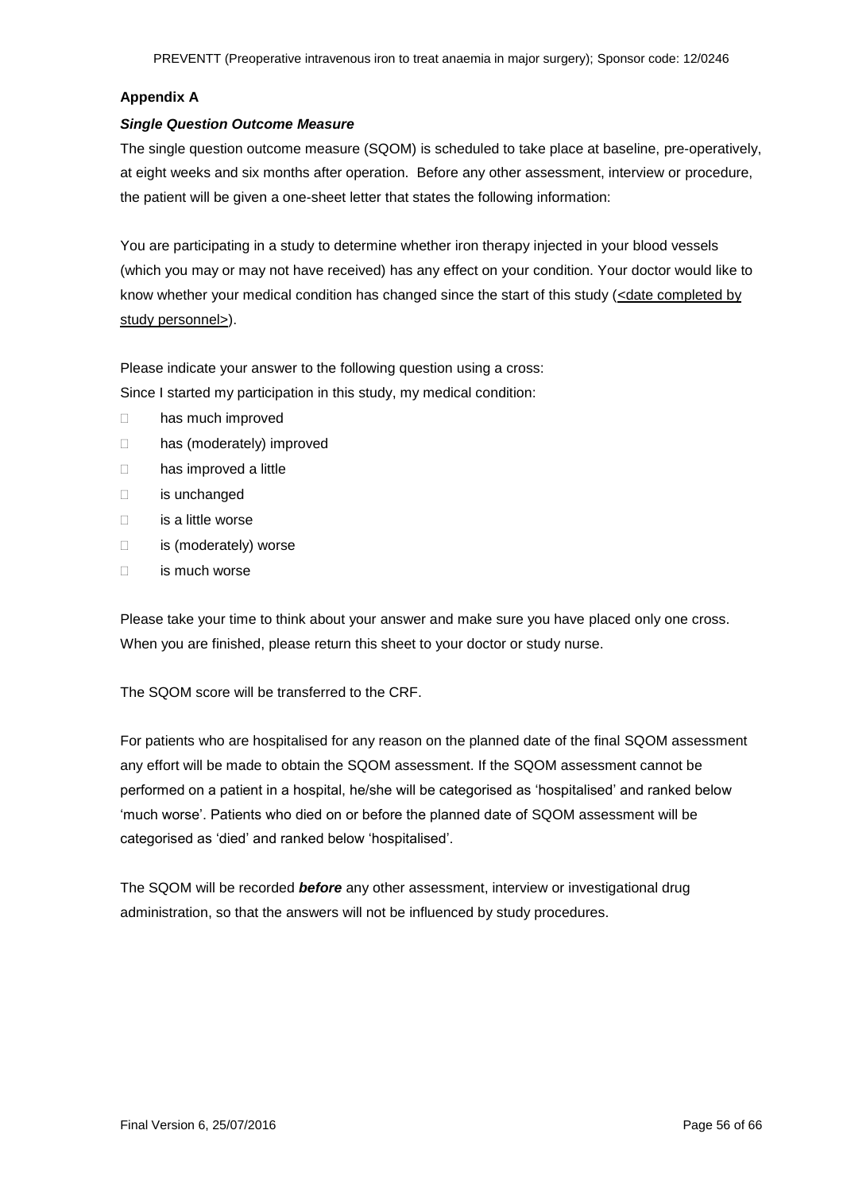## Appendix A

### *Single Question Outcome Measure*

The single question outcome measure (SQOM) is scheduled to take place at baseline, pre-operatively, at eight weeks and six months after operation. Before any other assessment, interview or procedure, the patient will be given a one-sheet letter that states the following information:

You are participating in a study to determine whether iron therapy injected in your blood vessels (which you may or may not have received) has any effect on your condition. Your doctor would like to know whether your medical condition has changed since the start of this study (<date completed by study personnel>).

Please indicate your answer to the following question using a cross:
Since I started my participation in this study, my medical condition:

- has much improved
- has (moderately) improved
- has improved a little
- is unchanged
- is a little worse
- is (moderately) worse
- is much worse

Please take your time to think about your answer and make sure you have placed only one cross. When you are finished, please return this sheet to your doctor or study nurse.

The SQOM score will be transferred to the CRF.

For patients who are hospitalised for any reason on the planned date of the final SQOM assessment any effort will be made to obtain the SQOM assessment. If the SQOM assessment cannot be performed on a patient in a hospital, he/she will be categorised as 'hospitalised' and ranked below 'much worse'. Patients who died on or before the planned date of SQOM assessment will be categorised as 'died' and ranked below 'hospitalised'.

The SQOM will be recorded ***before*** any other assessment, interview or investigational drug administration, so that the answers will not be influenced by study procedures.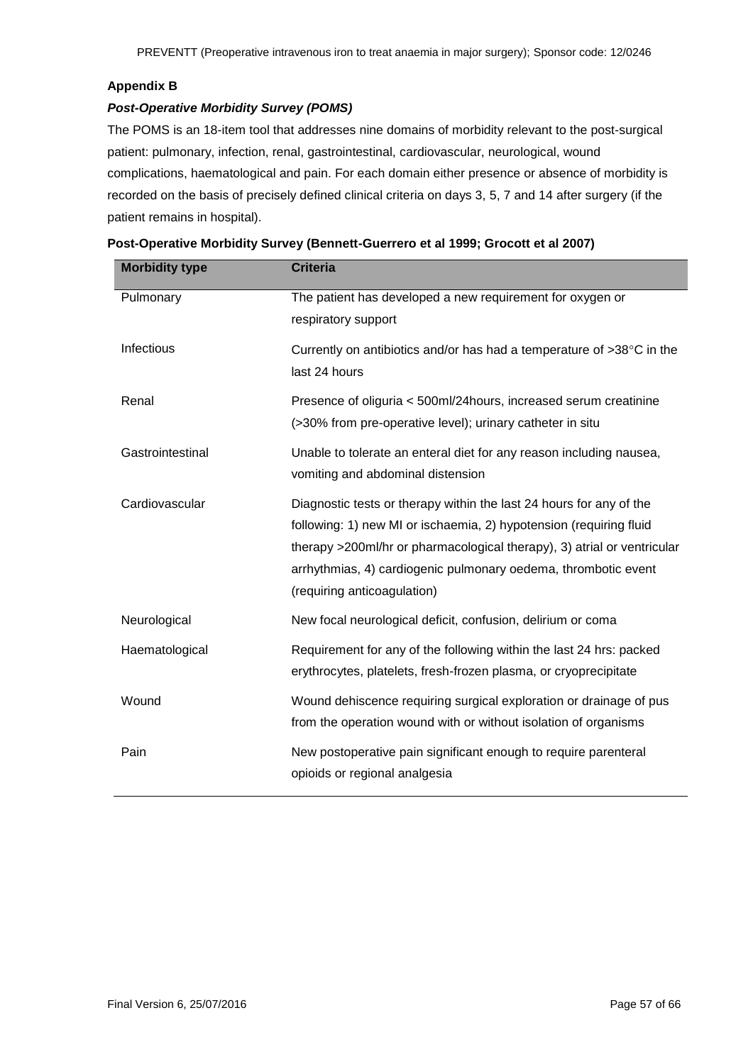## Appendix B

### *Post-Operative Morbidity Survey (POMS)*

The POMS is an 18-item tool that addresses nine domains of morbidity relevant to the post-surgical patient: pulmonary, infection, renal, gastrointestinal, cardiovascular, neurological, wound complications, haematological and pain. For each domain either presence or absence of morbidity is recorded on the basis of precisely defined clinical criteria on days 3, 5, 7 and 14 after surgery (if the patient remains in hospital).

**Post-Operative Morbidity Survey (Bennett-Guerrero et al 1999; Grocott et al 2007)**

| Morbidity type | Criteria |
|---|---|
| Pulmonary | The patient has developed a new requirement for oxygen or respiratory support |
| Infectious | Currently on antibiotics and/or has had a temperature of >38°C in the last 24 hours |
| Renal | Presence of oliguria < 500ml/24hours, increased serum creatinine (>30% from pre-operative level); urinary catheter in situ |
| Gastrointestinal | Unable to tolerate an enteral diet for any reason including nausea, vomiting and abdominal distension |
| Cardiovascular | Diagnostic tests or therapy within the last 24 hours for any of the following: 1) new MI or ischaemia, 2) hypotension (requiring fluid therapy >200ml/hr or pharmacological therapy), 3) atrial or ventricular arrhythmias, 4) cardiogenic pulmonary oedema, thrombotic event (requiring anticoagulation) |
| Neurological | New focal neurological deficit, confusion, delirium or coma |
| Haematological | Requirement for any of the following within the last 24 hrs: packed erythrocytes, platelets, fresh-frozen plasma, or cryoprecipitate |
| Wound | Wound dehiscence requiring surgical exploration or drainage of pus from the operation wound with or without isolation of organisms |
| Pain | New postoperative pain significant enough to require parenteral opioids or regional analgesia |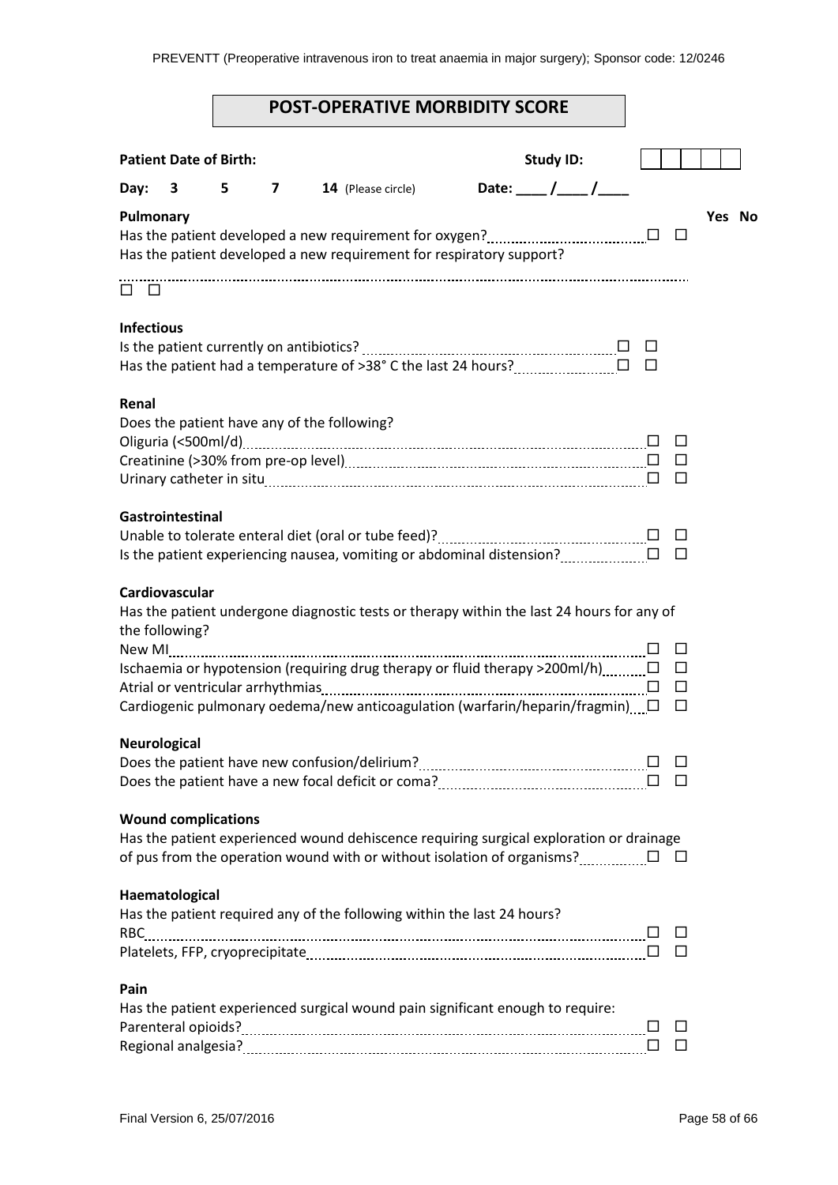## POST-OPERATIVE MORBIDITY SCORE

**Patient Date of Birth:** **Study ID:** ☐☐☐☐☐

**Day: 3 5 7 14** (Please circle) **Date: \_\_\_\_ / \_\_\_\_ / \_\_\_\_**

| | Yes | No |
|---|---|---|
| **Pulmonary** | | |
| Has the patient developed a new requirement for oxygen? | ☐ | ☐ |
| Has the patient developed a new requirement for respiratory support? | ☐ | ☐ |
| **Infectious** | | |
| Is the patient currently on antibiotics? | ☐ | ☐ |
| Has the patient had a temperature of >38° C the last 24 hours? | ☐ | ☐ |
| **Renal** | | |
| Does the patient have any of the following? | | |
| Oliguria (<500ml/d) | ☐ | ☐ |
| Creatinine (>30% from pre-op level) | ☐ | ☐ |
| Urinary catheter in situ | ☐ | ☐ |
| **Gastrointestinal** | | |
| Unable to tolerate enteral diet (oral or tube feed)? | ☐ | ☐ |
| Is the patient experiencing nausea, vomiting or abdominal distension? | ☐ | ☐ |
| **Cardiovascular** | | |
| Has the patient undergone diagnostic tests or therapy within the last 24 hours for any of the following? | | |
| New MI | ☐ | ☐ |
| Ischaemia or hypotension (requiring drug therapy or fluid therapy >200ml/h) | ☐ | ☐ |
| Atrial or ventricular arrhythmias | ☐ | ☐ |
| Cardiogenic pulmonary oedema/new anticoagulation (warfarin/heparin/fragmin) | ☐ | ☐ |
| **Neurological** | | |
| Does the patient have new confusion/delirium? | ☐ | ☐ |
| Does the patient have a new focal deficit or coma? | ☐ | ☐ |
| **Wound complications** | | |
| Has the patient experienced wound dehiscence requiring surgical exploration or drainage of pus from the operation wound with or without isolation of organisms? | ☐ | ☐ |
| **Haematological** | | |
| Has the patient required any of the following within the last 24 hours? | | |
| RBC | ☐ | ☐ |
| Platelets, FFP, cryoprecipitate | ☐ | ☐ |
| **Pain** | | |
| Has the patient experienced surgical wound pain significant enough to require: | | |
| Parenteral opioids? | ☐ | ☐ |
| Regional analgesia? | ☐ | ☐ |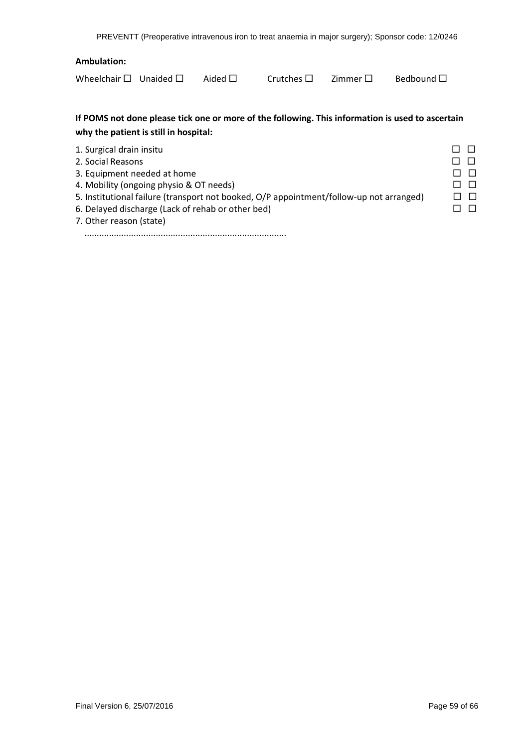**Ambulation:**

Wheelchair ☐ Unaided ☐ Aided ☐ Crutches ☐ Zimmer ☐ Bedbound ☐

**If POMS not done please tick one or more of the following. This information is used to ascertain why the patient is still in hospital:**

1. Surgical drain insitu ☐ ☐
2. Social Reasons ☐ ☐
3. Equipment needed at home ☐ ☐
4. Mobility (ongoing physio & OT needs) ☐ ☐
5. Institutional failure (transport not booked, O/P appointment/follow-up not arranged) ☐ ☐
6. Delayed discharge (Lack of rehab or other bed) ☐ ☐
7. Other reason (state)

   ..................................................................................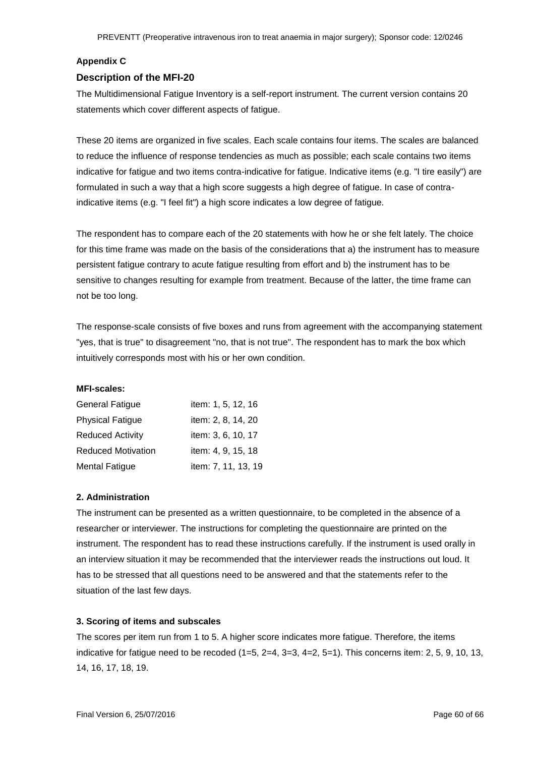**Appendix C**

## Description of the MFI-20

The Multidimensional Fatigue Inventory is a self-report instrument. The current version contains 20 statements which cover different aspects of fatigue.

These 20 items are organized in five scales. Each scale contains four items. The scales are balanced to reduce the influence of response tendencies as much as possible; each scale contains two items indicative for fatigue and two items contra-indicative for fatigue. Indicative items (e.g. "I tire easily") are formulated in such a way that a high score suggests a high degree of fatigue. In case of contra-indicative items (e.g. "I feel fit") a high score indicates a low degree of fatigue.

The respondent has to compare each of the 20 statements with how he or she felt lately. The choice for this time frame was made on the basis of the considerations that a) the instrument has to measure persistent fatigue contrary to acute fatigue resulting from effort and b) the instrument has to be sensitive to changes resulting for example from treatment. Because of the latter, the time frame can not be too long.

The response-scale consists of five boxes and runs from agreement with the accompanying statement "yes, that is true" to disagreement "no, that is not true". The respondent has to mark the box which intuitively corresponds most with his or her own condition.

**MFI-scales:**

| Scale | Items |
|---|---|
| General Fatigue | item: 1, 5, 12, 16 |
| Physical Fatigue | item: 2, 8, 14, 20 |
| Reduced Activity | item: 3, 6, 10, 17 |
| Reduced Motivation | item: 4, 9, 15, 18 |
| Mental Fatigue | item: 7, 11, 13, 19 |

**2. Administration**

The instrument can be presented as a written questionnaire, to be completed in the absence of a researcher or interviewer. The instructions for completing the questionnaire are printed on the instrument. The respondent has to read these instructions carefully. If the instrument is used orally in an interview situation it may be recommended that the interviewer reads the instructions out loud. It has to be stressed that all questions need to be answered and that the statements refer to the situation of the last few days.

**3. Scoring of items and subscales**

The scores per item run from 1 to 5. A higher score indicates more fatigue. Therefore, the items indicative for fatigue need to be recoded (1=5, 2=4, 3=3, 4=2, 5=1). This concerns item: 2, 5, 9, 10, 13, 14, 16, 17, 18, 19.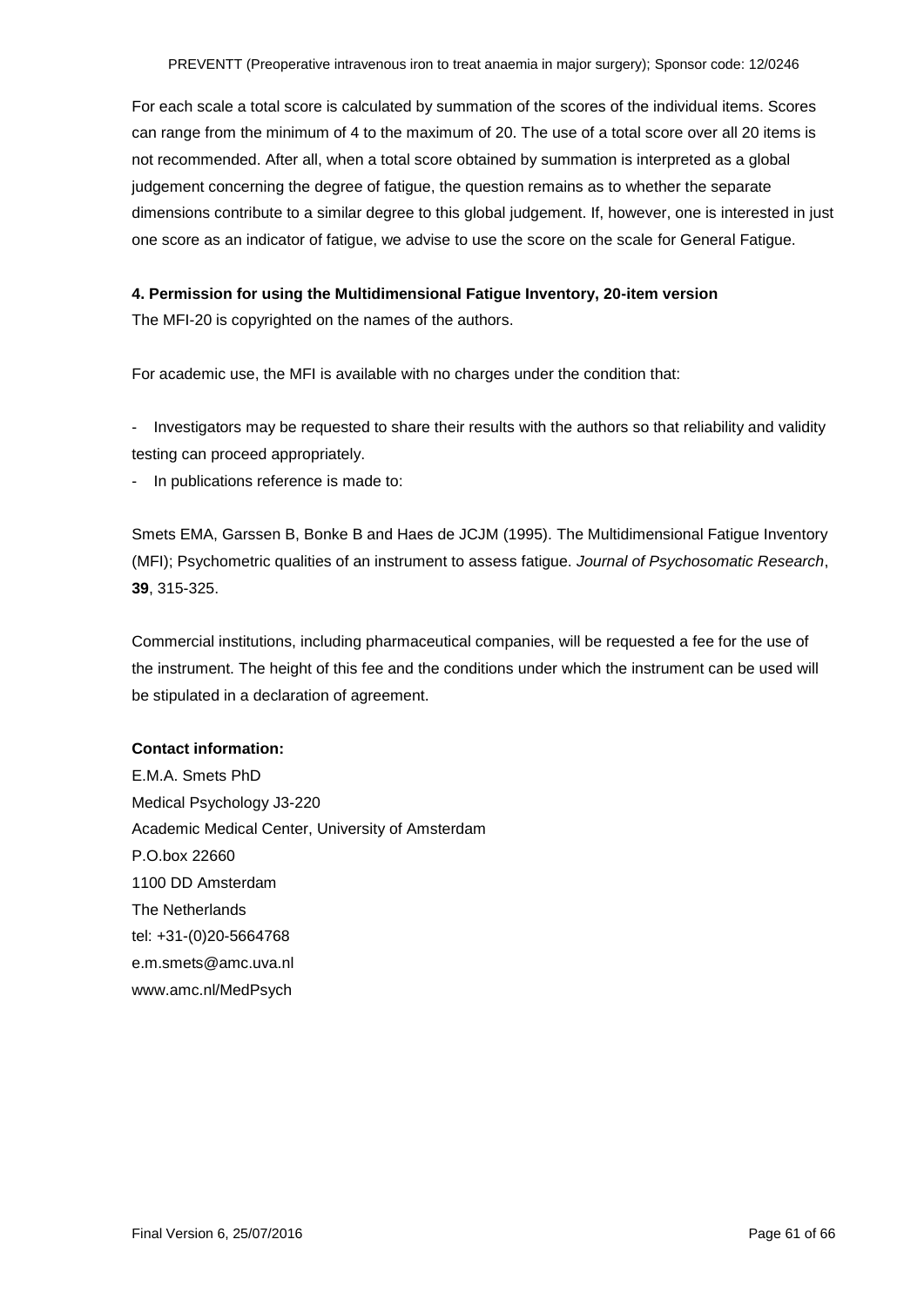For each scale a total score is calculated by summation of the scores of the individual items. Scores can range from the minimum of 4 to the maximum of 20. The use of a total score over all 20 items is not recommended. After all, when a total score obtained by summation is interpreted as a global judgement concerning the degree of fatigue, the question remains as to whether the separate dimensions contribute to a similar degree to this global judgement. If, however, one is interested in just one score as an indicator of fatigue, we advise to use the score on the scale for General Fatigue.

**4. Permission for using the Multidimensional Fatigue Inventory, 20-item version**

The MFI-20 is copyrighted on the names of the authors.

For academic use, the MFI is available with no charges under the condition that:

- Investigators may be requested to share their results with the authors so that reliability and validity testing can proceed appropriately.
- In publications reference is made to:

Smets EMA, Garssen B, Bonke B and Haes de JCJM (1995). The Multidimensional Fatigue Inventory (MFI); Psychometric qualities of an instrument to assess fatigue. *Journal of Psychosomatic Research*, **39**, 315-325.

Commercial institutions, including pharmaceutical companies, will be requested a fee for the use of the instrument. The height of this fee and the conditions under which the instrument can be used will be stipulated in a declaration of agreement.

**Contact information:**

E.M.A. Smets PhD
Medical Psychology J3-220
Academic Medical Center, University of Amsterdam
P.O.box 22660
1100 DD Amsterdam
The Netherlands
tel: +31-(0)20-5664768
e.m.smets@amc.uva.nl
www.amc.nl/MedPsych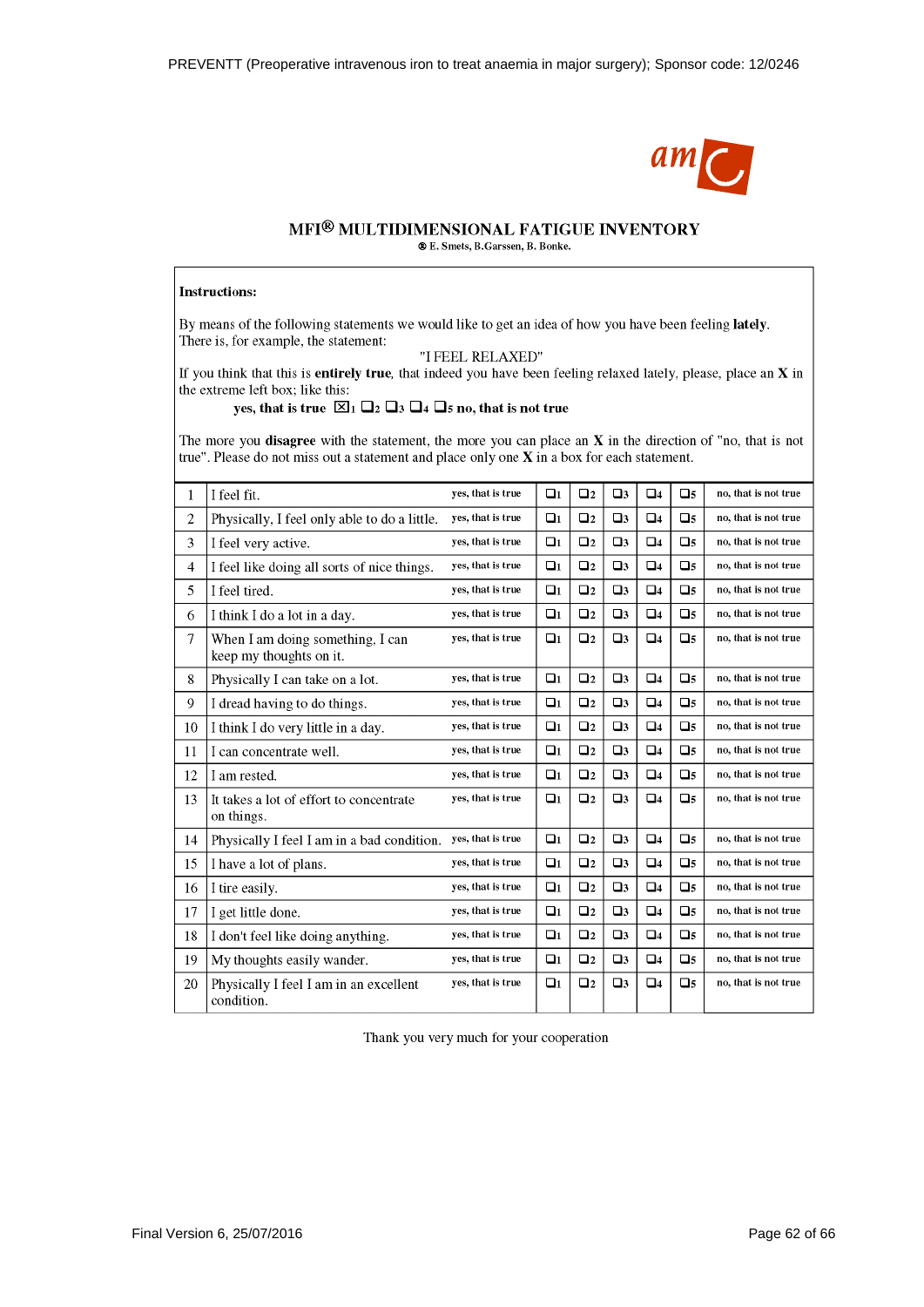# MFI® MULTIDIMENSIONAL FATIGUE INVENTORY

® E. Smets, B.Garssen, B. Bonke.

**Instructions:**

By means of the following statements we would like to get an idea of how you have been feeling **lately**. There is, for example, the statement:

"I FEEL RELAXED"

If you think that this is **entirely true**, that indeed you have been feeling relaxed lately, please, place an **X** in the extreme left box; like this:

**yes, that is true** ☒1 ❑2 ❑3 ❑4 ❑5 **no, that is not true**

The more you **disagree** with the statement, the more you can place an **X** in the direction of "no, that is not true". Please do not miss out a statement and place only one **X** in a box for each statement.

| | | | | | | | | |
|---|---|---|---|---|---|---|---|---|
| 1 | I feel fit. | yes, that is true | ❑1 | ❑2 | ❑3 | ❑4 | ❑5 | no, that is not true |
| 2 | Physically, I feel only able to do a little. | yes, that is true | ❑1 | ❑2 | ❑3 | ❑4 | ❑5 | no, that is not true |
| 3 | I feel very active. | yes, that is true | ❑1 | ❑2 | ❑3 | ❑4 | ❑5 | no, that is not true |
| 4 | I feel like doing all sorts of nice things. | yes, that is true | ❑1 | ❑2 | ❑3 | ❑4 | ❑5 | no, that is not true |
| 5 | I feel tired. | yes, that is true | ❑1 | ❑2 | ❑3 | ❑4 | ❑5 | no, that is not true |
| 6 | I think I do a lot in a day. | yes, that is true | ❑1 | ❑2 | ❑3 | ❑4 | ❑5 | no, that is not true |
| 7 | When I am doing something, I can keep my thoughts on it. | yes, that is true | ❑1 | ❑2 | ❑3 | ❑4 | ❑5 | no, that is not true |
| 8 | Physically I can take on a lot. | yes, that is true | ❑1 | ❑2 | ❑3 | ❑4 | ❑5 | no, that is not true |
| 9 | I dread having to do things. | yes, that is true | ❑1 | ❑2 | ❑3 | ❑4 | ❑5 | no, that is not true |
| 10 | I think I do very little in a day. | yes, that is true | ❑1 | ❑2 | ❑3 | ❑4 | ❑5 | no, that is not true |
| 11 | I can concentrate well. | yes, that is true | ❑1 | ❑2 | ❑3 | ❑4 | ❑5 | no, that is not true |
| 12 | I am rested. | yes, that is true | ❑1 | ❑2 | ❑3 | ❑4 | ❑5 | no, that is not true |
| 13 | It takes a lot of effort to concentrate on things. | yes, that is true | ❑1 | ❑2 | ❑3 | ❑4 | ❑5 | no, that is not true |
| 14 | Physically I feel I am in a bad condition. | yes, that is true | ❑1 | ❑2 | ❑3 | ❑4 | ❑5 | no, that is not true |
| 15 | I have a lot of plans. | yes, that is true | ❑1 | ❑2 | ❑3 | ❑4 | ❑5 | no, that is not true |
| 16 | I tire easily. | yes, that is true | ❑1 | ❑2 | ❑3 | ❑4 | ❑5 | no, that is not true |
| 17 | I get little done. | yes, that is true | ❑1 | ❑2 | ❑3 | ❑4 | ❑5 | no, that is not true |
| 18 | I don't feel like doing anything. | yes, that is true | ❑1 | ❑2 | ❑3 | ❑4 | ❑5 | no, that is not true |
| 19 | My thoughts easily wander. | yes, that is true | ❑1 | ❑2 | ❑3 | ❑4 | ❑5 | no, that is not true |
| 20 | Physically I feel I am in an excellent condition. | yes, that is true | ❑1 | ❑2 | ❑3 | ❑4 | ❑5 | no, that is not true |

Thank you very much for your cooperation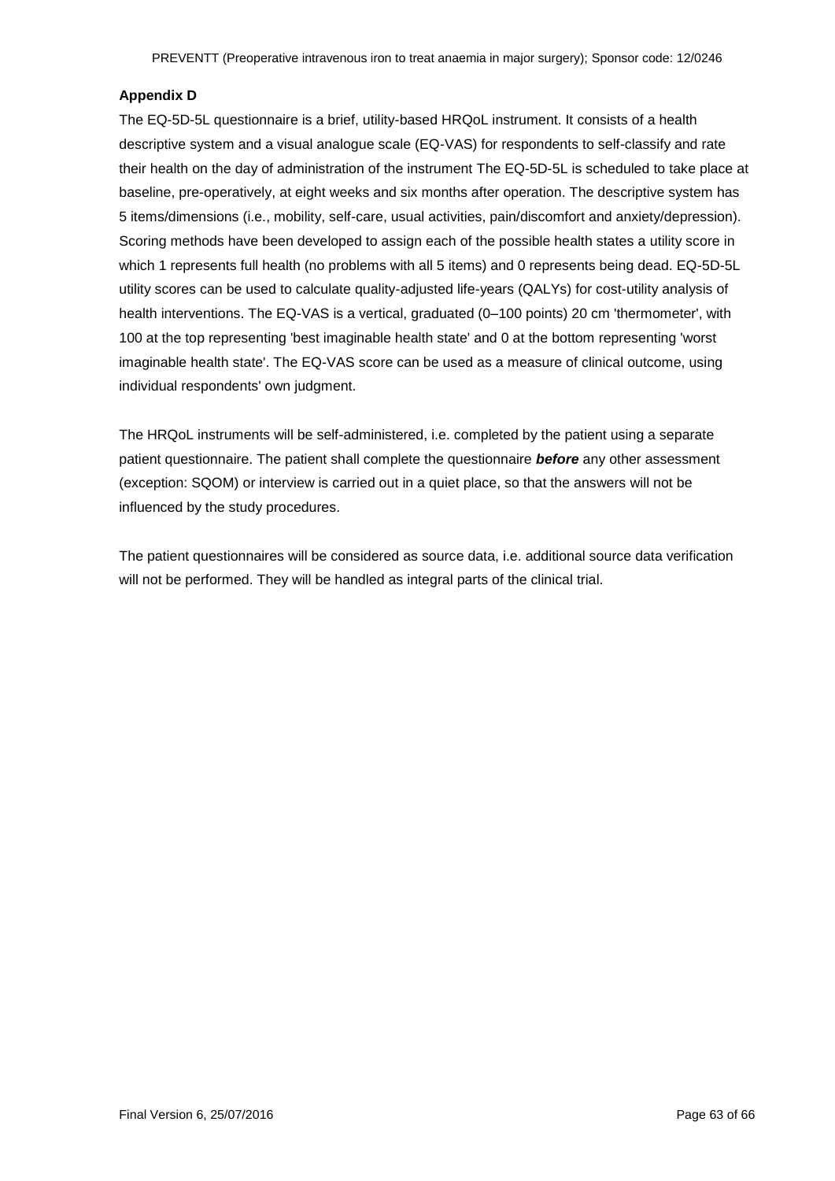**Appendix D**

The EQ-5D-5L questionnaire is a brief, utility-based HRQoL instrument. It consists of a health descriptive system and a visual analogue scale (EQ-VAS) for respondents to self-classify and rate their health on the day of administration of the instrument The EQ-5D-5L is scheduled to take place at baseline, pre-operatively, at eight weeks and six months after operation. The descriptive system has 5 items/dimensions (i.e., mobility, self-care, usual activities, pain/discomfort and anxiety/depression). Scoring methods have been developed to assign each of the possible health states a utility score in which 1 represents full health (no problems with all 5 items) and 0 represents being dead. EQ-5D-5L utility scores can be used to calculate quality-adjusted life-years (QALYs) for cost-utility analysis of health interventions. The EQ-VAS is a vertical, graduated (0–100 points) 20 cm 'thermometer', with 100 at the top representing 'best imaginable health state' and 0 at the bottom representing 'worst imaginable health state'. The EQ-VAS score can be used as a measure of clinical outcome, using individual respondents' own judgment.

The HRQoL instruments will be self-administered, i.e. completed by the patient using a separate patient questionnaire. The patient shall complete the questionnaire ***before*** any other assessment (exception: SQOM) or interview is carried out in a quiet place, so that the answers will not be influenced by the study procedures.

The patient questionnaires will be considered as source data, i.e. additional source data verification will not be performed. They will be handled as integral parts of the clinical trial.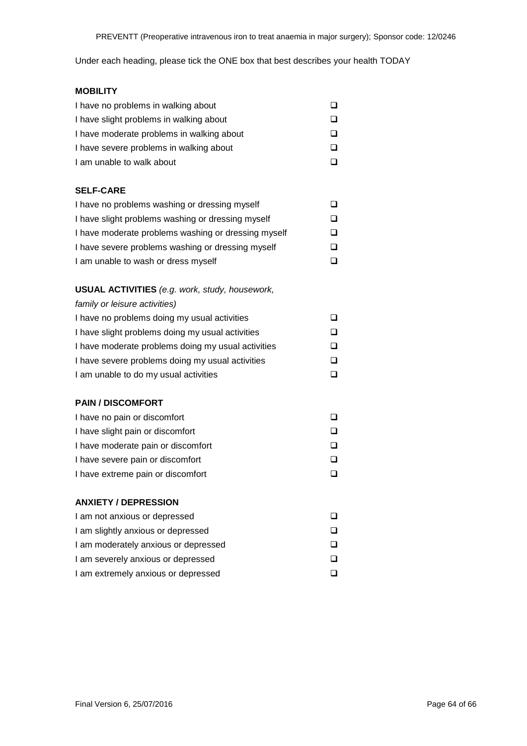Under each heading, please tick the ONE box that best describes your health TODAY

**MOBILITY**

I have no problems in walking about ❑
I have slight problems in walking about ❑
I have moderate problems in walking about ❑
I have severe problems in walking about ❑
I am unable to walk about ❑

**SELF-CARE**

I have no problems washing or dressing myself ❑
I have slight problems washing or dressing myself ❑
I have moderate problems washing or dressing myself ❑
I have severe problems washing or dressing myself ❑
I am unable to wash or dress myself ❑

**USUAL ACTIVITIES** *(e.g. work, study, housework, family or leisure activities)*

I have no problems doing my usual activities ❑
I have slight problems doing my usual activities ❑
I have moderate problems doing my usual activities ❑
I have severe problems doing my usual activities ❑
I am unable to do my usual activities ❑

**PAIN / DISCOMFORT**

I have no pain or discomfort ❑
I have slight pain or discomfort ❑
I have moderate pain or discomfort ❑
I have severe pain or discomfort ❑
I have extreme pain or discomfort ❑

**ANXIETY / DEPRESSION**

I am not anxious or depressed ❑
I am slightly anxious or depressed ❑
I am moderately anxious or depressed ❑
I am severely anxious or depressed ❑
I am extremely anxious or depressed ❑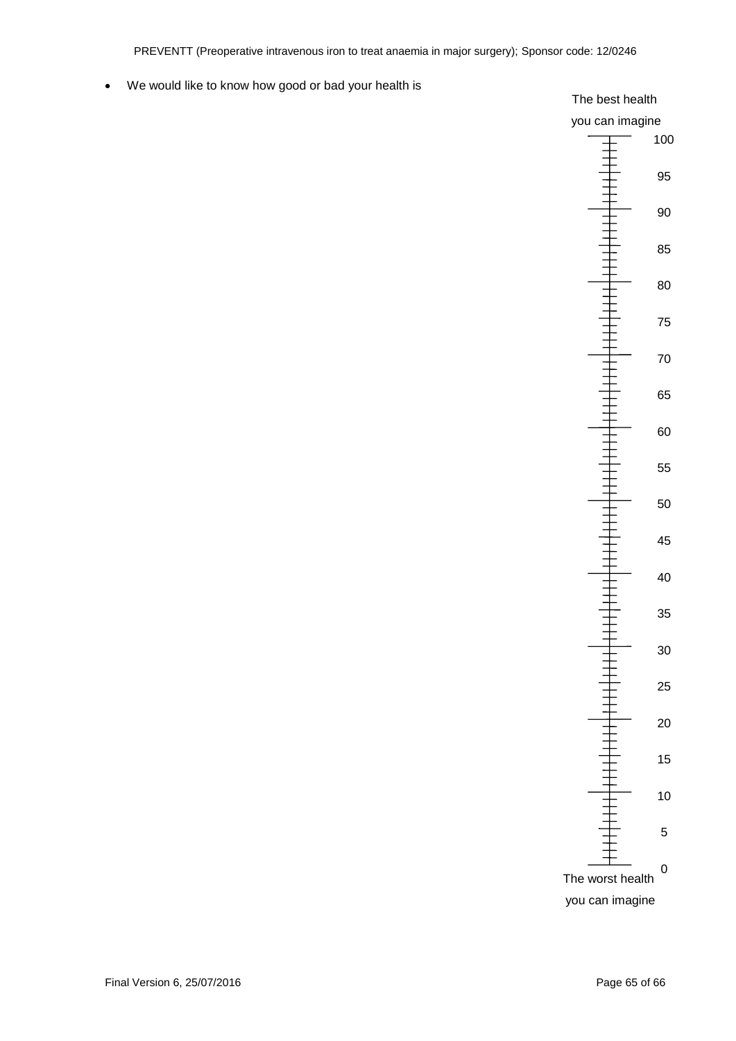- We would like to know how good or bad your health is

The best health you can imagine

100

95

90

85

80

75

70

65

60

55

50

45

40

35

30

25

20

15

10

5

0

The worst health you can imagine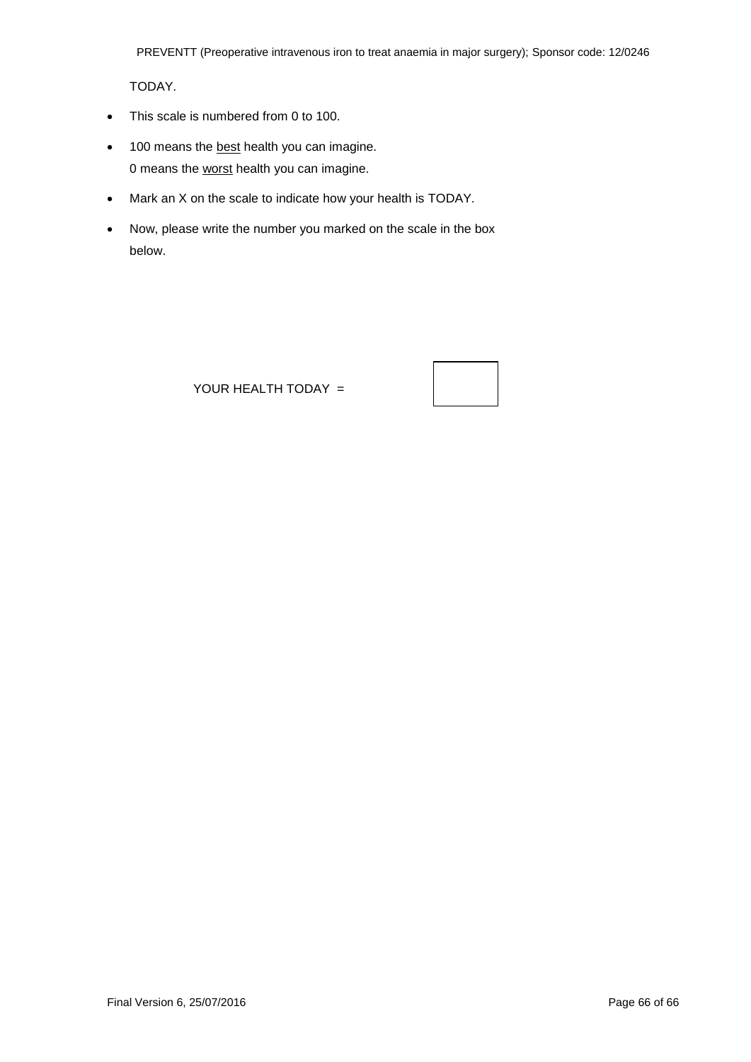TODAY.

- This scale is numbered from 0 to 100.
- 100 means the best health you can imagine.
  0 means the worst health you can imagine.
- Mark an X on the scale to indicate how your health is TODAY.
- Now, please write the number you marked on the scale in the box below.

YOUR HEALTH TODAY =